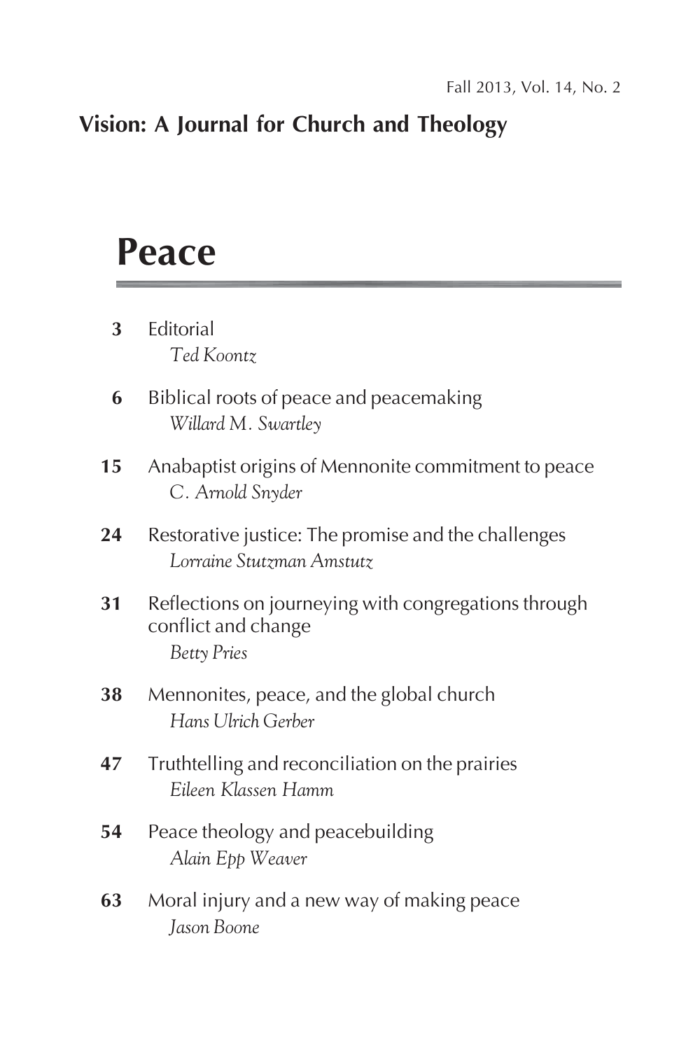Fall 2013, Vol. 14, No. 2

**Vision: A Journal for Church and Theology**

# Peace

**3** Editorial
*Ted Koontz*

**6** Biblical roots of peace and peacemaking
*Willard M. Swartley*

**15** Anabaptist origins of Mennonite commitment to peace
*C. Arnold Snyder*

**24** Restorative justice: The promise and the challenges
*Lorraine Stutzman Amstutz*

**31** Reflections on journeying with congregations through conflict and change
*Betty Pries*

**38** Mennonites, peace, and the global church
*Hans Ulrich Gerber*

**47** Truthtelling and reconciliation on the prairies
*Eileen Klassen Hamm*

**54** Peace theology and peacebuilding
*Alain Epp Weaver*

**63** Moral injury and a new way of making peace
*Jason Boone*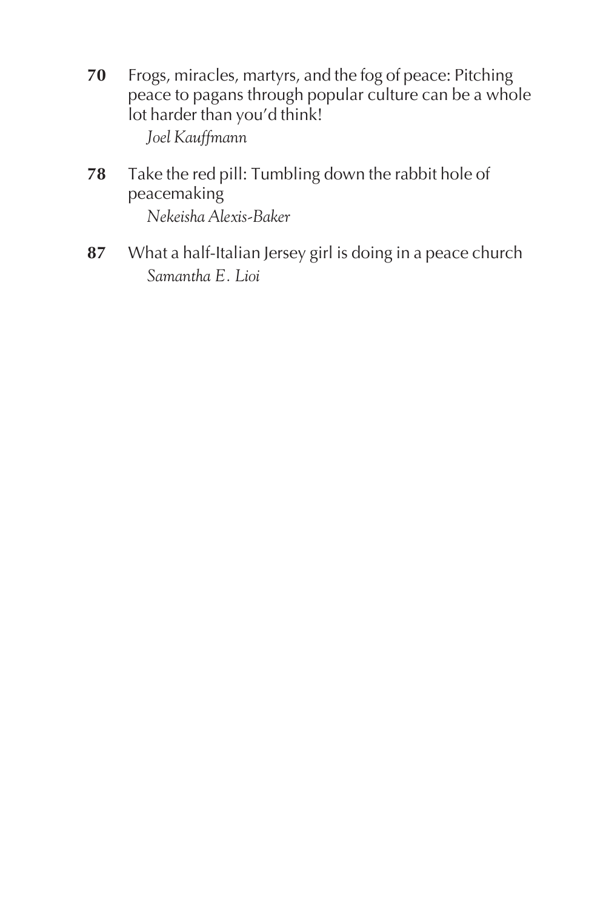**70** Frogs, miracles, martyrs, and the fog of peace: Pitching peace to pagans through popular culture can be a whole lot harder than you'd think!
*Joel Kauffmann*

**78** Take the red pill: Tumbling down the rabbit hole of peacemaking
*Nekeisha Alexis-Baker*

**87** What a half-Italian Jersey girl is doing in a peace church
*Samantha E. Lioi*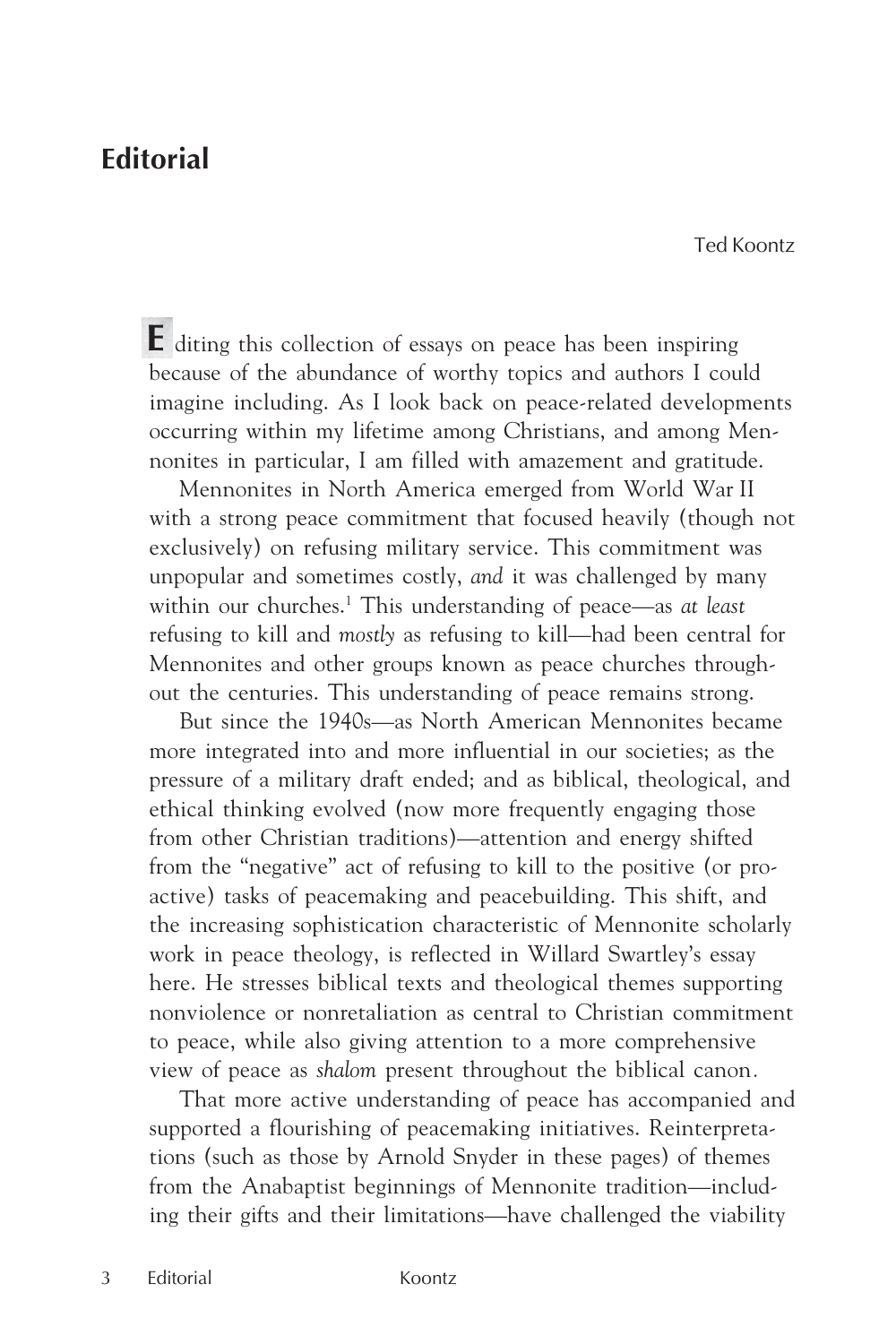# Editorial

Ted Koontz

Editing this collection of essays on peace has been inspiring because of the abundance of worthy topics and authors I could imagine including. As I look back on peace-related developments occurring within my lifetime among Christians, and among Mennonites in particular, I am filled with amazement and gratitude.

Mennonites in North America emerged from World War II with a strong peace commitment that focused heavily (though not exclusively) on refusing military service. This commitment was unpopular and sometimes costly, *and* it was challenged by many within our churches.[1] This understanding of peace—as *at least* refusing to kill and *mostly* as refusing to kill—had been central for Mennonites and other groups known as peace churches throughout the centuries. This understanding of peace remains strong.

But since the 1940s—as North American Mennonites became more integrated into and more influential in our societies; as the pressure of a military draft ended; and as biblical, theological, and ethical thinking evolved (now more frequently engaging those from other Christian traditions)—attention and energy shifted from the "negative" act of refusing to kill to the positive (or proactive) tasks of peacemaking and peacebuilding. This shift, and the increasing sophistication characteristic of Mennonite scholarly work in peace theology, is reflected in Willard Swartley's essay here. He stresses biblical texts and theological themes supporting nonviolence or nonretaliation as central to Christian commitment to peace, while also giving attention to a more comprehensive view of peace as *shalom* present throughout the biblical canon.

That more active understanding of peace has accompanied and supported a flourishing of peacemaking initiatives. Reinterpretations (such as those by Arnold Snyder in these pages) of themes from the Anabaptist beginnings of Mennonite tradition—including their gifts and their limitations—have challenged the viability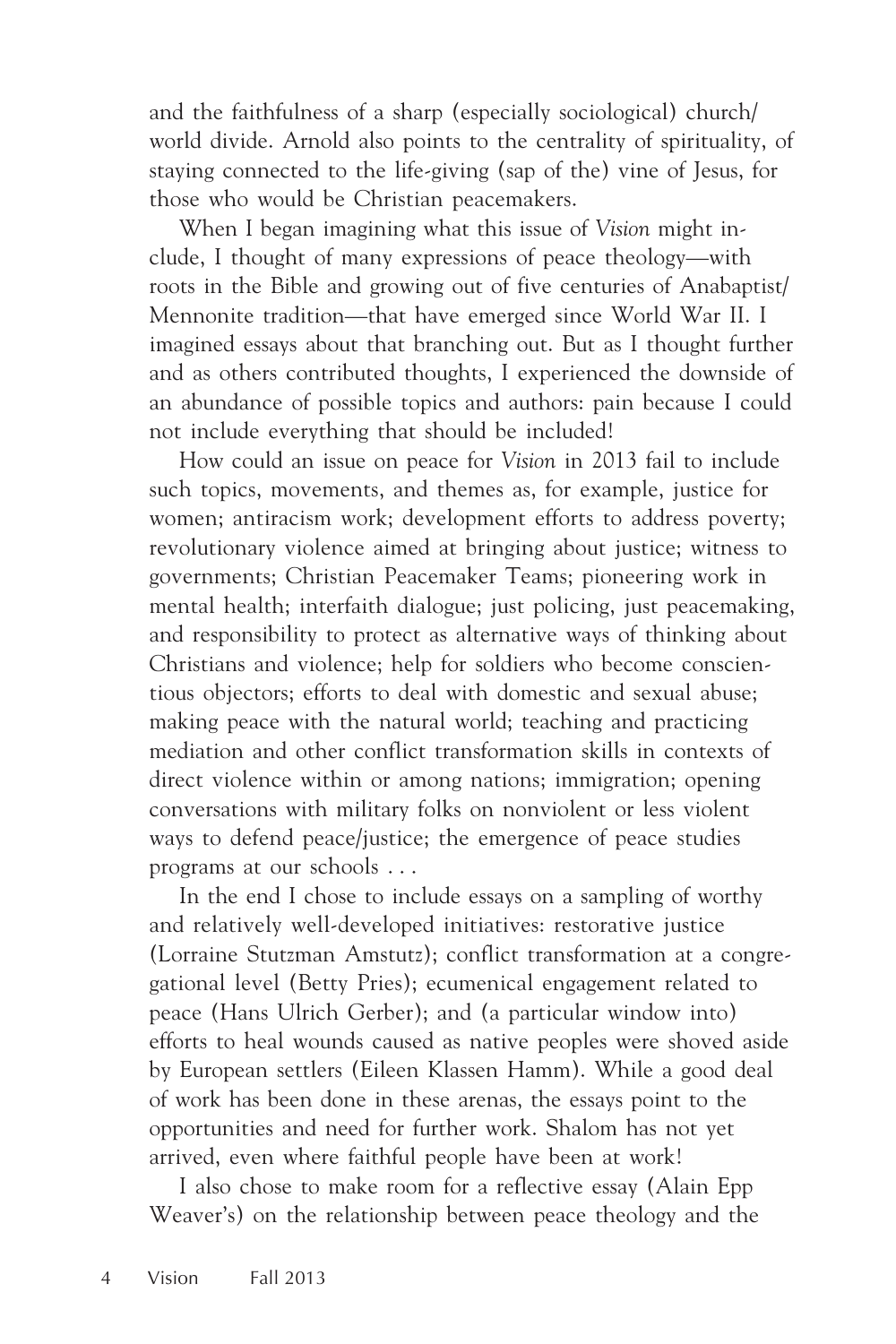and the faithfulness of a sharp (especially sociological) church/world divide. Arnold also points to the centrality of spirituality, of staying connected to the life-giving (sap of the) vine of Jesus, for those who would be Christian peacemakers.

When I began imagining what this issue of *Vision* might include, I thought of many expressions of peace theology—with roots in the Bible and growing out of five centuries of Anabaptist/Mennonite tradition—that have emerged since World War II. I imagined essays about that branching out. But as I thought further and as others contributed thoughts, I experienced the downside of an abundance of possible topics and authors: pain because I could not include everything that should be included!

How could an issue on peace for *Vision* in 2013 fail to include such topics, movements, and themes as, for example, justice for women; antiracism work; development efforts to address poverty; revolutionary violence aimed at bringing about justice; witness to governments; Christian Peacemaker Teams; pioneering work in mental health; interfaith dialogue; just policing, just peacemaking, and responsibility to protect as alternative ways of thinking about Christians and violence; help for soldiers who become conscientious objectors; efforts to deal with domestic and sexual abuse; making peace with the natural world; teaching and practicing mediation and other conflict transformation skills in contexts of direct violence within or among nations; immigration; opening conversations with military folks on nonviolent or less violent ways to defend peace/justice; the emergence of peace studies programs at our schools . . .

In the end I chose to include essays on a sampling of worthy and relatively well-developed initiatives: restorative justice (Lorraine Stutzman Amstutz); conflict transformation at a congregational level (Betty Pries); ecumenical engagement related to peace (Hans Ulrich Gerber); and (a particular window into) efforts to heal wounds caused as native peoples were shoved aside by European settlers (Eileen Klassen Hamm). While a good deal of work has been done in these arenas, the essays point to the opportunities and need for further work. Shalom has not yet arrived, even where faithful people have been at work!

I also chose to make room for a reflective essay (Alain Epp Weaver's) on the relationship between peace theology and the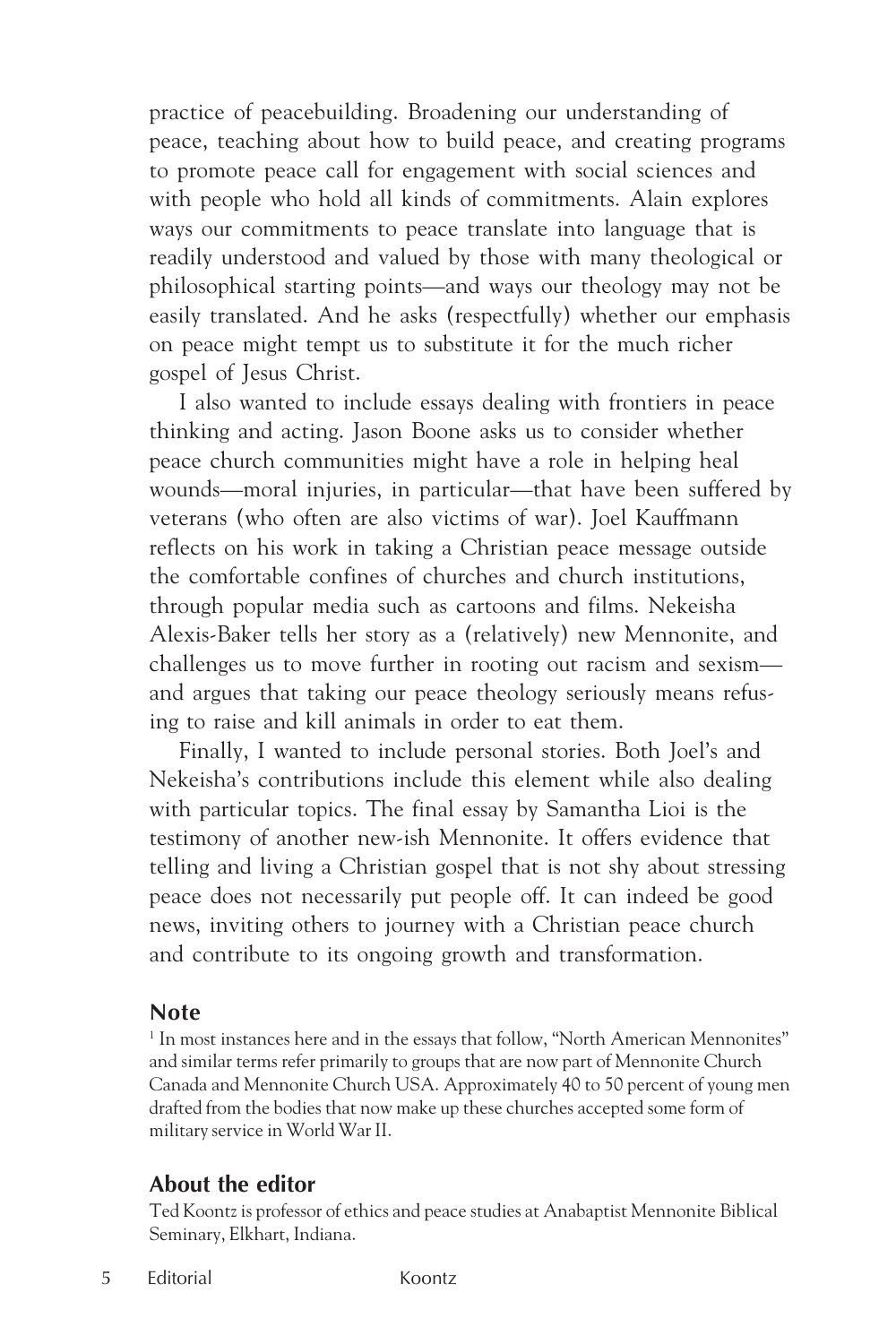practice of peacebuilding. Broadening our understanding of peace, teaching about how to build peace, and creating programs to promote peace call for engagement with social sciences and with people who hold all kinds of commitments. Alain explores ways our commitments to peace translate into language that is readily understood and valued by those with many theological or philosophical starting points—and ways our theology may not be easily translated. And he asks (respectfully) whether our emphasis on peace might tempt us to substitute it for the much richer gospel of Jesus Christ.

I also wanted to include essays dealing with frontiers in peace thinking and acting. Jason Boone asks us to consider whether peace church communities might have a role in helping heal wounds—moral injuries, in particular—that have been suffered by veterans (who often are also victims of war). Joel Kauffmann reflects on his work in taking a Christian peace message outside the comfortable confines of churches and church institutions, through popular media such as cartoons and films. Nekeisha Alexis-Baker tells her story as a (relatively) new Mennonite, and challenges us to move further in rooting out racism and sexism—and argues that taking our peace theology seriously means refusing to raise and kill animals in order to eat them.

Finally, I wanted to include personal stories. Both Joel's and Nekeisha's contributions include this element while also dealing with particular topics. The final essay by Samantha Lioi is the testimony of another new-ish Mennonite. It offers evidence that telling and living a Christian gospel that is not shy about stressing peace does not necessarily put people off. It can indeed be good news, inviting others to journey with a Christian peace church and contribute to its ongoing growth and transformation.

### Note

[1] In most instances here and in the essays that follow, "North American Mennonites" and similar terms refer primarily to groups that are now part of Mennonite Church Canada and Mennonite Church USA. Approximately 40 to 50 percent of young men drafted from the bodies that now make up these churches accepted some form of military service in World War II.

### About the editor

Ted Koontz is professor of ethics and peace studies at Anabaptist Mennonite Biblical Seminary, Elkhart, Indiana.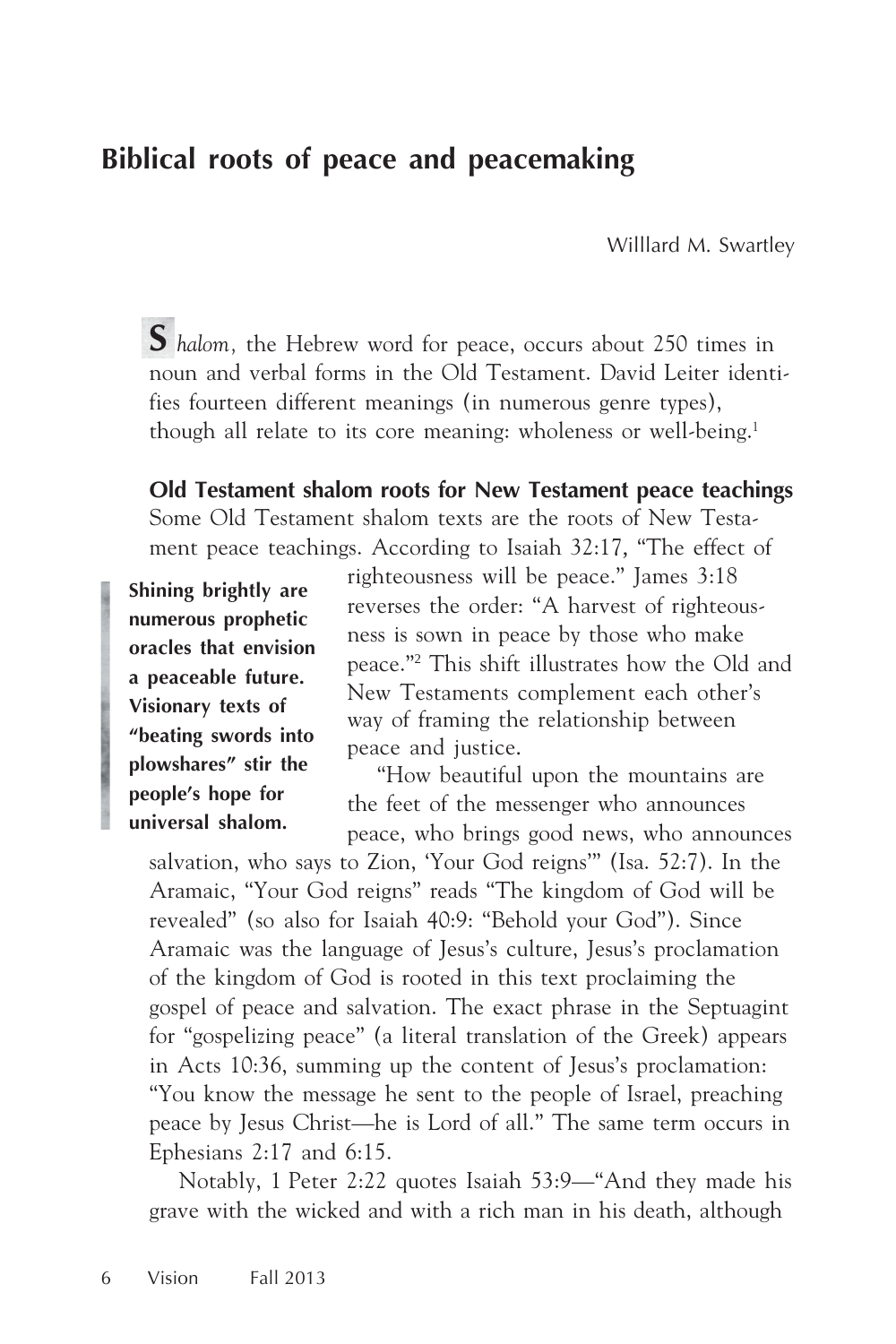# Biblical roots of peace and peacemaking

Willlard M. Swartley

*Shalom*, the Hebrew word for peace, occurs about 250 times in noun and verbal forms in the Old Testament. David Leiter identifies fourteen different meanings (in numerous genre types), though all relate to its core meaning: wholeness or well-being.[1]

**Old Testament shalom roots for New Testament peace teachings**

Some Old Testament shalom texts are the roots of New Testament peace teachings. According to Isaiah 32:17, "The effect of righteousness will be peace." James 3:18 reverses the order: "A harvest of righteousness is sown in peace by those who make peace."[2] This shift illustrates how the Old and New Testaments complement each other's way of framing the relationship between peace and justice.

**Shining brightly are numerous prophetic oracles that envision a peaceable future. Visionary texts of "beating swords into plowshares" stir the people's hope for universal shalom.**

"How beautiful upon the mountains are the feet of the messenger who announces peace, who brings good news, who announces salvation, who says to Zion, 'Your God reigns'" (Isa. 52:7). In the Aramaic, "Your God reigns" reads "The kingdom of God will be revealed" (so also for Isaiah 40:9: "Behold your God"). Since Aramaic was the language of Jesus's culture, Jesus's proclamation of the kingdom of God is rooted in this text proclaiming the gospel of peace and salvation. The exact phrase in the Septuagint for "gospelizing peace" (a literal translation of the Greek) appears in Acts 10:36, summing up the content of Jesus's proclamation: "You know the message he sent to the people of Israel, preaching peace by Jesus Christ—he is Lord of all." The same term occurs in Ephesians 2:17 and 6:15.

Notably, 1 Peter 2:22 quotes Isaiah 53:9—"And they made his grave with the wicked and with a rich man in his death, although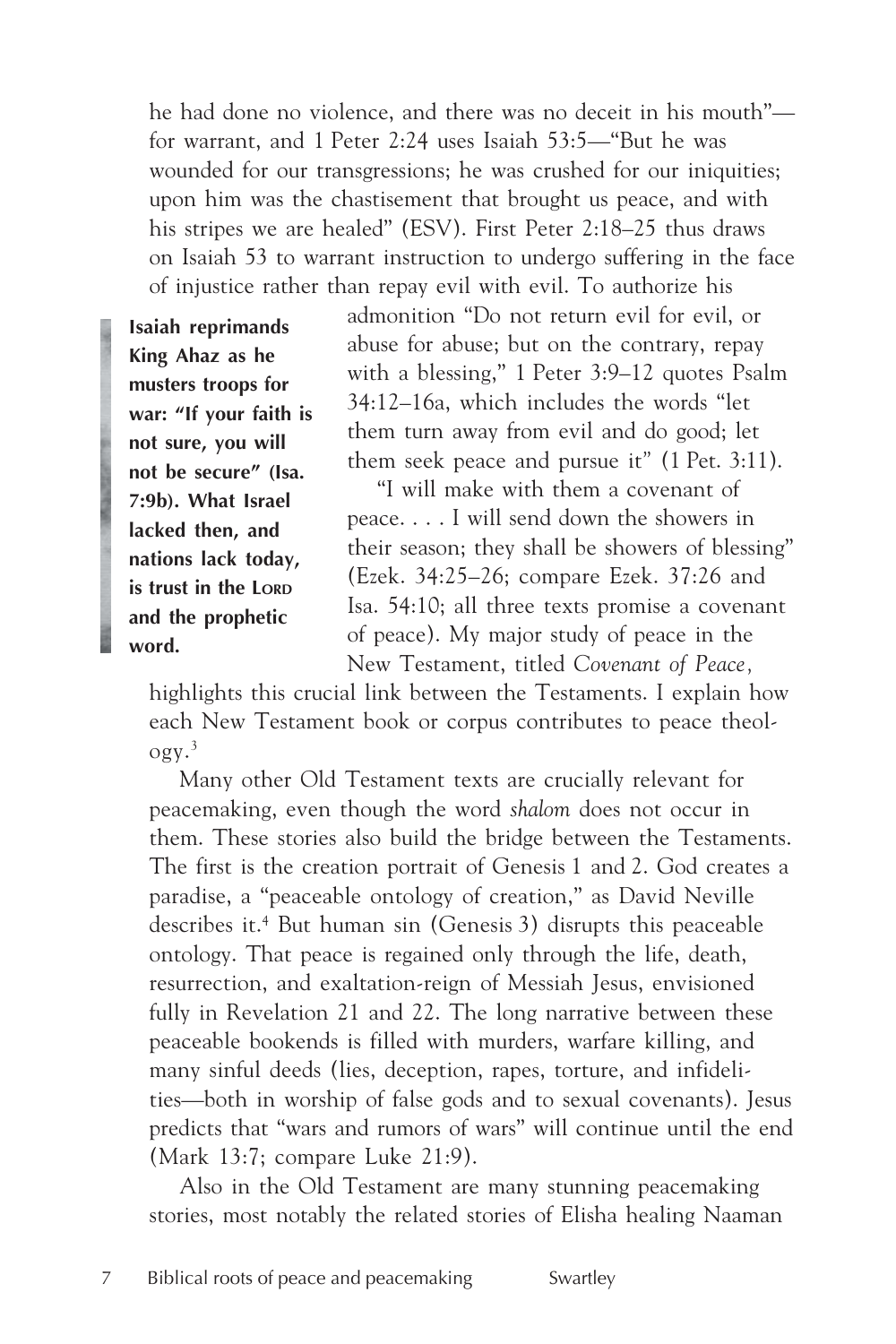he had done no violence, and there was no deceit in his mouth"—for warrant, and 1 Peter 2:24 uses Isaiah 53:5—"But he was wounded for our transgressions; he was crushed for our iniquities; upon him was the chastisement that brought us peace, and with his stripes we are healed" (ESV). First Peter 2:18–25 thus draws on Isaiah 53 to warrant instruction to undergo suffering in the face of injustice rather than repay evil with evil. To authorize his admonition "Do not return evil for evil, or abuse for abuse; but on the contrary, repay with a blessing," 1 Peter 3:9–12 quotes Psalm 34:12–16a, which includes the words "let them turn away from evil and do good; let them seek peace and pursue it" (1 Pet. 3:11).

> **Isaiah reprimands King Ahaz as he musters troops for war: "If your faith is not sure, you will not be secure" (Isa. 7:9b). What Israel lacked then, and nations lack today, is trust in the LORD and the prophetic word.**

"I will make with them a covenant of peace. . . . I will send down the showers in their season; they shall be showers of blessing" (Ezek. 34:25–26; compare Ezek. 37:26 and Isa. 54:10; all three texts promise a covenant of peace). My major study of peace in the New Testament, titled *Covenant of Peace*, highlights this crucial link between the Testaments. I explain how each New Testament book or corpus contributes to peace theology.[3]

Many other Old Testament texts are crucially relevant for peacemaking, even though the word *shalom* does not occur in them. These stories also build the bridge between the Testaments. The first is the creation portrait of Genesis 1 and 2. God creates a paradise, a "peaceable ontology of creation," as David Neville describes it.[4] But human sin (Genesis 3) disrupts this peaceable ontology. That peace is regained only through the life, death, resurrection, and exaltation-reign of Messiah Jesus, envisioned fully in Revelation 21 and 22. The long narrative between these peaceable bookends is filled with murders, warfare killing, and many sinful deeds (lies, deception, rapes, torture, and infidelities—both in worship of false gods and to sexual covenants). Jesus predicts that "wars and rumors of wars" will continue until the end (Mark 13:7; compare Luke 21:9).

Also in the Old Testament are many stunning peacemaking stories, most notably the related stories of Elisha healing Naaman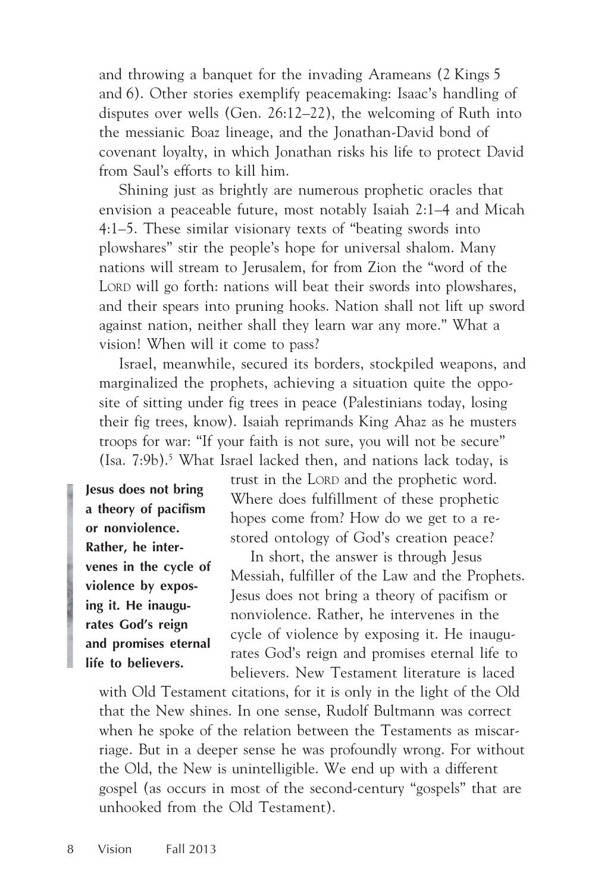and throwing a banquet for the invading Arameans (2 Kings 5 and 6). Other stories exemplify peacemaking: Isaac's handling of disputes over wells (Gen. 26:12–22), the welcoming of Ruth into the messianic Boaz lineage, and the Jonathan-David bond of covenant loyalty, in which Jonathan risks his life to protect David from Saul's efforts to kill him.

Shining just as brightly are numerous prophetic oracles that envision a peaceable future, most notably Isaiah 2:1–4 and Micah 4:1–5. These similar visionary texts of "beating swords into plowshares" stir the people's hope for universal shalom. Many nations will stream to Jerusalem, for from Zion the "word of the LORD will go forth: nations will beat their swords into plowshares, and their spears into pruning hooks. Nation shall not lift up sword against nation, neither shall they learn war any more." What a vision! When will it come to pass?

Israel, meanwhile, secured its borders, stockpiled weapons, and marginalized the prophets, achieving a situation quite the opposite of sitting under fig trees in peace (Palestinians today, losing their fig trees, know). Isaiah reprimands King Ahaz as he musters troops for war: "If your faith is not sure, you will not be secure" (Isa. 7:9b).[5] What Israel lacked then, and nations lack today, is trust in the LORD and the prophetic word. Where does fulfillment of these prophetic hopes come from? How do we get to a restored ontology of God's creation peace?

> **Jesus does not bring a theory of pacifism or nonviolence. Rather, he intervenes in the cycle of violence by exposing it. He inaugurates God's reign and promises eternal life to believers.**

In short, the answer is through Jesus Messiah, fulfiller of the Law and the Prophets. Jesus does not bring a theory of pacifism or nonviolence. Rather, he intervenes in the cycle of violence by exposing it. He inaugurates God's reign and promises eternal life to believers. New Testament literature is laced with Old Testament citations, for it is only in the light of the Old that the New shines. In one sense, Rudolf Bultmann was correct when he spoke of the relation between the Testaments as miscarriage. But in a deeper sense he was profoundly wrong. For without the Old, the New is unintelligible. We end up with a different gospel (as occurs in most of the second-century "gospels" that are unhooked from the Old Testament).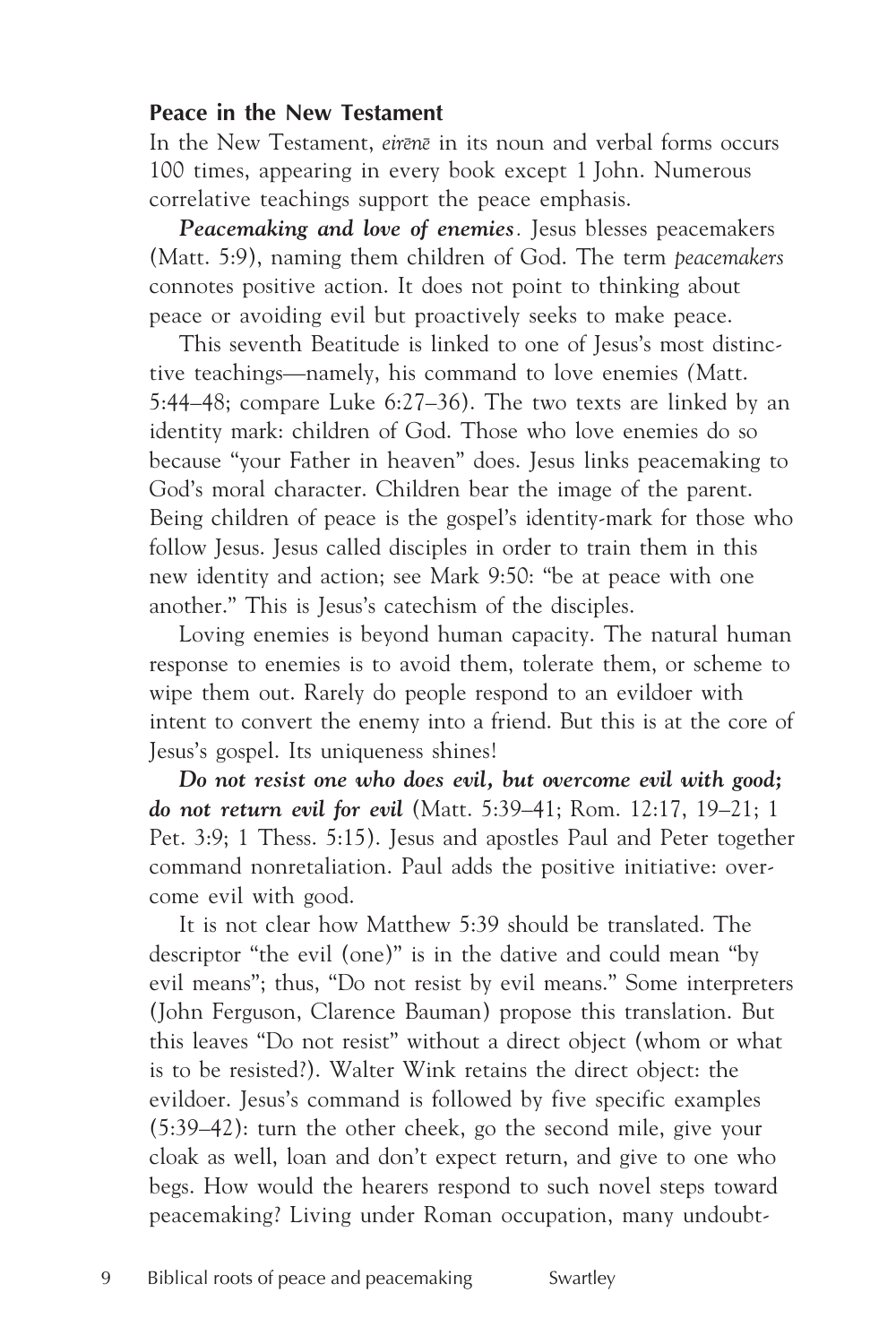**Peace in the New Testament**

In the New Testament, *eirēnē* in its noun and verbal forms occurs 100 times, appearing in every book except 1 John. Numerous correlative teachings support the peace emphasis.

***Peacemaking and love of enemies***. Jesus blesses peacemakers (Matt. 5:9), naming them children of God. The term *peacemakers* connotes positive action. It does not point to thinking about peace or avoiding evil but proactively seeks to make peace.

This seventh Beatitude is linked to one of Jesus's most distinctive teachings—namely, his command to love enemies (Matt. 5:44–48; compare Luke 6:27–36). The two texts are linked by an identity mark: children of God. Those who love enemies do so because "your Father in heaven" does. Jesus links peacemaking to God's moral character. Children bear the image of the parent. Being children of peace is the gospel's identity-mark for those who follow Jesus. Jesus called disciples in order to train them in this new identity and action; see Mark 9:50: "be at peace with one another." This is Jesus's catechism of the disciples.

Loving enemies is beyond human capacity. The natural human response to enemies is to avoid them, tolerate them, or scheme to wipe them out. Rarely do people respond to an evildoer with intent to convert the enemy into a friend. But this is at the core of Jesus's gospel. Its uniqueness shines!

***Do not resist one who does evil, but overcome evil with good; do not return evil for evil*** (Matt. 5:39–41; Rom. 12:17, 19–21; 1 Pet. 3:9; 1 Thess. 5:15). Jesus and apostles Paul and Peter together command nonretaliation. Paul adds the positive initiative: overcome evil with good.

It is not clear how Matthew 5:39 should be translated. The descriptor "the evil (one)" is in the dative and could mean "by evil means"; thus, "Do not resist by evil means." Some interpreters (John Ferguson, Clarence Bauman) propose this translation. But this leaves "Do not resist" without a direct object (whom or what is to be resisted?). Walter Wink retains the direct object: the evildoer. Jesus's command is followed by five specific examples (5:39–42): turn the other cheek, go the second mile, give your cloak as well, loan and don't expect return, and give to one who begs. How would the hearers respond to such novel steps toward peacemaking? Living under Roman occupation, many undoubt-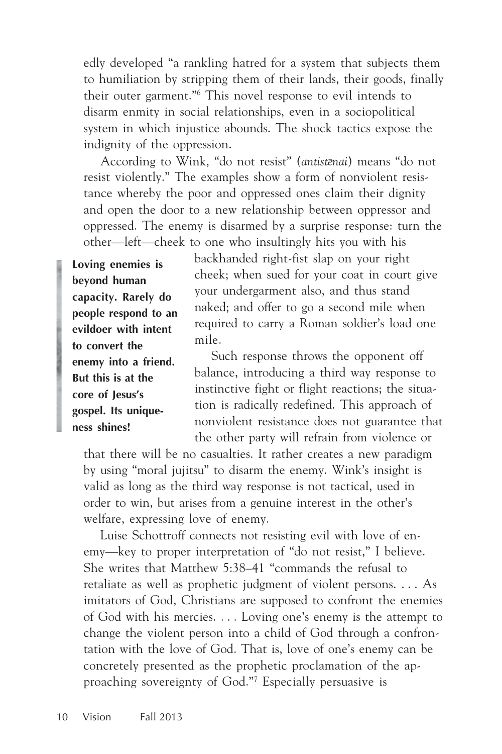edly developed "a rankling hatred for a system that subjects them to humiliation by stripping them of their lands, their goods, finally their outer garment."[6] This novel response to evil intends to disarm enmity in social relationships, even in a sociopolitical system in which injustice abounds. The shock tactics expose the indignity of the oppression.

According to Wink, "do not resist" (*antistēnai*) means "do not resist violently." The examples show a form of nonviolent resistance whereby the poor and oppressed ones claim their dignity and open the door to a new relationship between oppressor and oppressed. The enemy is disarmed by a surprise response: turn the other—left—cheek to one who insultingly hits you with his backhanded right-fist slap on your right cheek; when sued for your coat in court give your undergarment also, and thus stand naked; and offer to go a second mile when required to carry a Roman soldier's load one mile.

> **Loving enemies is beyond human capacity. Rarely do people respond to an evildoer with intent to convert the enemy into a friend. But this is at the core of Jesus's gospel. Its uniqueness shines!**

Such response throws the opponent off balance, introducing a third way response to instinctive fight or flight reactions; the situation is radically redefined. This approach of nonviolent resistance does not guarantee that the other party will refrain from violence or that there will be no casualties. It rather creates a new paradigm by using "moral jujitsu" to disarm the enemy. Wink's insight is valid as long as the third way response is not tactical, used in order to win, but arises from a genuine interest in the other's welfare, expressing love of enemy.

Luise Schottroff connects not resisting evil with love of enemy—key to proper interpretation of "do not resist," I believe. She writes that Matthew 5:38–41 "commands the refusal to retaliate as well as prophetic judgment of violent persons. . . . As imitators of God, Christians are supposed to confront the enemies of God with his mercies. . . . Loving one's enemy is the attempt to change the violent person into a child of God through a confrontation with the love of God. That is, love of one's enemy can be concretely presented as the prophetic proclamation of the approaching sovereignty of God."[7] Especially persuasive is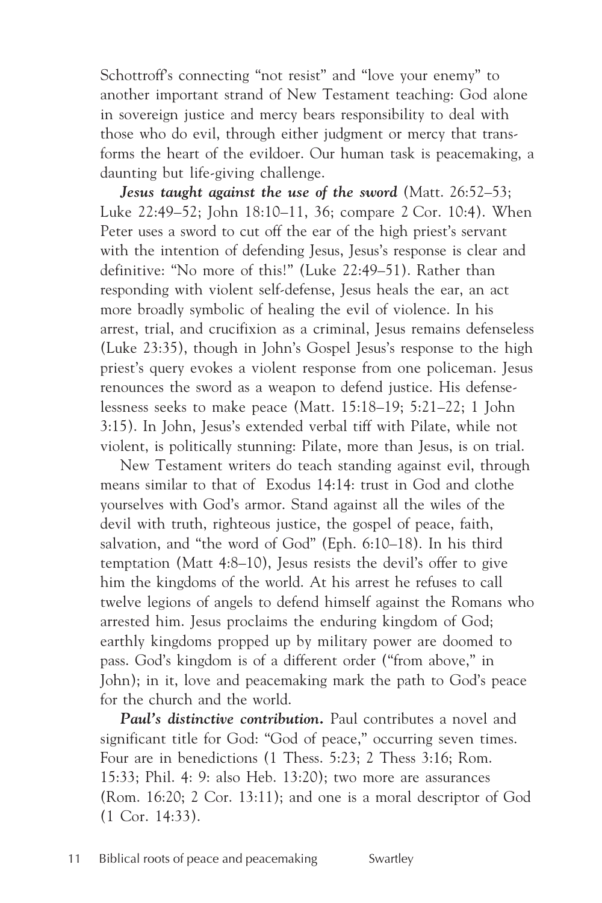Schottroff's connecting "not resist" and "love your enemy" to another important strand of New Testament teaching: God alone in sovereign justice and mercy bears responsibility to deal with those who do evil, through either judgment or mercy that transforms the heart of the evildoer. Our human task is peacemaking, a daunting but life-giving challenge.

***Jesus taught against the use of the sword*** (Matt. 26:52–53; Luke 22:49–52; John 18:10–11, 36; compare 2 Cor. 10:4). When Peter uses a sword to cut off the ear of the high priest's servant with the intention of defending Jesus, Jesus's response is clear and definitive: "No more of this!" (Luke 22:49–51). Rather than responding with violent self-defense, Jesus heals the ear, an act more broadly symbolic of healing the evil of violence. In his arrest, trial, and crucifixion as a criminal, Jesus remains defenseless (Luke 23:35), though in John's Gospel Jesus's response to the high priest's query evokes a violent response from one policeman. Jesus renounces the sword as a weapon to defend justice. His defenselessness seeks to make peace (Matt. 15:18–19; 5:21–22; 1 John 3:15). In John, Jesus's extended verbal tiff with Pilate, while not violent, is politically stunning: Pilate, more than Jesus, is on trial.

New Testament writers do teach standing against evil, through means similar to that of Exodus 14:14: trust in God and clothe yourselves with God's armor. Stand against all the wiles of the devil with truth, righteous justice, the gospel of peace, faith, salvation, and "the word of God" (Eph. 6:10–18). In his third temptation (Matt 4:8–10), Jesus resists the devil's offer to give him the kingdoms of the world. At his arrest he refuses to call twelve legions of angels to defend himself against the Romans who arrested him. Jesus proclaims the enduring kingdom of God; earthly kingdoms propped up by military power are doomed to pass. God's kingdom is of a different order ("from above," in John); in it, love and peacemaking mark the path to God's peace for the church and the world.

***Paul's distinctive contribution.*** Paul contributes a novel and significant title for God: "God of peace," occurring seven times. Four are in benedictions (1 Thess. 5:23; 2 Thess 3:16; Rom. 15:33; Phil. 4: 9: also Heb. 13:20); two more are assurances (Rom. 16:20; 2 Cor. 13:11); and one is a moral descriptor of God (1 Cor. 14:33).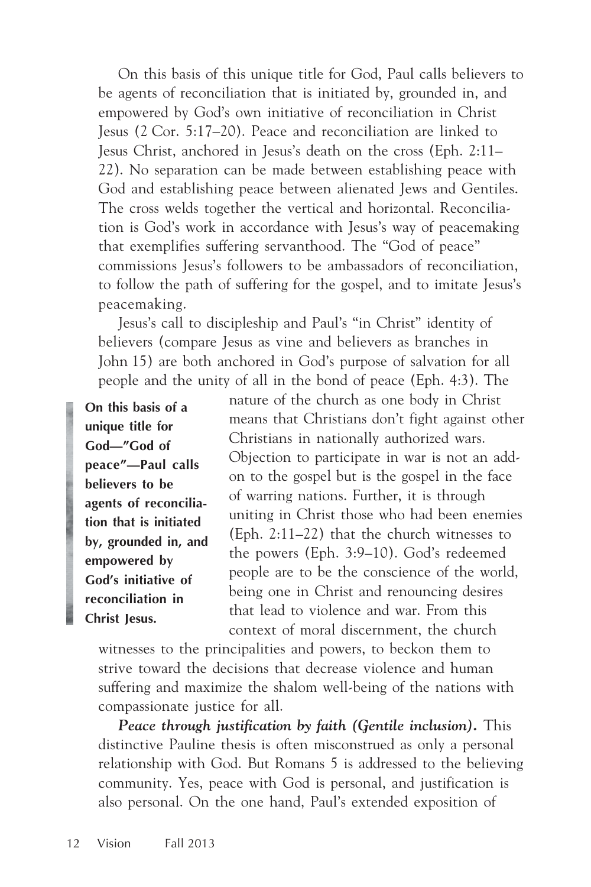On this basis of this unique title for God, Paul calls believers to be agents of reconciliation that is initiated by, grounded in, and empowered by God's own initiative of reconciliation in Christ Jesus (2 Cor. 5:17–20). Peace and reconciliation are linked to Jesus Christ, anchored in Jesus's death on the cross (Eph. 2:11–22). No separation can be made between establishing peace with God and establishing peace between alienated Jews and Gentiles. The cross welds together the vertical and horizontal. Reconciliation is God's work in accordance with Jesus's way of peacemaking that exemplifies suffering servanthood. The "God of peace" commissions Jesus's followers to be ambassadors of reconciliation, to follow the path of suffering for the gospel, and to imitate Jesus's peacemaking.

Jesus's call to discipleship and Paul's "in Christ" identity of believers (compare Jesus as vine and believers as branches in John 15) are both anchored in God's purpose of salvation for all people and the unity of all in the bond of peace (Eph. 4:3). The nature of the church as one body in Christ means that Christians don't fight against other Christians in nationally authorized wars. Objection to participate in war is not an add-on to the gospel but is the gospel in the face of warring nations. Further, it is through uniting in Christ those who had been enemies (Eph. 2:11–22) that the church witnesses to the powers (Eph. 3:9–10). God's redeemed people are to be the conscience of the world, being one in Christ and renouncing desires that lead to violence and war. From this context of moral discernment, the church witnesses to the principalities and powers, to beckon them to strive toward the decisions that decrease violence and human suffering and maximize the shalom well-being of the nations with compassionate justice for all.

> **On this basis of a unique title for God—"God of peace"—Paul calls believers to be agents of reconciliation that is initiated by, grounded in, and empowered by God's initiative of reconciliation in Christ Jesus.**

***Peace through justification by faith (Gentile inclusion).*** This distinctive Pauline thesis is often misconstrued as only a personal relationship with God. But Romans 5 is addressed to the believing community. Yes, peace with God is personal, and justification is also personal. On the one hand, Paul's extended exposition of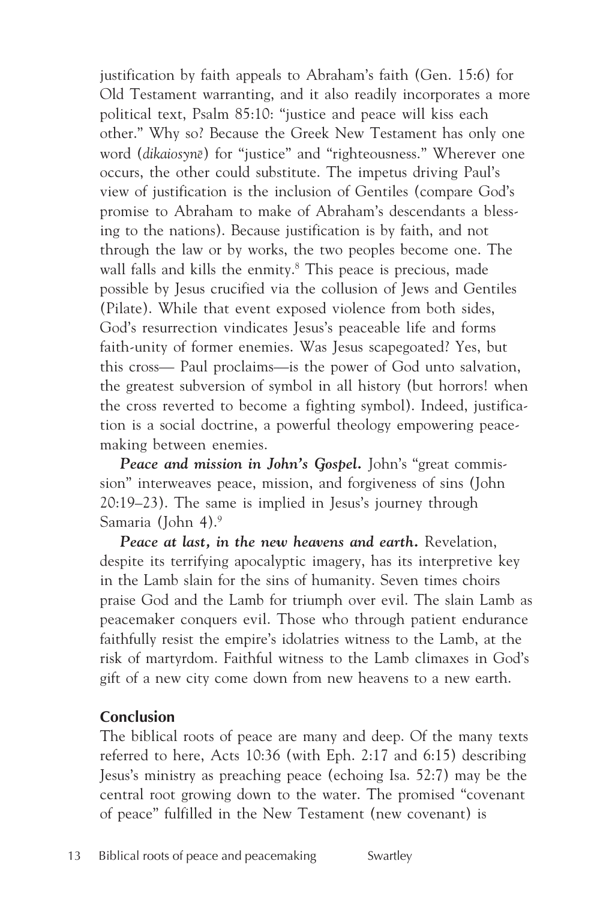justification by faith appeals to Abraham's faith (Gen. 15:6) for Old Testament warranting, and it also readily incorporates a more political text, Psalm 85:10: "justice and peace will kiss each other." Why so? Because the Greek New Testament has only one word (*dikaiosynē*) for "justice" and "righteousness." Wherever one occurs, the other could substitute. The impetus driving Paul's view of justification is the inclusion of Gentiles (compare God's promise to Abraham to make of Abraham's descendants a blessing to the nations). Because justification is by faith, and not through the law or by works, the two peoples become one. The wall falls and kills the enmity.[8] This peace is precious, made possible by Jesus crucified via the collusion of Jews and Gentiles (Pilate). While that event exposed violence from both sides, God's resurrection vindicates Jesus's peaceable life and forms faith-unity of former enemies. Was Jesus scapegoated? Yes, but this cross— Paul proclaims—is the power of God unto salvation, the greatest subversion of symbol in all history (but horrors! when the cross reverted to become a fighting symbol). Indeed, justification is a social doctrine, a powerful theology empowering peacemaking between enemies.

***Peace and mission in John's Gospel.*** John's "great commission" interweaves peace, mission, and forgiveness of sins (John 20:19–23). The same is implied in Jesus's journey through Samaria (John 4).[9]

***Peace at last, in the new heavens and earth.*** Revelation, despite its terrifying apocalyptic imagery, has its interpretive key in the Lamb slain for the sins of humanity. Seven times choirs praise God and the Lamb for triumph over evil. The slain Lamb as peacemaker conquers evil. Those who through patient endurance faithfully resist the empire's idolatries witness to the Lamb, at the risk of martyrdom. Faithful witness to the Lamb climaxes in God's gift of a new city come down from new heavens to a new earth.

## Conclusion

The biblical roots of peace are many and deep. Of the many texts referred to here, Acts 10:36 (with Eph. 2:17 and 6:15) describing Jesus's ministry as preaching peace (echoing Isa. 52:7) may be the central root growing down to the water. The promised "covenant of peace" fulfilled in the New Testament (new covenant) is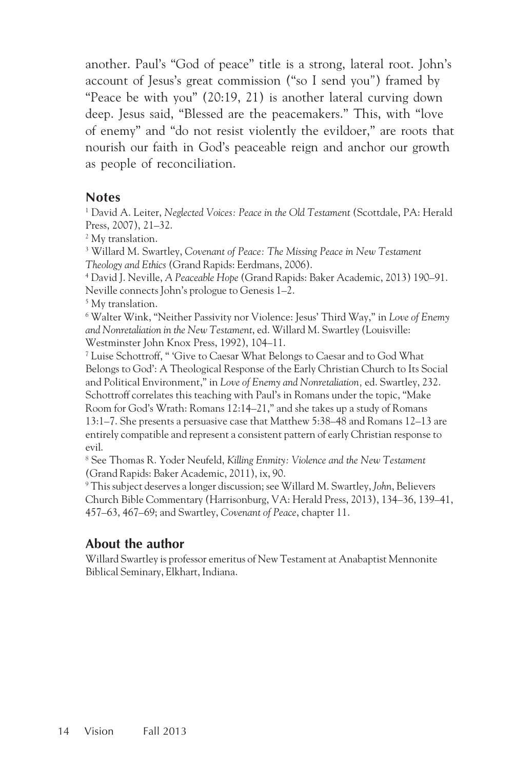another. Paul's "God of peace" title is a strong, lateral root. John's account of Jesus's great commission ("so I send you") framed by "Peace be with you" (20:19, 21) is another lateral curving down deep. Jesus said, "Blessed are the peacemakers." This, with "love of enemy" and "do not resist violently the evildoer," are roots that nourish our faith in God's peaceable reign and anchor our growth as people of reconciliation.

## Notes

[1] David A. Leiter, *Neglected Voices: Peace in the Old Testament* (Scottdale, PA: Herald Press, 2007), 21–32.

[2] My translation.

[3] Willard M. Swartley, *Covenant of Peace: The Missing Peace in New Testament Theology and Ethics* (Grand Rapids: Eerdmans, 2006).

[4] David J. Neville, *A Peaceable Hope* (Grand Rapids: Baker Academic, 2013) 190–91. Neville connects John's prologue to Genesis 1–2.

[5] My translation.

[6] Walter Wink, "Neither Passivity nor Violence: Jesus' Third Way," in *Love of Enemy and Nonretaliation in the New Testament*, ed. Willard M. Swartley (Louisville: Westminster John Knox Press, 1992), 104–11.

[7] Luise Schottroff, " 'Give to Caesar What Belongs to Caesar and to God What Belongs to God': A Theological Response of the Early Christian Church to Its Social and Political Environment," in *Love of Enemy and Nonretaliation,* ed. Swartley, 232. Schottroff correlates this teaching with Paul's in Romans under the topic, "Make Room for God's Wrath: Romans 12:14–21," and she takes up a study of Romans 13:1–7. She presents a persuasive case that Matthew 5:38–48 and Romans 12–13 are entirely compatible and represent a consistent pattern of early Christian response to evil.

[8] See Thomas R. Yoder Neufeld, *Killing Enmity: Violence and the New Testament* (Grand Rapids: Baker Academic, 2011), ix, 90.

[9] This subject deserves a longer discussion; see Willard M. Swartley, *John*, Believers Church Bible Commentary (Harrisonburg, VA: Herald Press, 2013), 134–36, 139–41, 457–63, 467–69; and Swartley, *Covenant of Peace*, chapter 11.

## About the author

Willard Swartley is professor emeritus of New Testament at Anabaptist Mennonite Biblical Seminary, Elkhart, Indiana.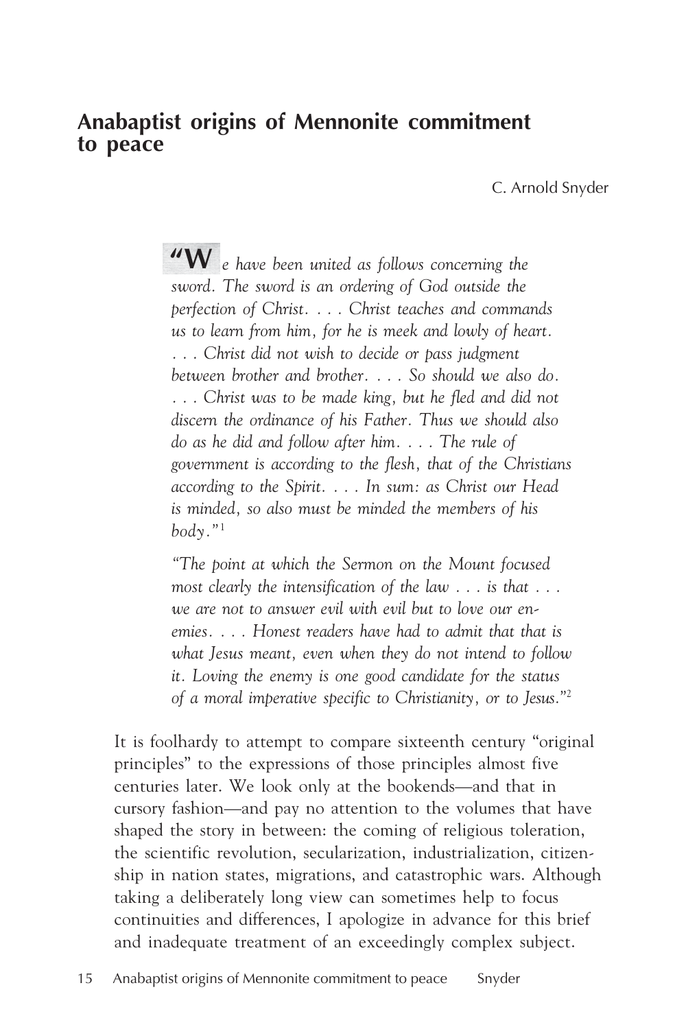## Anabaptist origins of Mennonite commitment to peace

C. Arnold Snyder

> *"We have been united as follows concerning the sword. The sword is an ordering of God outside the perfection of Christ. . . . Christ teaches and commands us to learn from him, for he is meek and lowly of heart. . . . Christ did not wish to decide or pass judgment between brother and brother. . . . So should we also do. . . . Christ was to be made king, but he fled and did not discern the ordinance of his Father. Thus we should also do as he did and follow after him. . . . The rule of government is according to the flesh, that of the Christians according to the Spirit. . . . In sum: as Christ our Head is minded, so also must be minded the members of his body."*[1]

> *"The point at which the Sermon on the Mount focused most clearly the intensification of the law . . . is that . . . we are not to answer evil with evil but to love our enemies. . . . Honest readers have had to admit that that is what Jesus meant, even when they do not intend to follow it. Loving the enemy is one good candidate for the status of a moral imperative specific to Christianity, or to Jesus."*[2]

It is foolhardy to attempt to compare sixteenth century "original principles" to the expressions of those principles almost five centuries later. We look only at the bookends—and that in cursory fashion—and pay no attention to the volumes that have shaped the story in between: the coming of religious toleration, the scientific revolution, secularization, industrialization, citizenship in nation states, migrations, and catastrophic wars. Although taking a deliberately long view can sometimes help to focus continuities and differences, I apologize in advance for this brief and inadequate treatment of an exceedingly complex subject.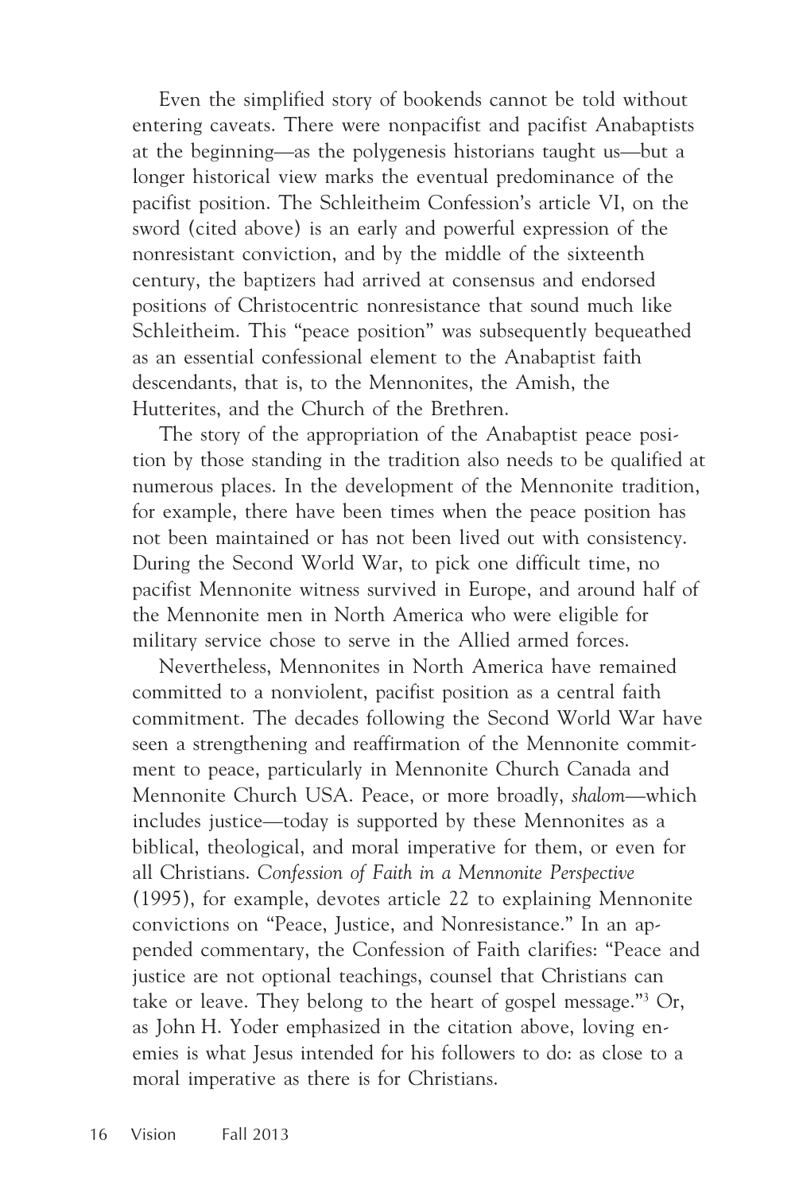Even the simplified story of bookends cannot be told without entering caveats. There were nonpacifist and pacifist Anabaptists at the beginning—as the polygenesis historians taught us—but a longer historical view marks the eventual predominance of the pacifist position. The Schleitheim Confession's article VI, on the sword (cited above) is an early and powerful expression of the nonresistant conviction, and by the middle of the sixteenth century, the baptizers had arrived at consensus and endorsed positions of Christocentric nonresistance that sound much like Schleitheim. This "peace position" was subsequently bequeathed as an essential confessional element to the Anabaptist faith descendants, that is, to the Mennonites, the Amish, the Hutterites, and the Church of the Brethren.

The story of the appropriation of the Anabaptist peace position by those standing in the tradition also needs to be qualified at numerous places. In the development of the Mennonite tradition, for example, there have been times when the peace position has not been maintained or has not been lived out with consistency. During the Second World War, to pick one difficult time, no pacifist Mennonite witness survived in Europe, and around half of the Mennonite men in North America who were eligible for military service chose to serve in the Allied armed forces.

Nevertheless, Mennonites in North America have remained committed to a nonviolent, pacifist position as a central faith commitment. The decades following the Second World War have seen a strengthening and reaffirmation of the Mennonite commitment to peace, particularly in Mennonite Church Canada and Mennonite Church USA. Peace, or more broadly, *shalom*—which includes justice—today is supported by these Mennonites as a biblical, theological, and moral imperative for them, or even for all Christians. *Confession of Faith in a Mennonite Perspective* (1995), for example, devotes article 22 to explaining Mennonite convictions on "Peace, Justice, and Nonresistance." In an appended commentary, the Confession of Faith clarifies: "Peace and justice are not optional teachings, counsel that Christians can take or leave. They belong to the heart of gospel message."[3] Or, as John H. Yoder emphasized in the citation above, loving enemies is what Jesus intended for his followers to do: as close to a moral imperative as there is for Christians.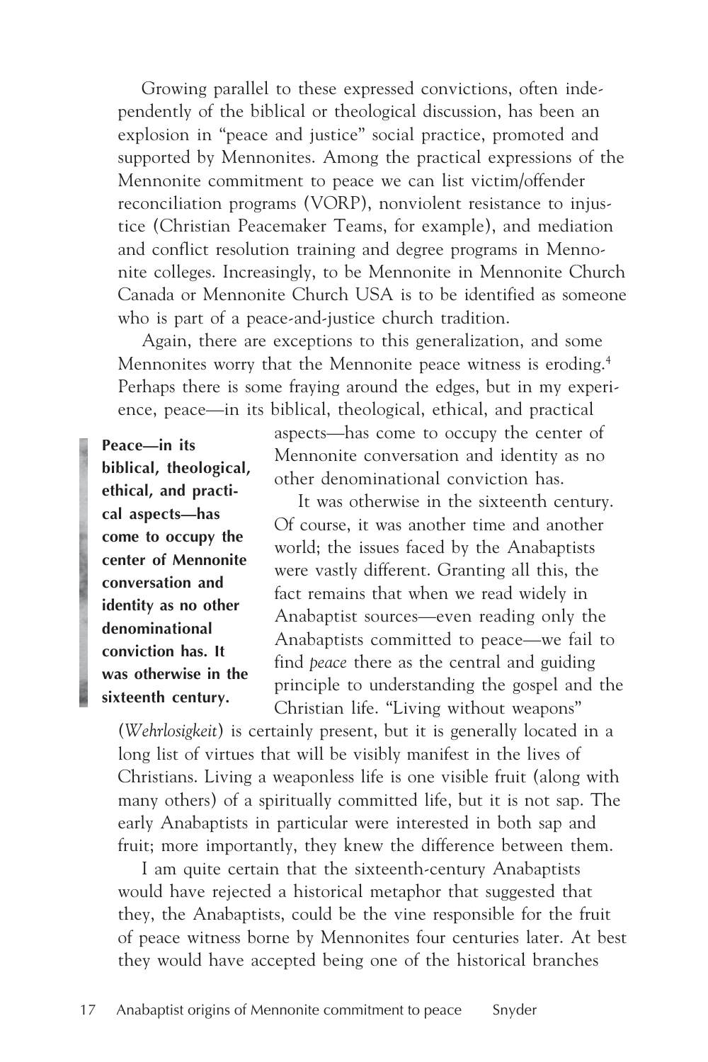Growing parallel to these expressed convictions, often independently of the biblical or theological discussion, has been an explosion in "peace and justice" social practice, promoted and supported by Mennonites. Among the practical expressions of the Mennonite commitment to peace we can list victim/offender reconciliation programs (VORP), nonviolent resistance to injustice (Christian Peacemaker Teams, for example), and mediation and conflict resolution training and degree programs in Mennonite colleges. Increasingly, to be Mennonite in Mennonite Church Canada or Mennonite Church USA is to be identified as someone who is part of a peace-and-justice church tradition.

Again, there are exceptions to this generalization, and some Mennonites worry that the Mennonite peace witness is eroding.[4] Perhaps there is some fraying around the edges, but in my experience, peace—in its biblical, theological, ethical, and practical aspects—has come to occupy the center of Mennonite conversation and identity as no other denominational conviction has.

> **Peace—in its biblical, theological, ethical, and practical aspects—has come to occupy the center of Mennonite conversation and identity as no other denominational conviction has. It was otherwise in the sixteenth century.**

It was otherwise in the sixteenth century. Of course, it was another time and another world; the issues faced by the Anabaptists were vastly different. Granting all this, the fact remains that when we read widely in Anabaptist sources—even reading only the Anabaptists committed to peace—we fail to find *peace* there as the central and guiding principle to understanding the gospel and the Christian life. "Living without weapons" (*Wehrlosigkeit*) is certainly present, but it is generally located in a long list of virtues that will be visibly manifest in the lives of Christians. Living a weaponless life is one visible fruit (along with many others) of a spiritually committed life, but it is not sap. The early Anabaptists in particular were interested in both sap and fruit; more importantly, they knew the difference between them.

I am quite certain that the sixteenth-century Anabaptists would have rejected a historical metaphor that suggested that they, the Anabaptists, could be the vine responsible for the fruit of peace witness borne by Mennonites four centuries later. At best they would have accepted being one of the historical branches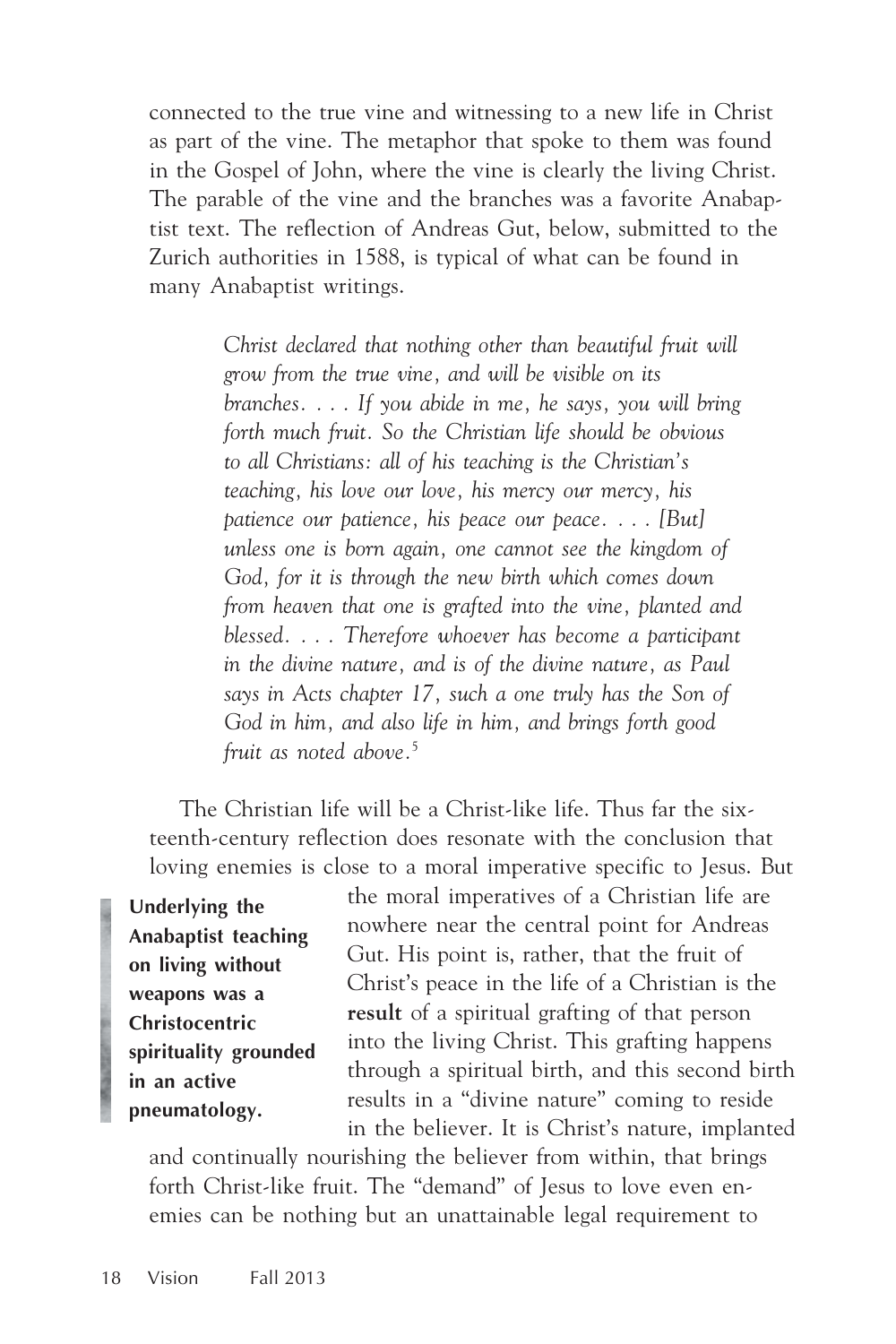connected to the true vine and witnessing to a new life in Christ as part of the vine. The metaphor that spoke to them was found in the Gospel of John, where the vine is clearly the living Christ. The parable of the vine and the branches was a favorite Anabaptist text. The reflection of Andreas Gut, below, submitted to the Zurich authorities in 1588, is typical of what can be found in many Anabaptist writings.

> *Christ declared that nothing other than beautiful fruit will grow from the true vine, and will be visible on its branches. . . . If you abide in me, he says, you will bring forth much fruit. So the Christian life should be obvious to all Christians: all of his teaching is the Christian's teaching, his love our love, his mercy our mercy, his patience our patience, his peace our peace. . . . [But] unless one is born again, one cannot see the kingdom of God, for it is through the new birth which comes down from heaven that one is grafted into the vine, planted and blessed. . . . Therefore whoever has become a participant in the divine nature, and is of the divine nature, as Paul says in Acts chapter 17, such a one truly has the Son of God in him, and also life in him, and brings forth good fruit as noted above.*[5]

The Christian life will be a Christ-like life. Thus far the sixteenth-century reflection does resonate with the conclusion that loving enemies is close to a moral imperative specific to Jesus. But the moral imperatives of a Christian life are nowhere near the central point for Andreas Gut. His point is, rather, that the fruit of Christ's peace in the life of a Christian is the **result** of a spiritual grafting of that person into the living Christ. This grafting happens through a spiritual birth, and this second birth results in a "divine nature" coming to reside in the believer. It is Christ's nature, implanted and continually nourishing the believer from within, that brings forth Christ-like fruit. The "demand" of Jesus to love even enemies can be nothing but an unattainable legal requirement to

**Underlying the Anabaptist teaching on living without weapons was a Christocentric spirituality grounded in an active pneumatology.**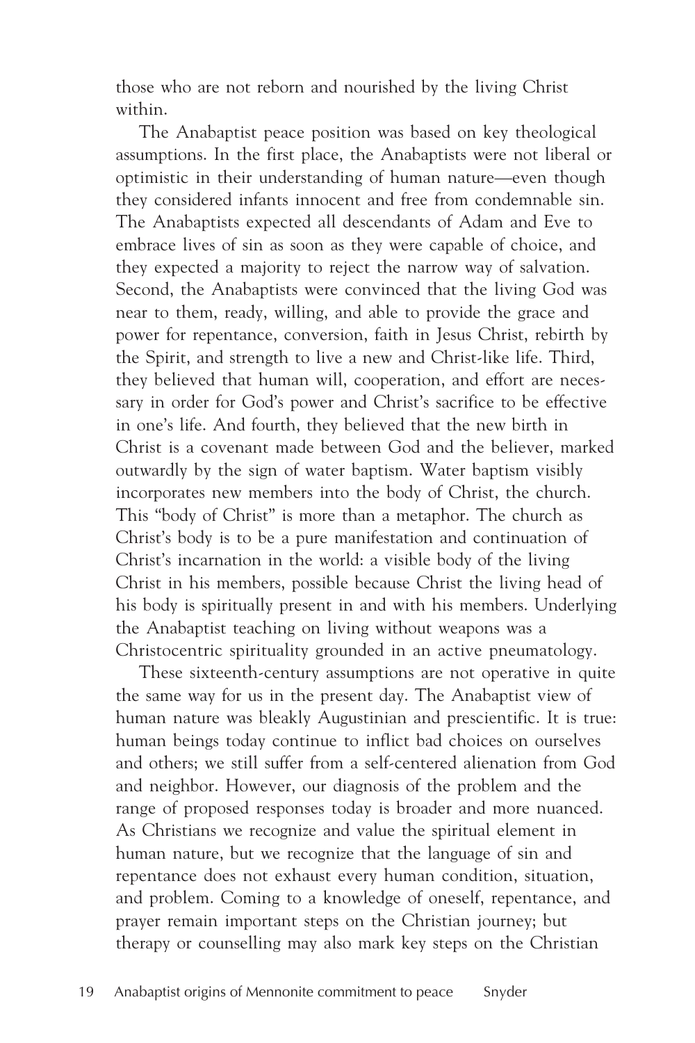those who are not reborn and nourished by the living Christ within.

The Anabaptist peace position was based on key theological assumptions. In the first place, the Anabaptists were not liberal or optimistic in their understanding of human nature—even though they considered infants innocent and free from condemnable sin. The Anabaptists expected all descendants of Adam and Eve to embrace lives of sin as soon as they were capable of choice, and they expected a majority to reject the narrow way of salvation. Second, the Anabaptists were convinced that the living God was near to them, ready, willing, and able to provide the grace and power for repentance, conversion, faith in Jesus Christ, rebirth by the Spirit, and strength to live a new and Christ-like life. Third, they believed that human will, cooperation, and effort are necessary in order for God's power and Christ's sacrifice to be effective in one's life. And fourth, they believed that the new birth in Christ is a covenant made between God and the believer, marked outwardly by the sign of water baptism. Water baptism visibly incorporates new members into the body of Christ, the church. This "body of Christ" is more than a metaphor. The church as Christ's body is to be a pure manifestation and continuation of Christ's incarnation in the world: a visible body of the living Christ in his members, possible because Christ the living head of his body is spiritually present in and with his members. Underlying the Anabaptist teaching on living without weapons was a Christocentric spirituality grounded in an active pneumatology.

These sixteenth-century assumptions are not operative in quite the same way for us in the present day. The Anabaptist view of human nature was bleakly Augustinian and prescientific. It is true: human beings today continue to inflict bad choices on ourselves and others; we still suffer from a self-centered alienation from God and neighbor. However, our diagnosis of the problem and the range of proposed responses today is broader and more nuanced. As Christians we recognize and value the spiritual element in human nature, but we recognize that the language of sin and repentance does not exhaust every human condition, situation, and problem. Coming to a knowledge of oneself, repentance, and prayer remain important steps on the Christian journey; but therapy or counselling may also mark key steps on the Christian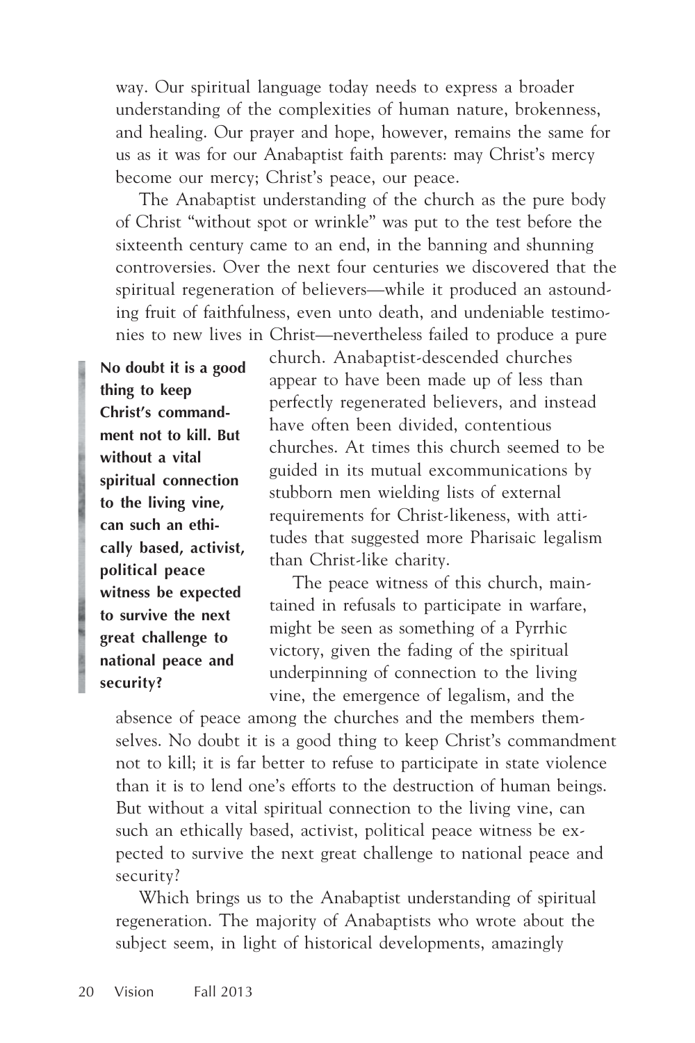way. Our spiritual language today needs to express a broader understanding of the complexities of human nature, brokenness, and healing. Our prayer and hope, however, remains the same for us as it was for our Anabaptist faith parents: may Christ's mercy become our mercy; Christ's peace, our peace.

The Anabaptist understanding of the church as the pure body of Christ "without spot or wrinkle" was put to the test before the sixteenth century came to an end, in the banning and shunning controversies. Over the next four centuries we discovered that the spiritual regeneration of believers—while it produced an astounding fruit of faithfulness, even unto death, and undeniable testimonies to new lives in Christ—nevertheless failed to produce a pure church. Anabaptist-descended churches appear to have been made up of less than perfectly regenerated believers, and instead have often been divided, contentious churches. At times this church seemed to be guided in its mutual excommunications by stubborn men wielding lists of external requirements for Christ-likeness, with attitudes that suggested more Pharisaic legalism than Christ-like charity.

> **No doubt it is a good thing to keep Christ's commandment not to kill. But without a vital spiritual connection to the living vine, can such an ethically based, activist, political peace witness be expected to survive the next great challenge to national peace and security?**

The peace witness of this church, maintained in refusals to participate in warfare, might be seen as something of a Pyrrhic victory, given the fading of the spiritual underpinning of connection to the living vine, the emergence of legalism, and the absence of peace among the churches and the members themselves. No doubt it is a good thing to keep Christ's commandment not to kill; it is far better to refuse to participate in state violence than it is to lend one's efforts to the destruction of human beings. But without a vital spiritual connection to the living vine, can such an ethically based, activist, political peace witness be expected to survive the next great challenge to national peace and security?

Which brings us to the Anabaptist understanding of spiritual regeneration. The majority of Anabaptists who wrote about the subject seem, in light of historical developments, amazingly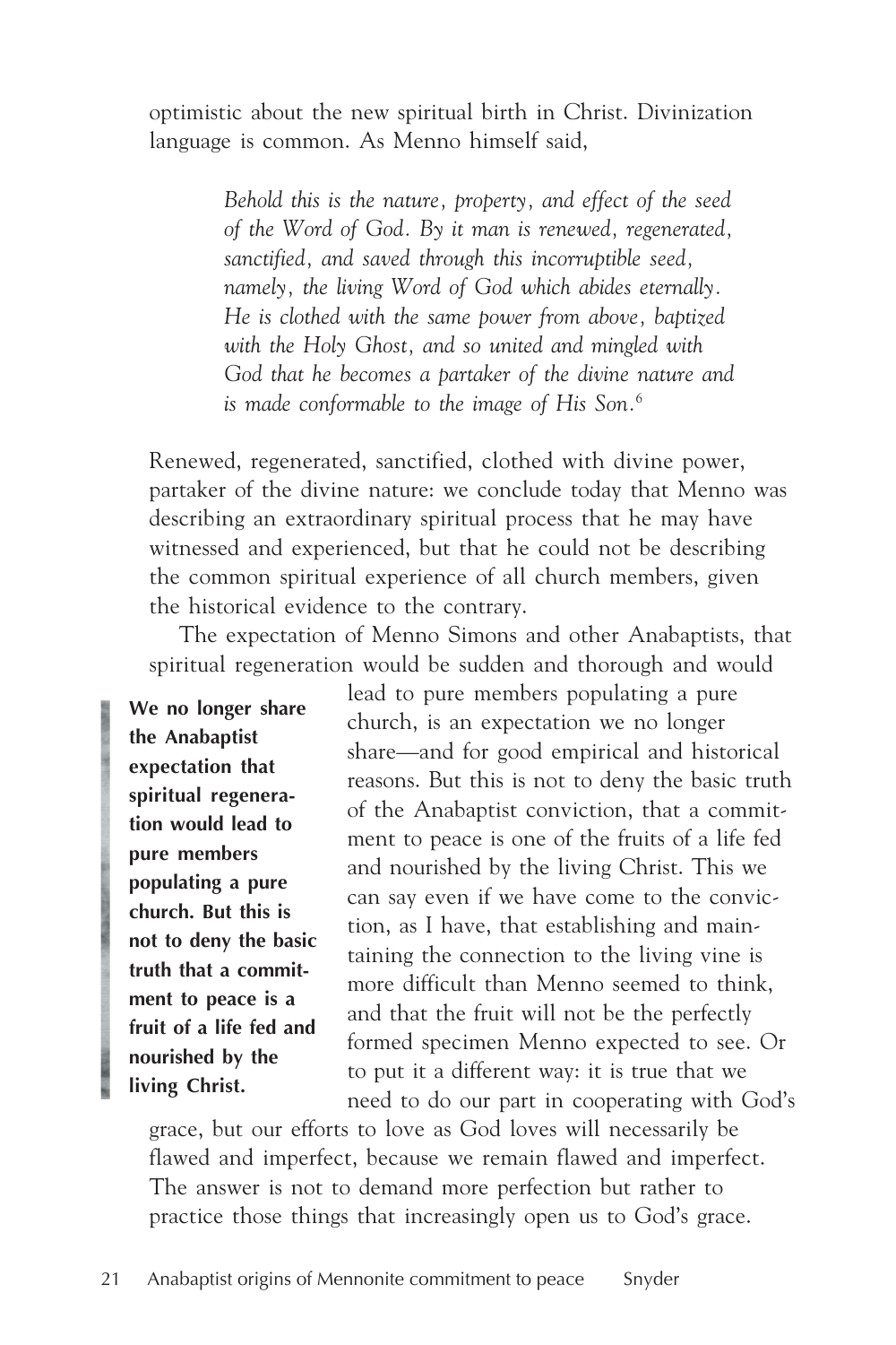optimistic about the new spiritual birth in Christ. Divinization language is common. As Menno himself said,

> *Behold this is the nature, property, and effect of the seed of the Word of God. By it man is renewed, regenerated, sanctified, and saved through this incorruptible seed, namely, the living Word of God which abides eternally. He is clothed with the same power from above, baptized with the Holy Ghost, and so united and mingled with God that he becomes a partaker of the divine nature and is made conformable to the image of His Son.*[6]

Renewed, regenerated, sanctified, clothed with divine power, partaker of the divine nature: we conclude today that Menno was describing an extraordinary spiritual process that he may have witnessed and experienced, but that he could not be describing the common spiritual experience of all church members, given the historical evidence to the contrary.

The expectation of Menno Simons and other Anabaptists, that spiritual regeneration would be sudden and thorough and would lead to pure members populating a pure church, is an expectation we no longer share—and for good empirical and historical reasons. But this is not to deny the basic truth of the Anabaptist conviction, that a commitment to peace is one of the fruits of a life fed and nourished by the living Christ. This we can say even if we have come to the conviction, as I have, that establishing and maintaining the connection to the living vine is more difficult than Menno seemed to think, and that the fruit will not be the perfectly formed specimen Menno expected to see. Or to put it a different way: it is true that we need to do our part in cooperating with God's grace, but our efforts to love as God loves will necessarily be flawed and imperfect, because we remain flawed and imperfect. The answer is not to demand more perfection but rather to practice those things that increasingly open us to God's grace.

**We no longer share the Anabaptist expectation that spiritual regeneration would lead to pure members populating a pure church. But this is not to deny the basic truth that a commitment to peace is a fruit of a life fed and nourished by the living Christ.**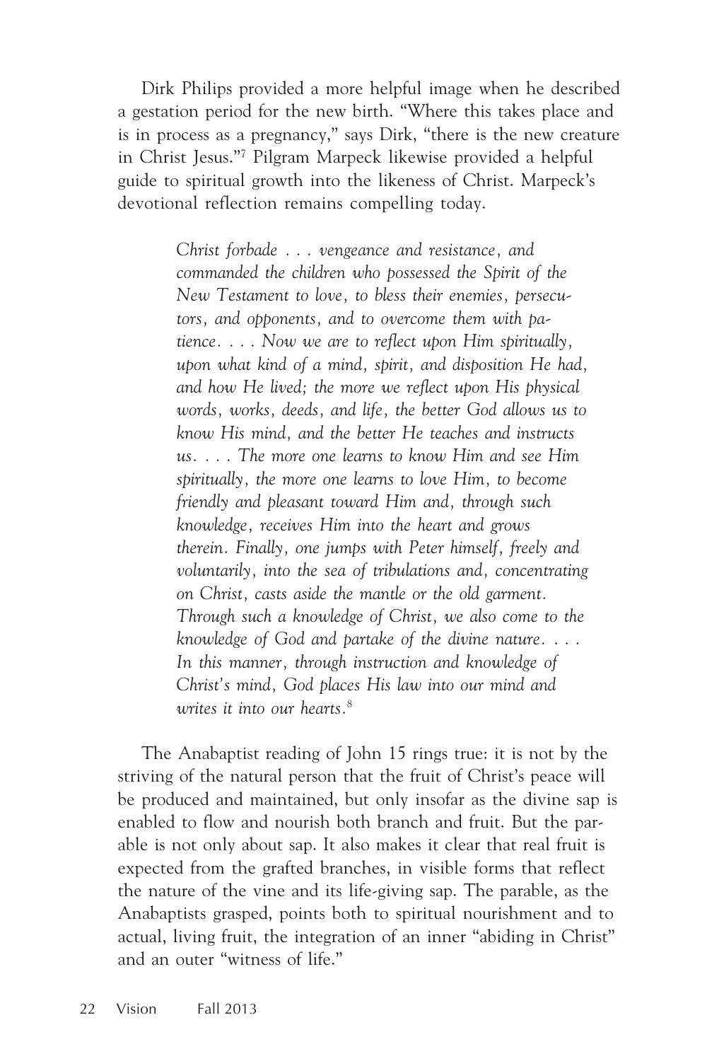Dirk Philips provided a more helpful image when he described a gestation period for the new birth. "Where this takes place and is in process as a pregnancy," says Dirk, "there is the new creature in Christ Jesus."[7] Pilgram Marpeck likewise provided a helpful guide to spiritual growth into the likeness of Christ. Marpeck's devotional reflection remains compelling today.

> *Christ forbade . . . vengeance and resistance, and commanded the children who possessed the Spirit of the New Testament to love, to bless their enemies, persecutors, and opponents, and to overcome them with patience. . . . Now we are to reflect upon Him spiritually, upon what kind of a mind, spirit, and disposition He had, and how He lived; the more we reflect upon His physical words, works, deeds, and life, the better God allows us to know His mind, and the better He teaches and instructs us. . . . The more one learns to know Him and see Him spiritually, the more one learns to love Him, to become friendly and pleasant toward Him and, through such knowledge, receives Him into the heart and grows therein. Finally, one jumps with Peter himself, freely and voluntarily, into the sea of tribulations and, concentrating on Christ, casts aside the mantle or the old garment. Through such a knowledge of Christ, we also come to the knowledge of God and partake of the divine nature. . . . In this manner, through instruction and knowledge of Christ's mind, God places His law into our mind and writes it into our hearts.*[8]

The Anabaptist reading of John 15 rings true: it is not by the striving of the natural person that the fruit of Christ's peace will be produced and maintained, but only insofar as the divine sap is enabled to flow and nourish both branch and fruit. But the parable is not only about sap. It also makes it clear that real fruit is expected from the grafted branches, in visible forms that reflect the nature of the vine and its life-giving sap. The parable, as the Anabaptists grasped, points both to spiritual nourishment and to actual, living fruit, the integration of an inner "abiding in Christ" and an outer "witness of life."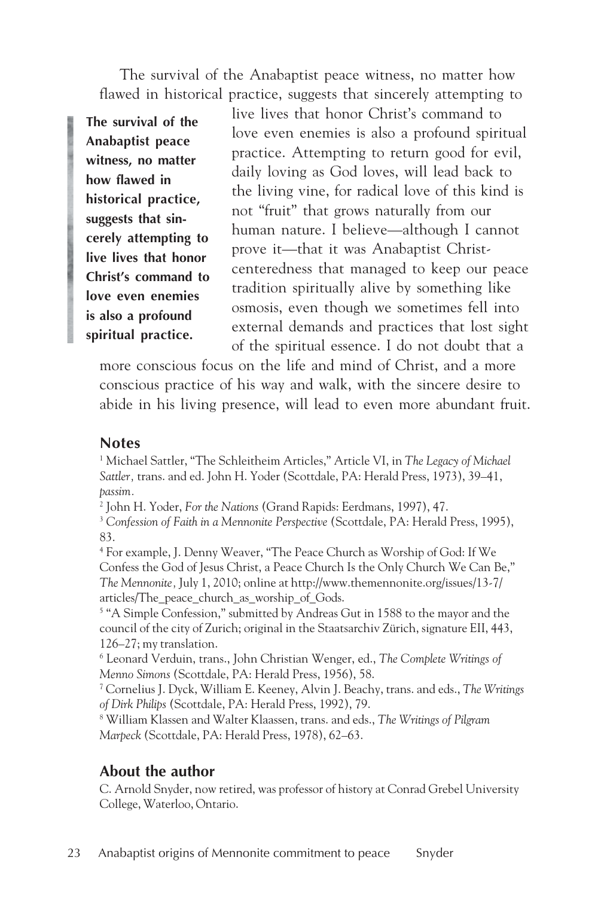The survival of the Anabaptist peace witness, no matter how flawed in historical practice, suggests that sincerely attempting to live lives that honor Christ's command to love even enemies is also a profound spiritual practice. Attempting to return good for evil, daily loving as God loves, will lead back to the living vine, for radical love of this kind is not "fruit" that grows naturally from our human nature. I believe—although I cannot prove it—that it was Anabaptist Christ-centeredness that managed to keep our peace tradition spiritually alive by something like osmosis, even though we sometimes fell into external demands and practices that lost sight of the spiritual essence. I do not doubt that a more conscious focus on the life and mind of Christ, and a more conscious practice of his way and walk, with the sincere desire to abide in his living presence, will lead to even more abundant fruit.

> **The survival of the Anabaptist peace witness, no matter how flawed in historical practice, suggests that sincerely attempting to live lives that honor Christ's command to love even enemies is also a profound spiritual practice.**

## Notes

[1] Michael Sattler, "The Schleitheim Articles," Article VI, in *The Legacy of Michael Sattler,* trans. and ed. John H. Yoder (Scottdale, PA: Herald Press, 1973), 39–41, *passim.*

[2] John H. Yoder, *For the Nations* (Grand Rapids: Eerdmans, 1997), 47.

[3] *Confession of Faith in a Mennonite Perspective* (Scottdale, PA: Herald Press, 1995), 83.

[4] For example, J. Denny Weaver, "The Peace Church as Worship of God: If We Confess the God of Jesus Christ, a Peace Church Is the Only Church We Can Be," *The Mennonite,* July 1, 2010; online at http://www.themennonite.org/issues/13-7/articles/The_peace_church_as_worship_of_Gods.

[5] "A Simple Confession," submitted by Andreas Gut in 1588 to the mayor and the council of the city of Zurich; original in the Staatsarchiv Zürich, signature EII, 443, 126–27; my translation.

[6] Leonard Verduin, trans., John Christian Wenger, ed., *The Complete Writings of Menno Simons* (Scottdale, PA: Herald Press, 1956), 58.

[7] Cornelius J. Dyck, William E. Keeney, Alvin J. Beachy, trans. and eds., *The Writings of Dirk Philips* (Scottdale, PA: Herald Press, 1992), 79.

[8] William Klassen and Walter Klaassen, trans. and eds., *The Writings of Pilgram Marpeck* (Scottdale, PA: Herald Press, 1978), 62–63.

## About the author

C. Arnold Snyder, now retired, was professor of history at Conrad Grebel University College, Waterloo, Ontario.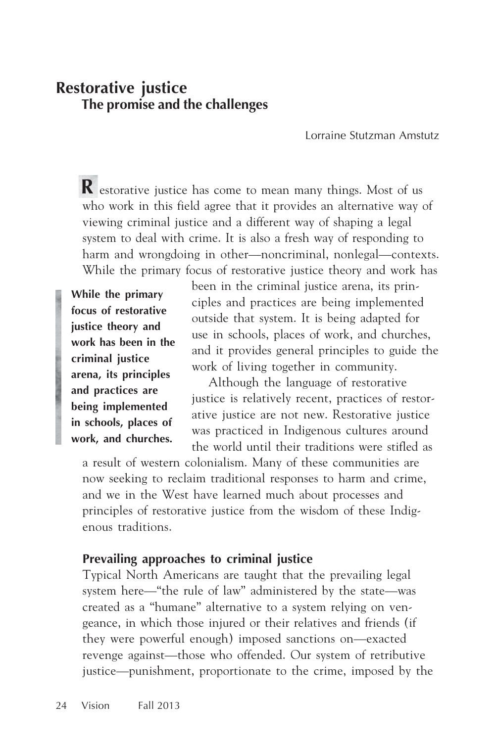# Restorative justice

## The promise and the challenges

Lorraine Stutzman Amstutz

Restorative justice has come to mean many things. Most of us who work in this field agree that it provides an alternative way of viewing criminal justice and a different way of shaping a legal system to deal with crime. It is also a fresh way of responding to harm and wrongdoing in other—noncriminal, nonlegal—contexts. While the primary focus of restorative justice theory and work has been in the criminal justice arena, its principles and practices are being implemented outside that system. It is being adapted for use in schools, places of work, and churches, and it provides general principles to guide the work of living together in community.

> **While the primary focus of restorative justice theory and work has been in the criminal justice arena, its principles and practices are being implemented in schools, places of work, and churches.**

Although the language of restorative justice is relatively recent, practices of restorative justice are not new. Restorative justice was practiced in Indigenous cultures around the world until their traditions were stifled as a result of western colonialism. Many of these communities are now seeking to reclaim traditional responses to harm and crime, and we in the West have learned much about processes and principles of restorative justice from the wisdom of these Indigenous traditions.

### Prevailing approaches to criminal justice

Typical North Americans are taught that the prevailing legal system here—"the rule of law" administered by the state—was created as a "humane" alternative to a system relying on vengeance, in which those injured or their relatives and friends (if they were powerful enough) imposed sanctions on—exacted revenge against—those who offended. Our system of retributive justice—punishment, proportionate to the crime, imposed by the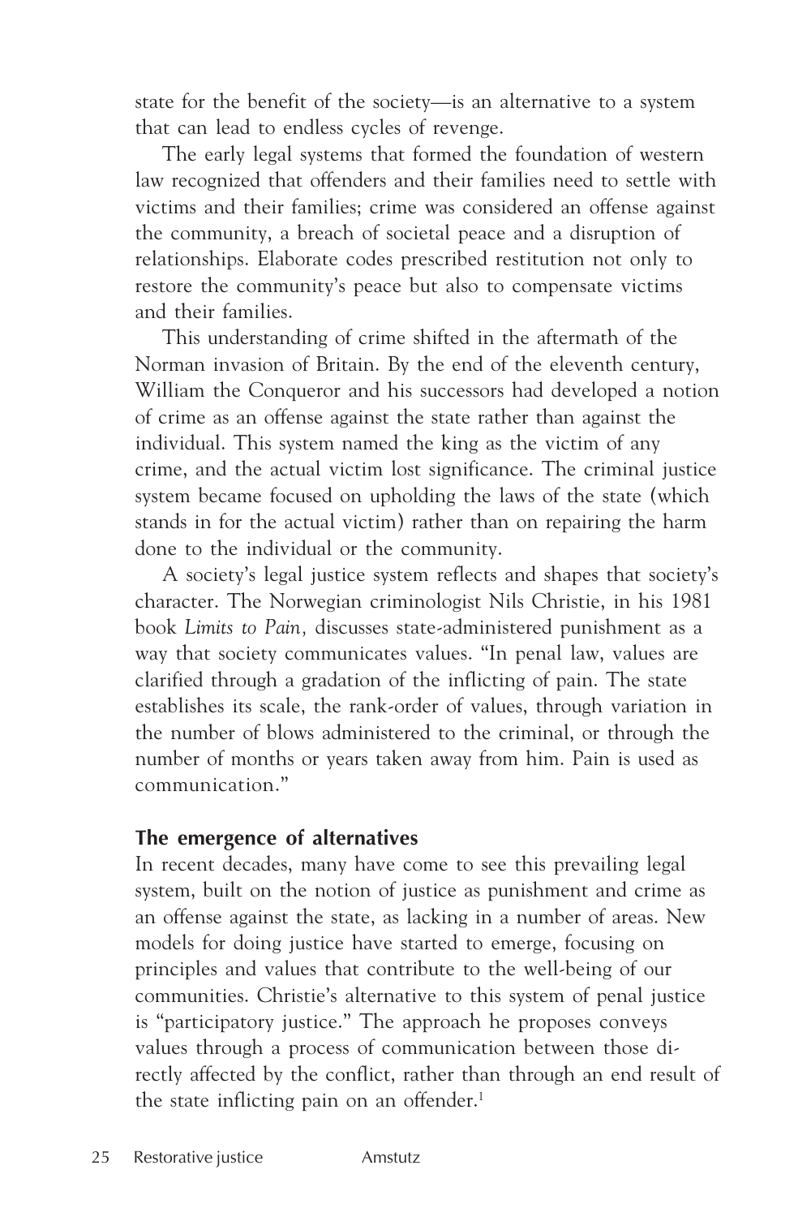state for the benefit of the society—is an alternative to a system that can lead to endless cycles of revenge.

The early legal systems that formed the foundation of western law recognized that offenders and their families need to settle with victims and their families; crime was considered an offense against the community, a breach of societal peace and a disruption of relationships. Elaborate codes prescribed restitution not only to restore the community's peace but also to compensate victims and their families.

This understanding of crime shifted in the aftermath of the Norman invasion of Britain. By the end of the eleventh century, William the Conqueror and his successors had developed a notion of crime as an offense against the state rather than against the individual. This system named the king as the victim of any crime, and the actual victim lost significance. The criminal justice system became focused on upholding the laws of the state (which stands in for the actual victim) rather than on repairing the harm done to the individual or the community.

A society's legal justice system reflects and shapes that society's character. The Norwegian criminologist Nils Christie, in his 1981 book *Limits to Pain,* discusses state-administered punishment as a way that society communicates values. "In penal law, values are clarified through a gradation of the inflicting of pain. The state establishes its scale, the rank-order of values, through variation in the number of blows administered to the criminal, or through the number of months or years taken away from him. Pain is used as communication."

## The emergence of alternatives

In recent decades, many have come to see this prevailing legal system, built on the notion of justice as punishment and crime as an offense against the state, as lacking in a number of areas. New models for doing justice have started to emerge, focusing on principles and values that contribute to the well-being of our communities. Christie's alternative to this system of penal justice is "participatory justice." The approach he proposes conveys values through a process of communication between those directly affected by the conflict, rather than through an end result of the state inflicting pain on an offender.[1]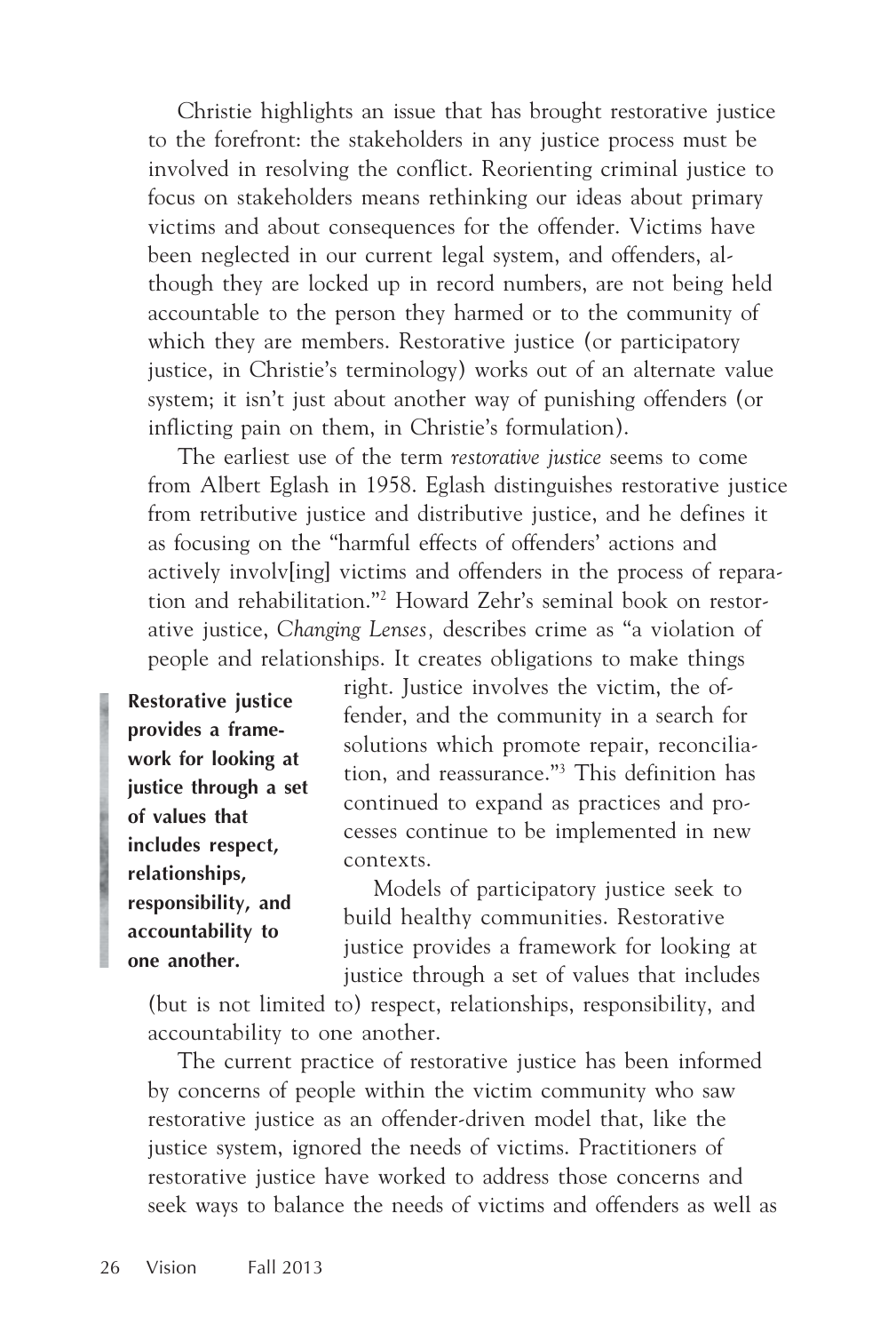Christie highlights an issue that has brought restorative justice to the forefront: the stakeholders in any justice process must be involved in resolving the conflict. Reorienting criminal justice to focus on stakeholders means rethinking our ideas about primary victims and about consequences for the offender. Victims have been neglected in our current legal system, and offenders, although they are locked up in record numbers, are not being held accountable to the person they harmed or to the community of which they are members. Restorative justice (or participatory justice, in Christie's terminology) works out of an alternate value system; it isn't just about another way of punishing offenders (or inflicting pain on them, in Christie's formulation).

The earliest use of the term *restorative justice* seems to come from Albert Eglash in 1958. Eglash distinguishes restorative justice from retributive justice and distributive justice, and he defines it as focusing on the "harmful effects of offenders' actions and actively involv[ing] victims and offenders in the process of reparation and rehabilitation."[2] Howard Zehr's seminal book on restorative justice, *Changing Lenses,* describes crime as "a violation of people and relationships. It creates obligations to make things right. Justice involves the victim, the offender, and the community in a search for solutions which promote repair, reconciliation, and reassurance."[3] This definition has continued to expand as practices and processes continue to be implemented in new contexts.

**Restorative justice provides a framework for looking at justice through a set of values that includes respect, relationships, responsibility, and accountability to one another.**

Models of participatory justice seek to build healthy communities. Restorative justice provides a framework for looking at justice through a set of values that includes (but is not limited to) respect, relationships, responsibility, and accountability to one another.

The current practice of restorative justice has been informed by concerns of people within the victim community who saw restorative justice as an offender-driven model that, like the justice system, ignored the needs of victims. Practitioners of restorative justice have worked to address those concerns and seek ways to balance the needs of victims and offenders as well as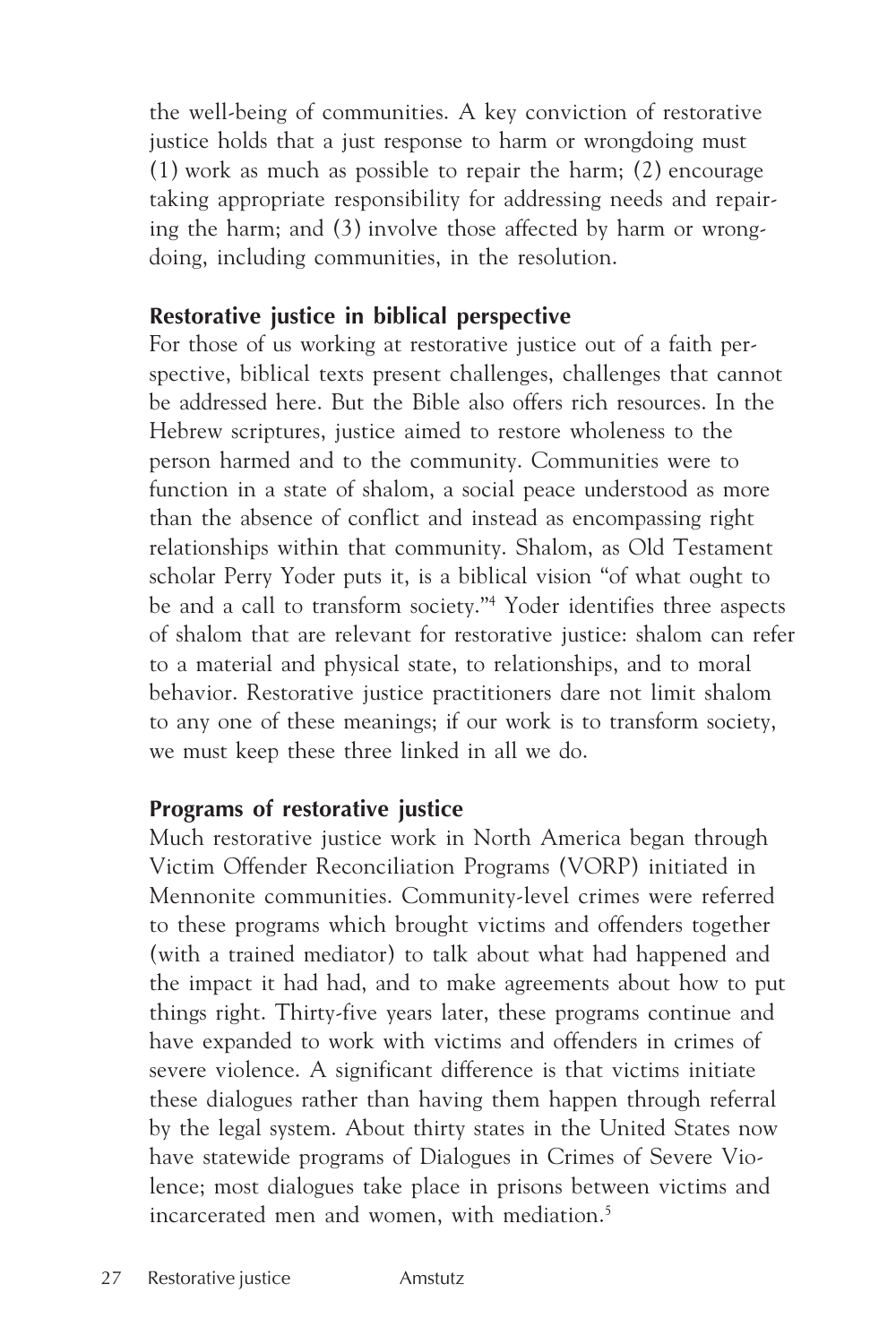the well-being of communities. A key conviction of restorative justice holds that a just response to harm or wrongdoing must (1) work as much as possible to repair the harm; (2) encourage taking appropriate responsibility for addressing needs and repairing the harm; and (3) involve those affected by harm or wrongdoing, including communities, in the resolution.

## Restorative justice in biblical perspective

For those of us working at restorative justice out of a faith perspective, biblical texts present challenges, challenges that cannot be addressed here. But the Bible also offers rich resources. In the Hebrew scriptures, justice aimed to restore wholeness to the person harmed and to the community. Communities were to function in a state of shalom, a social peace understood as more than the absence of conflict and instead as encompassing right relationships within that community. Shalom, as Old Testament scholar Perry Yoder puts it, is a biblical vision "of what ought to be and a call to transform society."[4] Yoder identifies three aspects of shalom that are relevant for restorative justice: shalom can refer to a material and physical state, to relationships, and to moral behavior. Restorative justice practitioners dare not limit shalom to any one of these meanings; if our work is to transform society, we must keep these three linked in all we do.

## Programs of restorative justice

Much restorative justice work in North America began through Victim Offender Reconciliation Programs (VORP) initiated in Mennonite communities. Community-level crimes were referred to these programs which brought victims and offenders together (with a trained mediator) to talk about what had happened and the impact it had had, and to make agreements about how to put things right. Thirty-five years later, these programs continue and have expanded to work with victims and offenders in crimes of severe violence. A significant difference is that victims initiate these dialogues rather than having them happen through referral by the legal system. About thirty states in the United States now have statewide programs of Dialogues in Crimes of Severe Violence; most dialogues take place in prisons between victims and incarcerated men and women, with mediation.[5]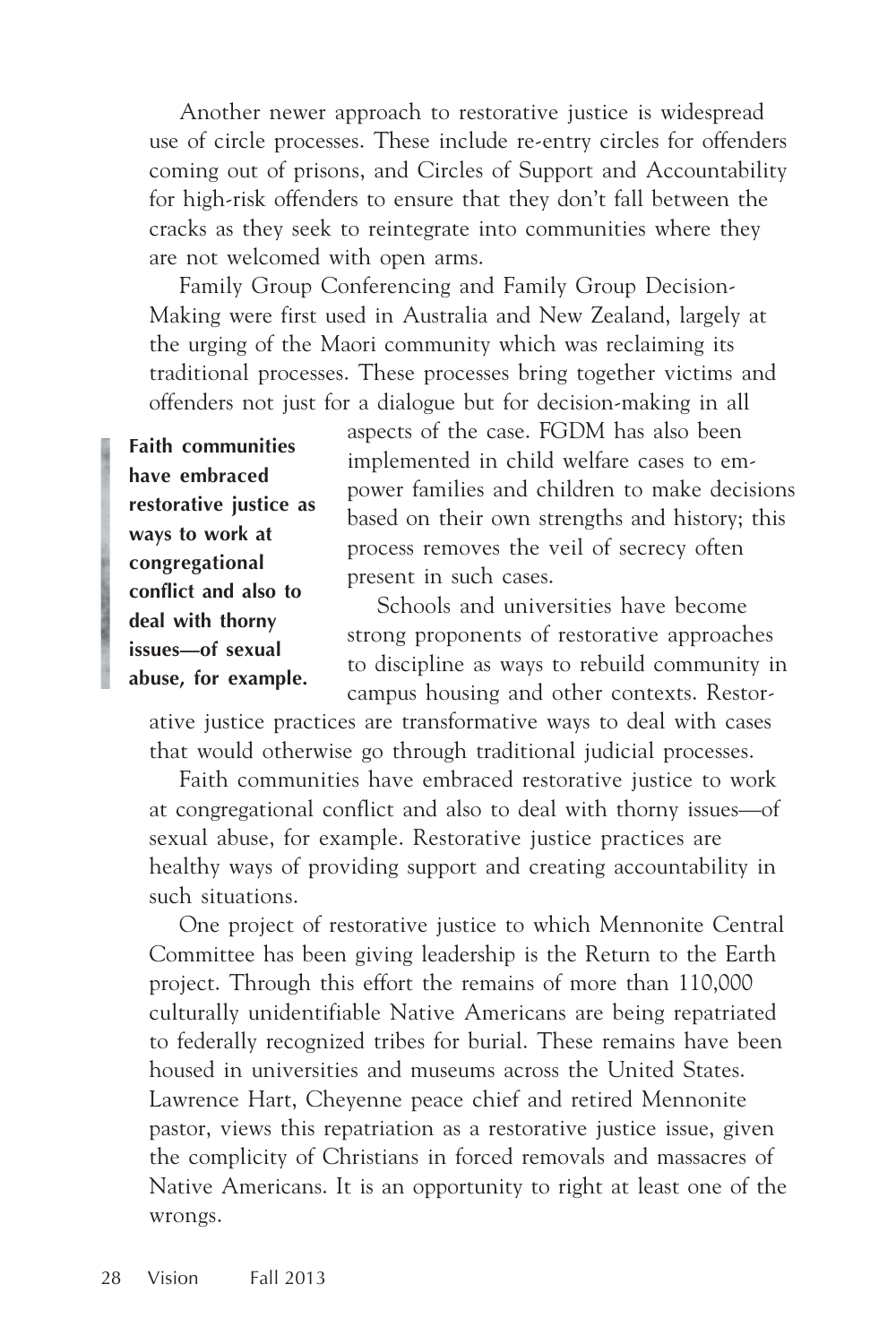Another newer approach to restorative justice is widespread use of circle processes. These include re-entry circles for offenders coming out of prisons, and Circles of Support and Accountability for high-risk offenders to ensure that they don't fall between the cracks as they seek to reintegrate into communities where they are not welcomed with open arms.

Family Group Conferencing and Family Group Decision-Making were first used in Australia and New Zealand, largely at the urging of the Maori community which was reclaiming its traditional processes. These processes bring together victims and offenders not just for a dialogue but for decision-making in all aspects of the case. FGDM has also been implemented in child welfare cases to empower families and children to make decisions based on their own strengths and history; this process removes the veil of secrecy often present in such cases.

**Faith communities have embraced restorative justice as ways to work at congregational conflict and also to deal with thorny issues—of sexual abuse, for example.**

Schools and universities have become strong proponents of restorative approaches to discipline as ways to rebuild community in campus housing and other contexts. Restorative justice practices are transformative ways to deal with cases that would otherwise go through traditional judicial processes.

Faith communities have embraced restorative justice to work at congregational conflict and also to deal with thorny issues—of sexual abuse, for example. Restorative justice practices are healthy ways of providing support and creating accountability in such situations.

One project of restorative justice to which Mennonite Central Committee has been giving leadership is the Return to the Earth project. Through this effort the remains of more than 110,000 culturally unidentifiable Native Americans are being repatriated to federally recognized tribes for burial. These remains have been housed in universities and museums across the United States. Lawrence Hart, Cheyenne peace chief and retired Mennonite pastor, views this repatriation as a restorative justice issue, given the complicity of Christians in forced removals and massacres of Native Americans. It is an opportunity to right at least one of the wrongs.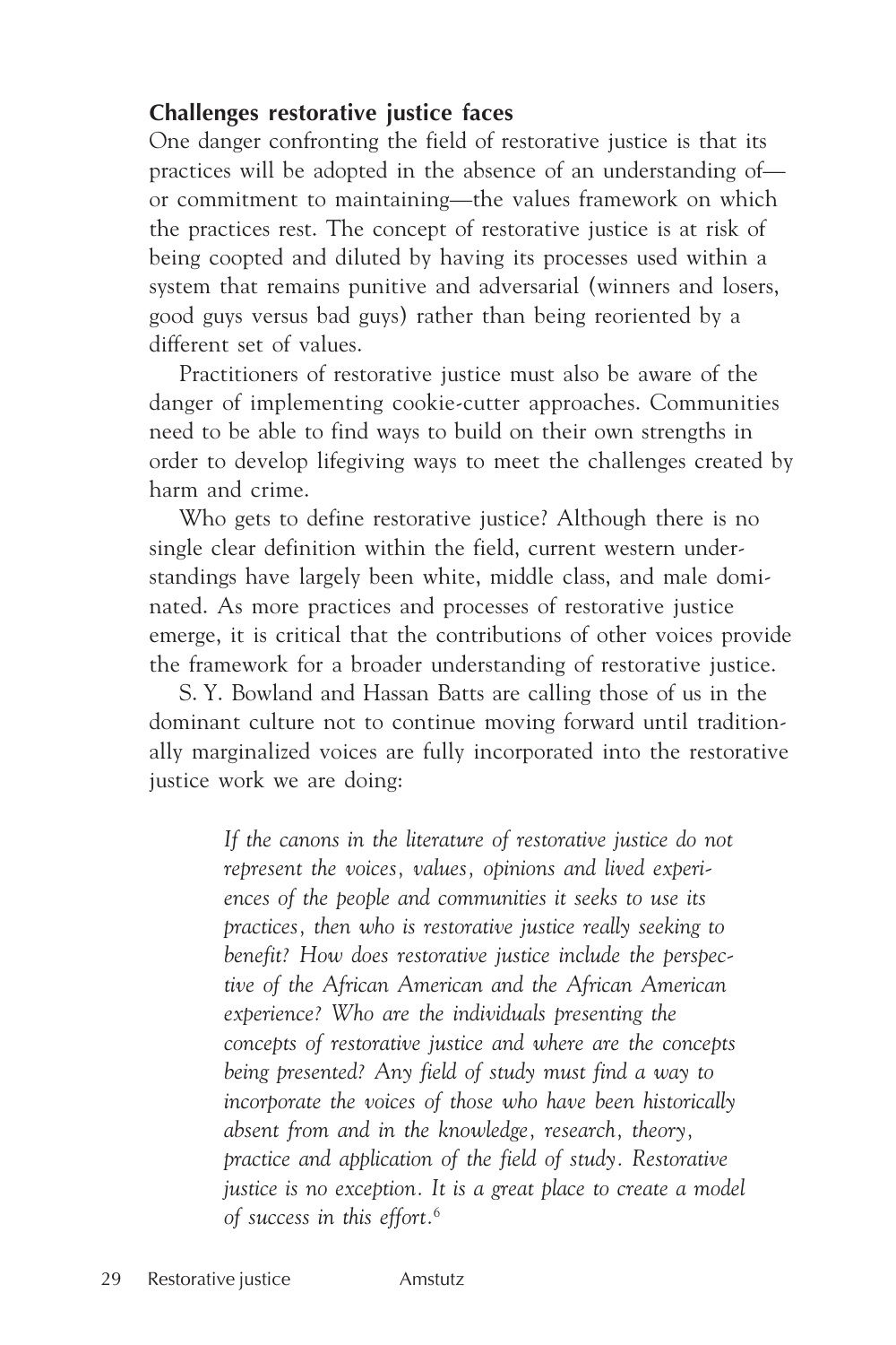### Challenges restorative justice faces

One danger confronting the field of restorative justice is that its practices will be adopted in the absence of an understanding of—or commitment to maintaining—the values framework on which the practices rest. The concept of restorative justice is at risk of being coopted and diluted by having its processes used within a system that remains punitive and adversarial (winners and losers, good guys versus bad guys) rather than being reoriented by a different set of values.

Practitioners of restorative justice must also be aware of the danger of implementing cookie-cutter approaches. Communities need to be able to find ways to build on their own strengths in order to develop lifegiving ways to meet the challenges created by harm and crime.

Who gets to define restorative justice? Although there is no single clear definition within the field, current western understandings have largely been white, middle class, and male dominated. As more practices and processes of restorative justice emerge, it is critical that the contributions of other voices provide the framework for a broader understanding of restorative justice.

S. Y. Bowland and Hassan Batts are calling those of us in the dominant culture not to continue moving forward until traditionally marginalized voices are fully incorporated into the restorative justice work we are doing:

> *If the canons in the literature of restorative justice do not represent the voices, values, opinions and lived experiences of the people and communities it seeks to use its practices, then who is restorative justice really seeking to benefit? How does restorative justice include the perspective of the African American and the African American experience? Who are the individuals presenting the concepts of restorative justice and where are the concepts being presented? Any field of study must find a way to incorporate the voices of those who have been historically absent from and in the knowledge, research, theory, practice and application of the field of study. Restorative justice is no exception. It is a great place to create a model of success in this effort.*[6]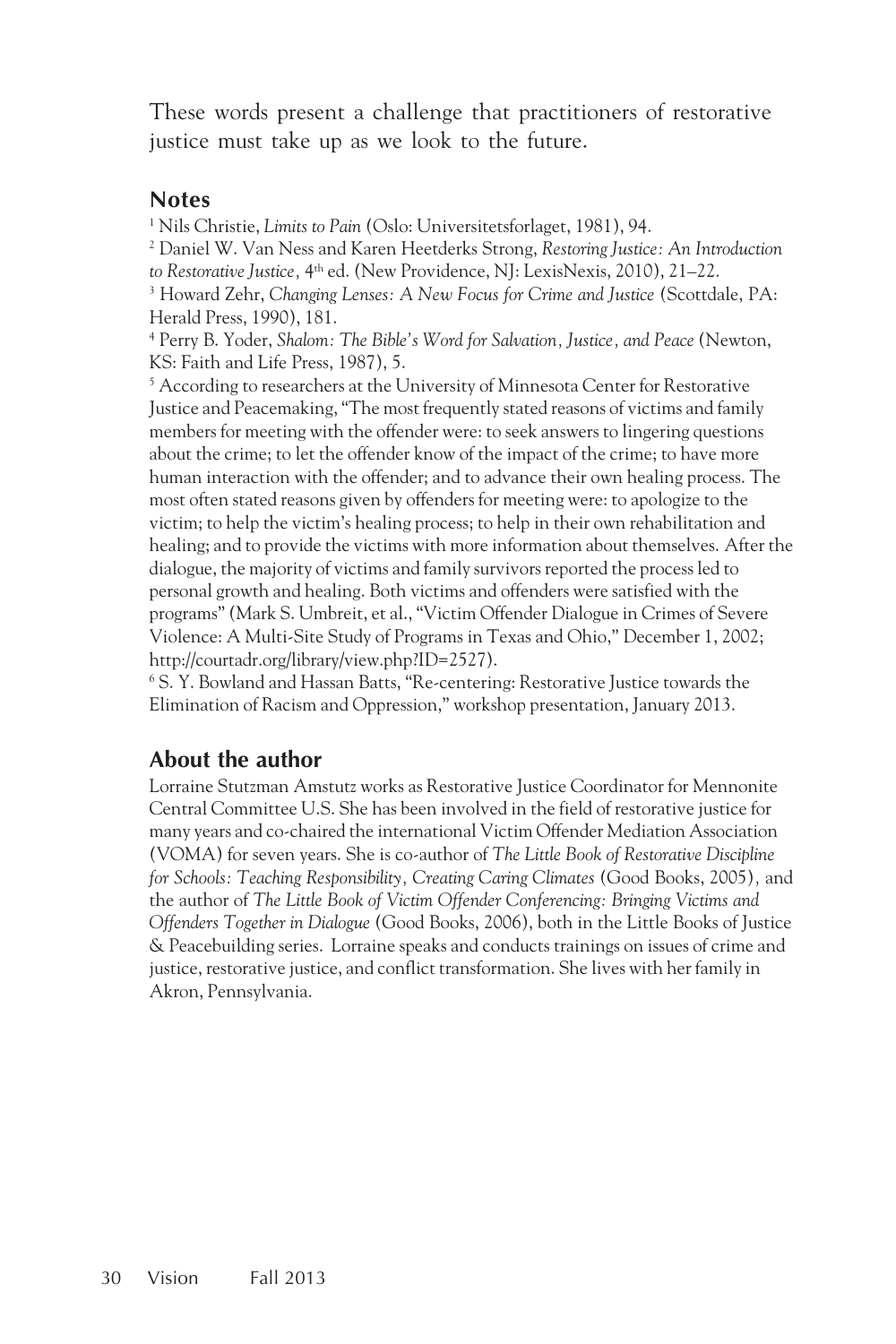These words present a challenge that practitioners of restorative justice must take up as we look to the future.

## Notes

[1] Nils Christie, *Limits to Pain* (Oslo: Universitetsforlaget, 1981), 94.

[2] Daniel W. Van Ness and Karen Heetderks Strong, *Restoring Justice: An Introduction to Restorative Justice,* 4th ed. (New Providence, NJ: LexisNexis, 2010), 21–22.

[3] Howard Zehr, *Changing Lenses: A New Focus for Crime and Justice* (Scottdale, PA: Herald Press, 1990), 181.

[4] Perry B. Yoder, *Shalom: The Bible's Word for Salvation, Justice, and Peace* (Newton, KS: Faith and Life Press, 1987), 5.

[5] According to researchers at the University of Minnesota Center for Restorative Justice and Peacemaking, "The most frequently stated reasons of victims and family members for meeting with the offender were: to seek answers to lingering questions about the crime; to let the offender know of the impact of the crime; to have more human interaction with the offender; and to advance their own healing process. The most often stated reasons given by offenders for meeting were: to apologize to the victim; to help the victim's healing process; to help in their own rehabilitation and healing; and to provide the victims with more information about themselves. After the dialogue, the majority of victims and family survivors reported the process led to personal growth and healing. Both victims and offenders were satisfied with the programs" (Mark S. Umbreit, et al., "Victim Offender Dialogue in Crimes of Severe Violence: A Multi-Site Study of Programs in Texas and Ohio," December 1, 2002; http://courtadr.org/library/view.php?ID=2527).

[6] S. Y. Bowland and Hassan Batts, "Re-centering: Restorative Justice towards the Elimination of Racism and Oppression," workshop presentation, January 2013.

## About the author

Lorraine Stutzman Amstutz works as Restorative Justice Coordinator for Mennonite Central Committee U.S. She has been involved in the field of restorative justice for many years and co-chaired the international Victim Offender Mediation Association (VOMA) for seven years. She is co-author of *The Little Book of Restorative Discipline for Schools: Teaching Responsibility, Creating Caring Climates* (Good Books, 2005), and the author of *The Little Book of Victim Offender Conferencing: Bringing Victims and Offenders Together in Dialogue* (Good Books, 2006), both in the Little Books of Justice & Peacebuilding series. Lorraine speaks and conducts trainings on issues of crime and justice, restorative justice, and conflict transformation. She lives with her family in Akron, Pennsylvania.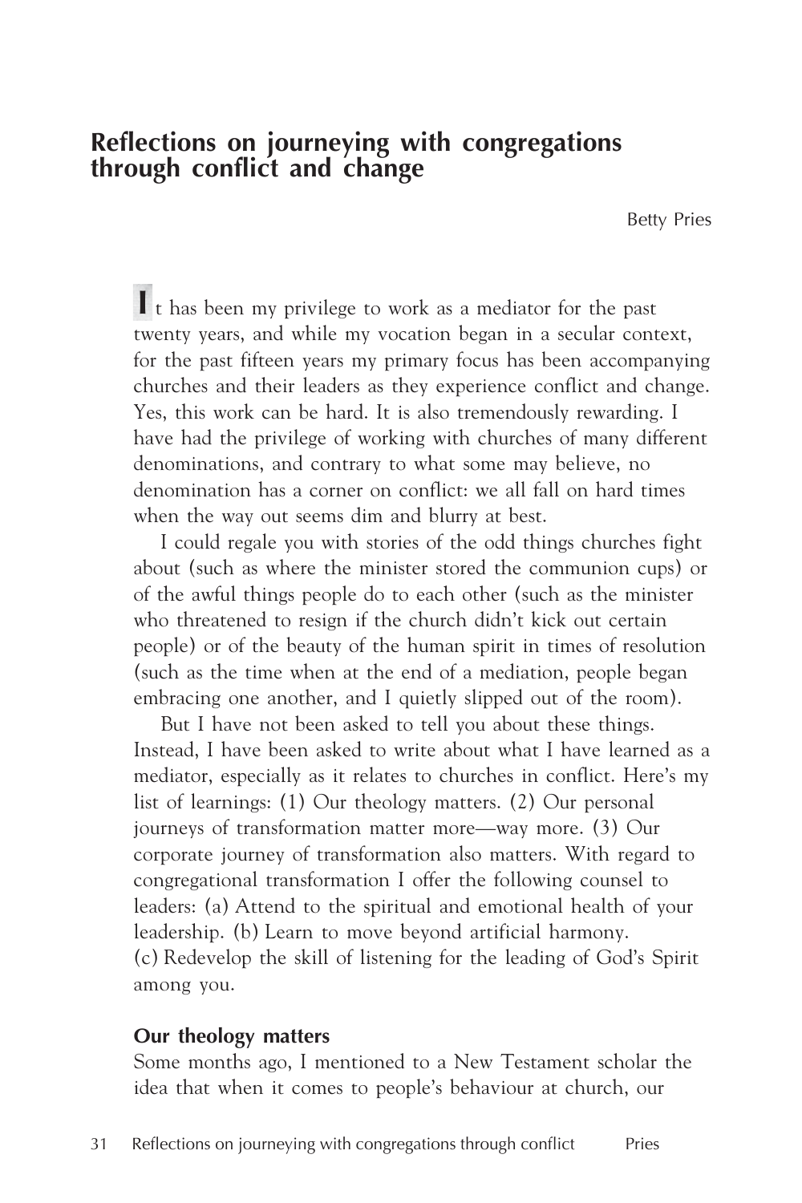# Reflections on journeying with congregations through conflict and change

Betty Pries

It has been my privilege to work as a mediator for the past twenty years, and while my vocation began in a secular context, for the past fifteen years my primary focus has been accompanying churches and their leaders as they experience conflict and change. Yes, this work can be hard. It is also tremendously rewarding. I have had the privilege of working with churches of many different denominations, and contrary to what some may believe, no denomination has a corner on conflict: we all fall on hard times when the way out seems dim and blurry at best.

I could regale you with stories of the odd things churches fight about (such as where the minister stored the communion cups) or of the awful things people do to each other (such as the minister who threatened to resign if the church didn't kick out certain people) or of the beauty of the human spirit in times of resolution (such as the time when at the end of a mediation, people began embracing one another, and I quietly slipped out of the room).

But I have not been asked to tell you about these things. Instead, I have been asked to write about what I have learned as a mediator, especially as it relates to churches in conflict. Here's my list of learnings: (1) Our theology matters. (2) Our personal journeys of transformation matter more—way more. (3) Our corporate journey of transformation also matters. With regard to congregational transformation I offer the following counsel to leaders: (a) Attend to the spiritual and emotional health of your leadership. (b) Learn to move beyond artificial harmony. (c) Redevelop the skill of listening for the leading of God's Spirit among you.

## Our theology matters

Some months ago, I mentioned to a New Testament scholar the idea that when it comes to people's behaviour at church, our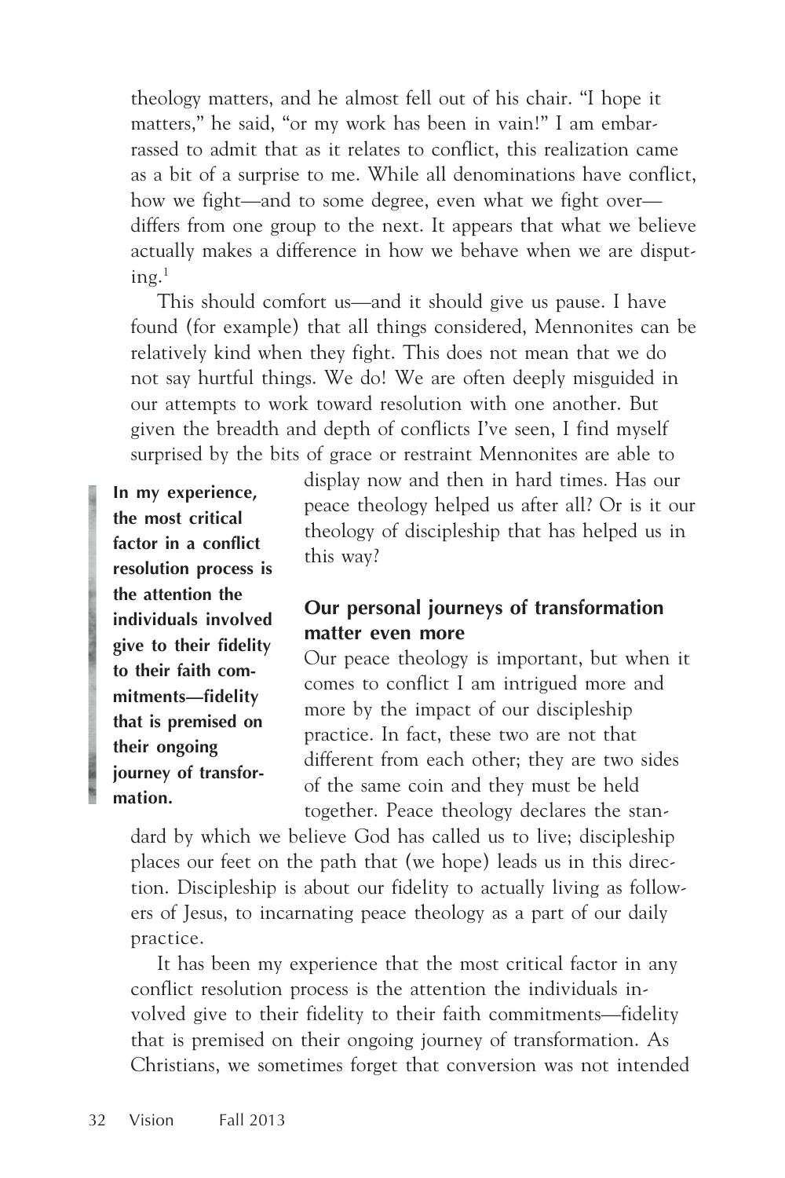theology matters, and he almost fell out of his chair. "I hope it matters," he said, "or my work has been in vain!" I am embarrassed to admit that as it relates to conflict, this realization came as a bit of a surprise to me. While all denominations have conflict, how we fight—and to some degree, even what we fight over—differs from one group to the next. It appears that what we believe actually makes a difference in how we behave when we are disputing.[1]

This should comfort us—and it should give us pause. I have found (for example) that all things considered, Mennonites can be relatively kind when they fight. This does not mean that we do not say hurtful things. We do! We are often deeply misguided in our attempts to work toward resolution with one another. But given the breadth and depth of conflicts I've seen, I find myself surprised by the bits of grace or restraint Mennonites are able to display now and then in hard times. Has our peace theology helped us after all? Or is it our theology of discipleship that has helped us in this way?

> **In my experience, the most critical factor in a conflict resolution process is the attention the individuals involved give to their fidelity to their faith commitments—fidelity that is premised on their ongoing journey of transformation.**

## Our personal journeys of transformation matter even more

Our peace theology is important, but when it comes to conflict I am intrigued more and more by the impact of our discipleship practice. In fact, these two are not that different from each other; they are two sides of the same coin and they must be held together. Peace theology declares the standard by which we believe God has called us to live; discipleship places our feet on the path that (we hope) leads us in this direction. Discipleship is about our fidelity to actually living as followers of Jesus, to incarnating peace theology as a part of our daily practice.

It has been my experience that the most critical factor in any conflict resolution process is the attention the individuals involved give to their fidelity to their faith commitments—fidelity that is premised on their ongoing journey of transformation. As Christians, we sometimes forget that conversion was not intended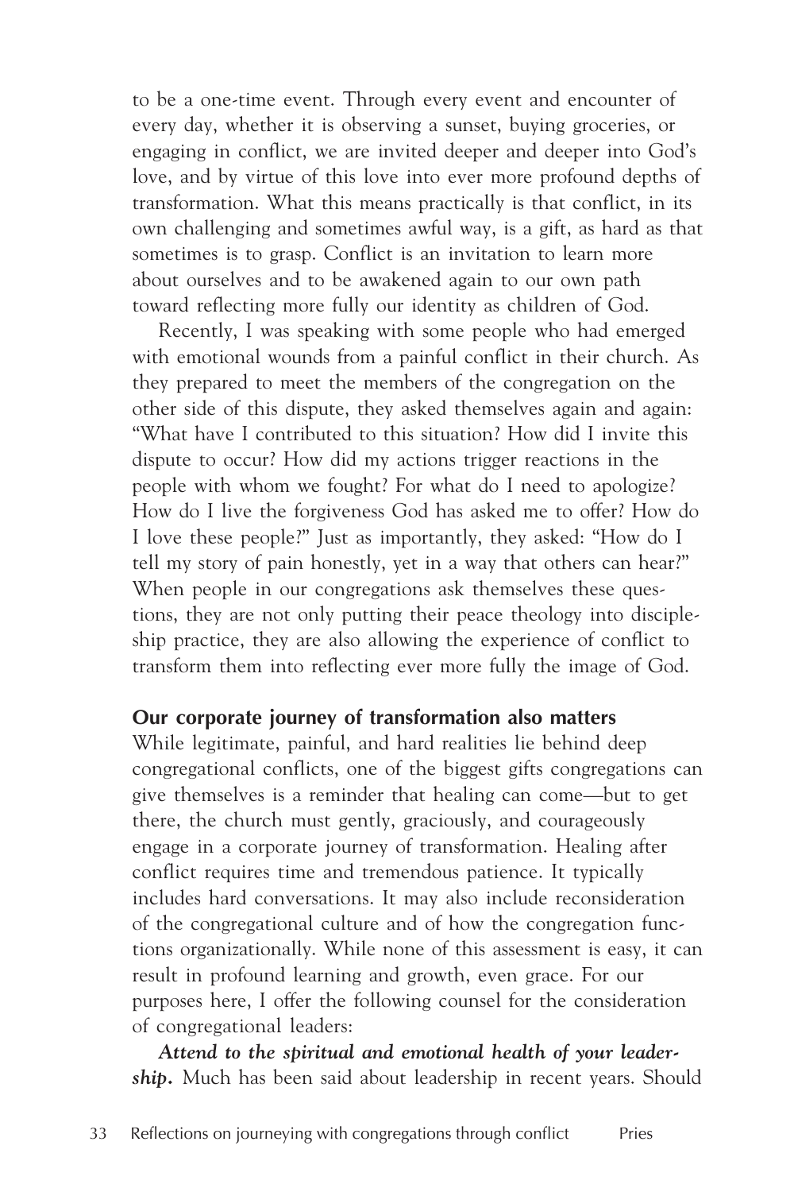to be a one-time event. Through every event and encounter of every day, whether it is observing a sunset, buying groceries, or engaging in conflict, we are invited deeper and deeper into God's love, and by virtue of this love into ever more profound depths of transformation. What this means practically is that conflict, in its own challenging and sometimes awful way, is a gift, as hard as that sometimes is to grasp. Conflict is an invitation to learn more about ourselves and to be awakened again to our own path toward reflecting more fully our identity as children of God.

Recently, I was speaking with some people who had emerged with emotional wounds from a painful conflict in their church. As they prepared to meet the members of the congregation on the other side of this dispute, they asked themselves again and again: "What have I contributed to this situation? How did I invite this dispute to occur? How did my actions trigger reactions in the people with whom we fought? For what do I need to apologize? How do I live the forgiveness God has asked me to offer? How do I love these people?" Just as importantly, they asked: "How do I tell my story of pain honestly, yet in a way that others can hear?" When people in our congregations ask themselves these questions, they are not only putting their peace theology into discipleship practice, they are also allowing the experience of conflict to transform them into reflecting ever more fully the image of God.

### Our corporate journey of transformation also matters

While legitimate, painful, and hard realities lie behind deep congregational conflicts, one of the biggest gifts congregations can give themselves is a reminder that healing can come—but to get there, the church must gently, graciously, and courageously engage in a corporate journey of transformation. Healing after conflict requires time and tremendous patience. It typically includes hard conversations. It may also include reconsideration of the congregational culture and of how the congregation functions organizationally. While none of this assessment is easy, it can result in profound learning and growth, even grace. For our purposes here, I offer the following counsel for the consideration of congregational leaders:

***Attend to the spiritual and emotional health of your leadership.*** Much has been said about leadership in recent years. Should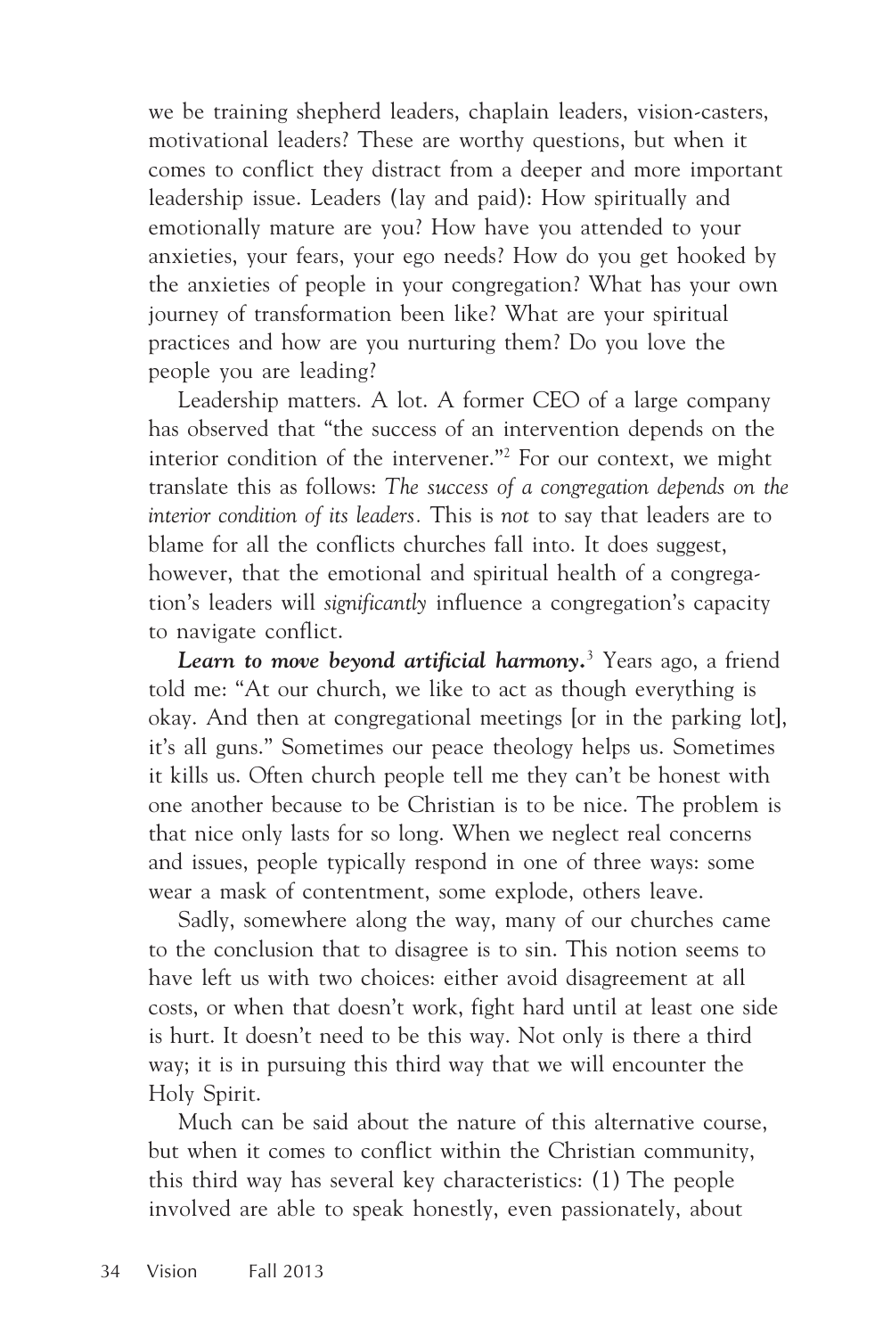we be training shepherd leaders, chaplain leaders, vision-casters, motivational leaders? These are worthy questions, but when it comes to conflict they distract from a deeper and more important leadership issue. Leaders (lay and paid): How spiritually and emotionally mature are you? How have you attended to your anxieties, your fears, your ego needs? How do you get hooked by the anxieties of people in your congregation? What has your own journey of transformation been like? What are your spiritual practices and how are you nurturing them? Do you love the people you are leading?

Leadership matters. A lot. A former CEO of a large company has observed that "the success of an intervention depends on the interior condition of the intervener."[2] For our context, we might translate this as follows: *The success of a congregation depends on the interior condition of its leaders.* This is *not* to say that leaders are to blame for all the conflicts churches fall into. It does suggest, however, that the emotional and spiritual health of a congregation's leaders will *significantly* influence a congregation's capacity to navigate conflict.

***Learn to move beyond artificial harmony.***[3] Years ago, a friend told me: "At our church, we like to act as though everything is okay. And then at congregational meetings [or in the parking lot], it's all guns." Sometimes our peace theology helps us. Sometimes it kills us. Often church people tell me they can't be honest with one another because to be Christian is to be nice. The problem is that nice only lasts for so long. When we neglect real concerns and issues, people typically respond in one of three ways: some wear a mask of contentment, some explode, others leave.

Sadly, somewhere along the way, many of our churches came to the conclusion that to disagree is to sin. This notion seems to have left us with two choices: either avoid disagreement at all costs, or when that doesn't work, fight hard until at least one side is hurt. It doesn't need to be this way. Not only is there a third way; it is in pursuing this third way that we will encounter the Holy Spirit.

Much can be said about the nature of this alternative course, but when it comes to conflict within the Christian community, this third way has several key characteristics: (1) The people involved are able to speak honestly, even passionately, about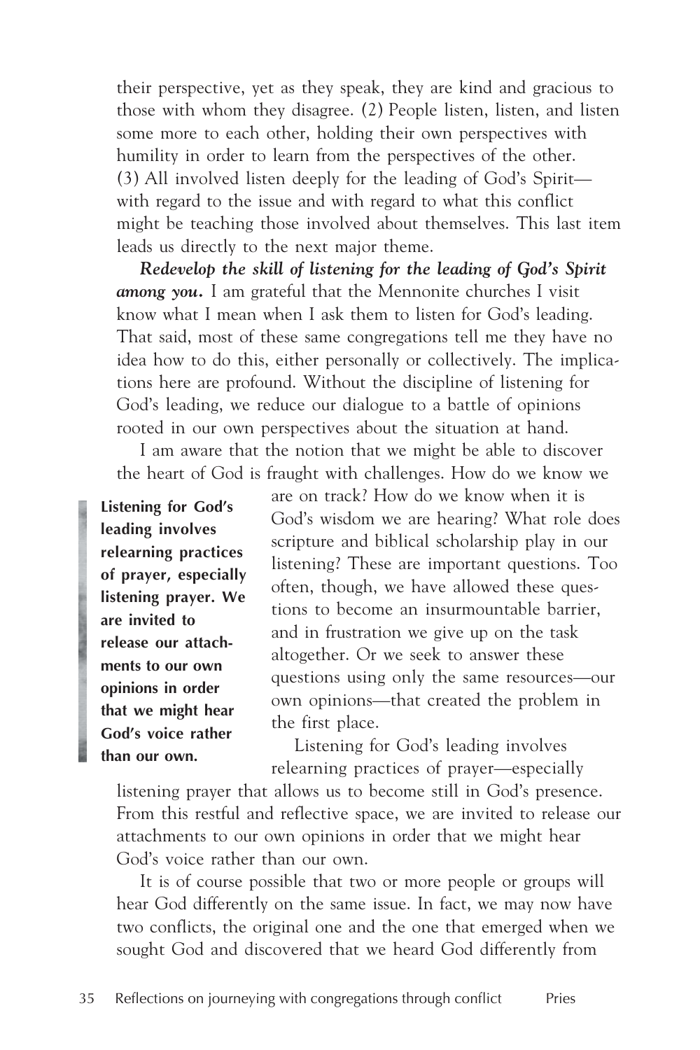their perspective, yet as they speak, they are kind and gracious to those with whom they disagree. (2) People listen, listen, and listen some more to each other, holding their own perspectives with humility in order to learn from the perspectives of the other. (3) All involved listen deeply for the leading of God's Spirit—with regard to the issue and with regard to what this conflict might be teaching those involved about themselves. This last item leads us directly to the next major theme.

***Redevelop the skill of listening for the leading of God's Spirit among you.*** I am grateful that the Mennonite churches I visit know what I mean when I ask them to listen for God's leading. That said, most of these same congregations tell me they have no idea how to do this, either personally or collectively. The implications here are profound. Without the discipline of listening for God's leading, we reduce our dialogue to a battle of opinions rooted in our own perspectives about the situation at hand.

I am aware that the notion that we might be able to discover the heart of God is fraught with challenges. How do we know we are on track? How do we know when it is God's wisdom we are hearing? What role does scripture and biblical scholarship play in our listening? These are important questions. Too often, though, we have allowed these questions to become an insurmountable barrier, and in frustration we give up on the task altogether. Or we seek to answer these questions using only the same resources—our own opinions—that created the problem in the first place.

> **Listening for God's leading involves relearning practices of prayer, especially listening prayer. We are invited to release our attachments to our own opinions in order that we might hear God's voice rather than our own.**

Listening for God's leading involves relearning practices of prayer—especially listening prayer that allows us to become still in God's presence. From this restful and reflective space, we are invited to release our attachments to our own opinions in order that we might hear God's voice rather than our own.

It is of course possible that two or more people or groups will hear God differently on the same issue. In fact, we may now have two conflicts, the original one and the one that emerged when we sought God and discovered that we heard God differently from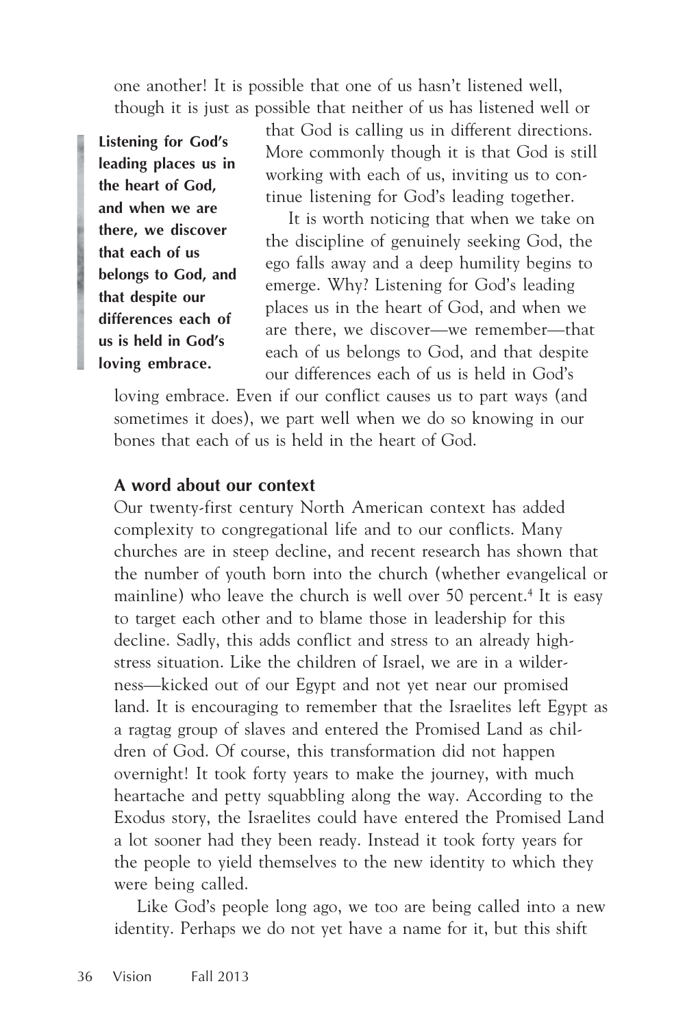one another! It is possible that one of us hasn't listened well, though it is just as possible that neither of us has listened well or that God is calling us in different directions. More commonly though it is that God is still working with each of us, inviting us to continue listening for God's leading together.

> **Listening for God's leading places us in the heart of God, and when we are there, we discover that each of us belongs to God, and that despite our differences each of us is held in God's loving embrace.**

It is worth noticing that when we take on the discipline of genuinely seeking God, the ego falls away and a deep humility begins to emerge. Why? Listening for God's leading places us in the heart of God, and when we are there, we discover—we remember—that each of us belongs to God, and that despite our differences each of us is held in God's loving embrace. Even if our conflict causes us to part ways (and sometimes it does), we part well when we do so knowing in our bones that each of us is held in the heart of God.

### A word about our context

Our twenty-first century North American context has added complexity to congregational life and to our conflicts. Many churches are in steep decline, and recent research has shown that the number of youth born into the church (whether evangelical or mainline) who leave the church is well over 50 percent.[4] It is easy to target each other and to blame those in leadership for this decline. Sadly, this adds conflict and stress to an already high-stress situation. Like the children of Israel, we are in a wilderness—kicked out of our Egypt and not yet near our promised land. It is encouraging to remember that the Israelites left Egypt as a ragtag group of slaves and entered the Promised Land as children of God. Of course, this transformation did not happen overnight! It took forty years to make the journey, with much heartache and petty squabbling along the way. According to the Exodus story, the Israelites could have entered the Promised Land a lot sooner had they been ready. Instead it took forty years for the people to yield themselves to the new identity to which they were being called.

Like God's people long ago, we too are being called into a new identity. Perhaps we do not yet have a name for it, but this shift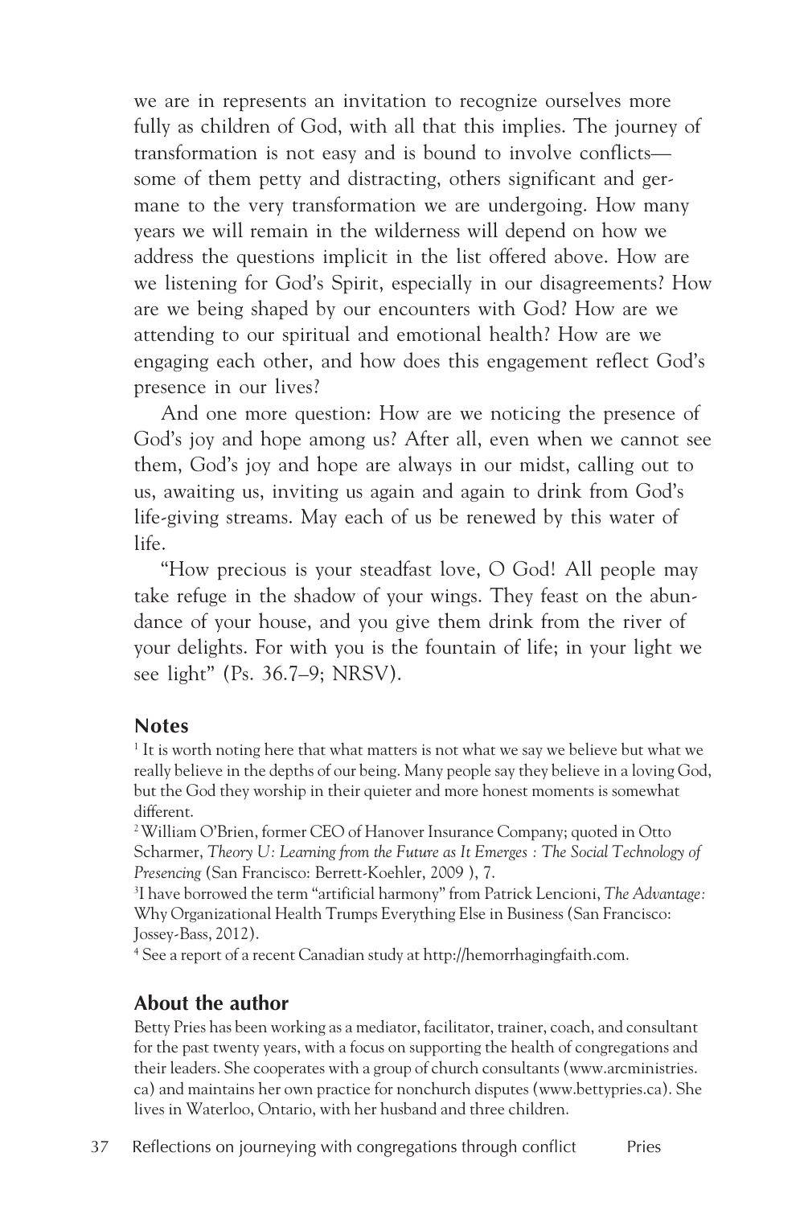we are in represents an invitation to recognize ourselves more fully as children of God, with all that this implies. The journey of transformation is not easy and is bound to involve conflicts—some of them petty and distracting, others significant and germane to the very transformation we are undergoing. How many years we will remain in the wilderness will depend on how we address the questions implicit in the list offered above. How are we listening for God's Spirit, especially in our disagreements? How are we being shaped by our encounters with God? How are we attending to our spiritual and emotional health? How are we engaging each other, and how does this engagement reflect God's presence in our lives?

And one more question: How are we noticing the presence of God's joy and hope among us? After all, even when we cannot see them, God's joy and hope are always in our midst, calling out to us, awaiting us, inviting us again and again to drink from God's life-giving streams. May each of us be renewed by this water of life.

"How precious is your steadfast love, O God! All people may take refuge in the shadow of your wings. They feast on the abundance of your house, and you give them drink from the river of your delights. For with you is the fountain of life; in your light we see light" (Ps. 36.7–9; NRSV).

## Notes

[1] It is worth noting here that what matters is not what we say we believe but what we really believe in the depths of our being. Many people say they believe in a loving God, but the God they worship in their quieter and more honest moments is somewhat different.

[2] William O'Brien, former CEO of Hanover Insurance Company; quoted in Otto Scharmer, *Theory U: Learning from the Future as It Emerges : The Social Technology of Presencing* (San Francisco: Berrett-Koehler, 2009 ), 7.

[3] I have borrowed the term "artificial harmony" from Patrick Lencioni, *The Advantage:* Why Organizational Health Trumps Everything Else in Business (San Francisco: Jossey-Bass, 2012).

[4] See a report of a recent Canadian study at http://hemorrhagingfaith.com.

## About the author

Betty Pries has been working as a mediator, facilitator, trainer, coach, and consultant for the past twenty years, with a focus on supporting the health of congregations and their leaders. She cooperates with a group of church consultants (www.arcministries.ca) and maintains her own practice for nonchurch disputes (www.bettypries.ca). She lives in Waterloo, Ontario, with her husband and three children.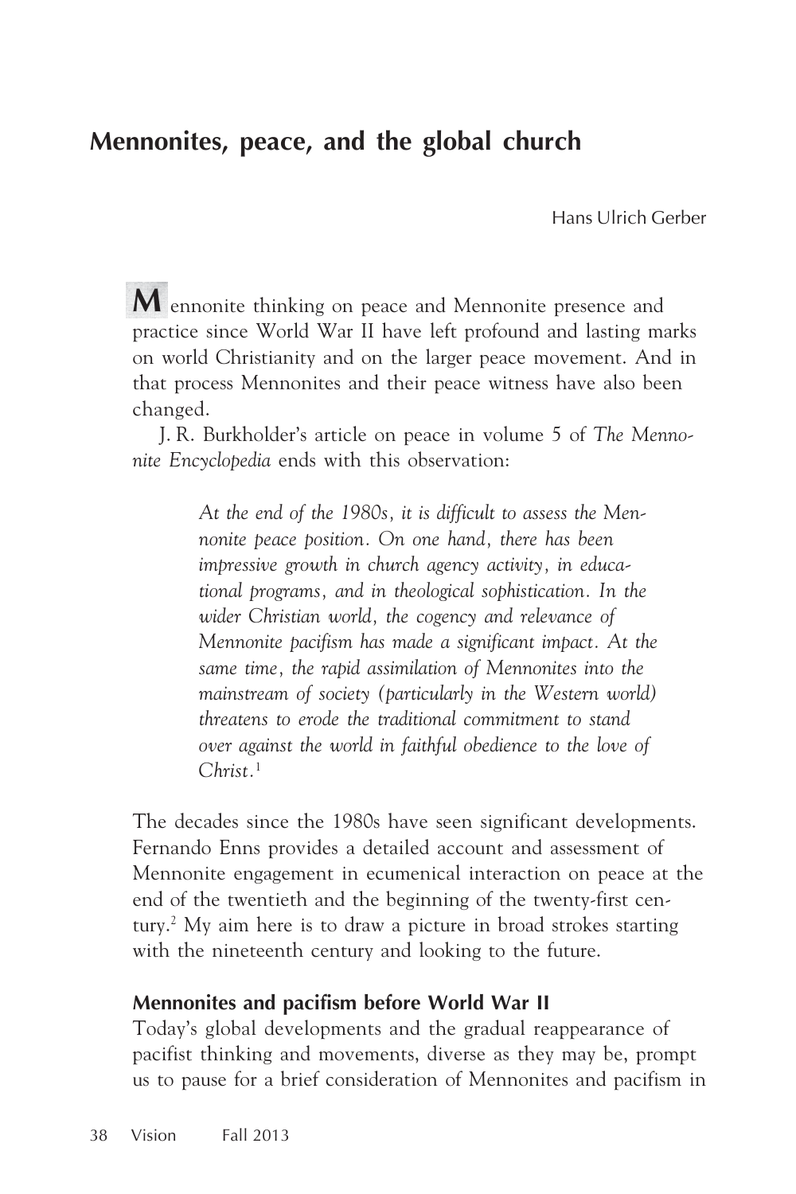# Mennonites, peace, and the global church

Hans Ulrich Gerber

Mennonite thinking on peace and Mennonite presence and practice since World War II have left profound and lasting marks on world Christianity and on the larger peace movement. And in that process Mennonites and their peace witness have also been changed.

J. R. Burkholder's article on peace in volume 5 of *The Mennonite Encyclopedia* ends with this observation:

> *At the end of the 1980s, it is difficult to assess the Mennonite peace position. On one hand, there has been impressive growth in church agency activity, in educational programs, and in theological sophistication. In the wider Christian world, the cogency and relevance of Mennonite pacifism has made a significant impact. At the same time, the rapid assimilation of Mennonites into the mainstream of society (particularly in the Western world) threatens to erode the traditional commitment to stand over against the world in faithful obedience to the love of Christ.*[1]

The decades since the 1980s have seen significant developments. Fernando Enns provides a detailed account and assessment of Mennonite engagement in ecumenical interaction on peace at the end of the twentieth and the beginning of the twenty-first century.[2] My aim here is to draw a picture in broad strokes starting with the nineteenth century and looking to the future.

### Mennonites and pacifism before World War II

Today's global developments and the gradual reappearance of pacifist thinking and movements, diverse as they may be, prompt us to pause for a brief consideration of Mennonites and pacifism in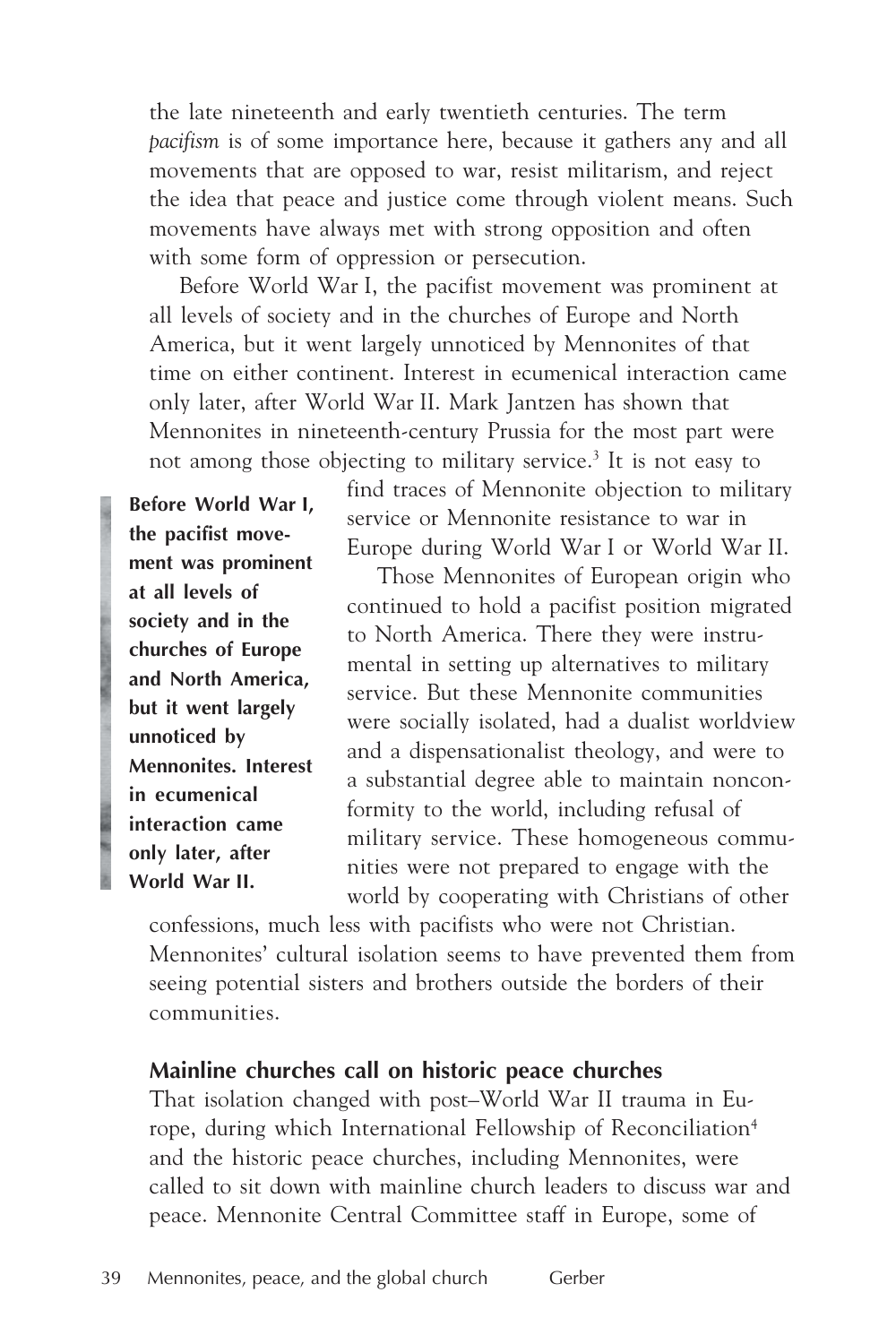the late nineteenth and early twentieth centuries. The term *pacifism* is of some importance here, because it gathers any and all movements that are opposed to war, resist militarism, and reject the idea that peace and justice come through violent means. Such movements have always met with strong opposition and often with some form of oppression or persecution.

Before World War I, the pacifist movement was prominent at all levels of society and in the churches of Europe and North America, but it went largely unnoticed by Mennonites of that time on either continent. Interest in ecumenical interaction came only later, after World War II. Mark Jantzen has shown that Mennonites in nineteenth-century Prussia for the most part were not among those objecting to military service.[3] It is not easy to find traces of Mennonite objection to military service or Mennonite resistance to war in Europe during World War I or World War II.

**Before World War I, the pacifist movement was prominent at all levels of society and in the churches of Europe and North America, but it went largely unnoticed by Mennonites. Interest in ecumenical interaction came only later, after World War II.**

Those Mennonites of European origin who continued to hold a pacifist position migrated to North America. There they were instrumental in setting up alternatives to military service. But these Mennonite communities were socially isolated, had a dualist worldview and a dispensationalist theology, and were to a substantial degree able to maintain nonconformity to the world, including refusal of military service. These homogeneous communities were not prepared to engage with the world by cooperating with Christians of other confessions, much less with pacifists who were not Christian. Mennonites' cultural isolation seems to have prevented them from seeing potential sisters and brothers outside the borders of their communities.

### Mainline churches call on historic peace churches

That isolation changed with post–World War II trauma in Europe, during which International Fellowship of Reconciliation[4] and the historic peace churches, including Mennonites, were called to sit down with mainline church leaders to discuss war and peace. Mennonite Central Committee staff in Europe, some of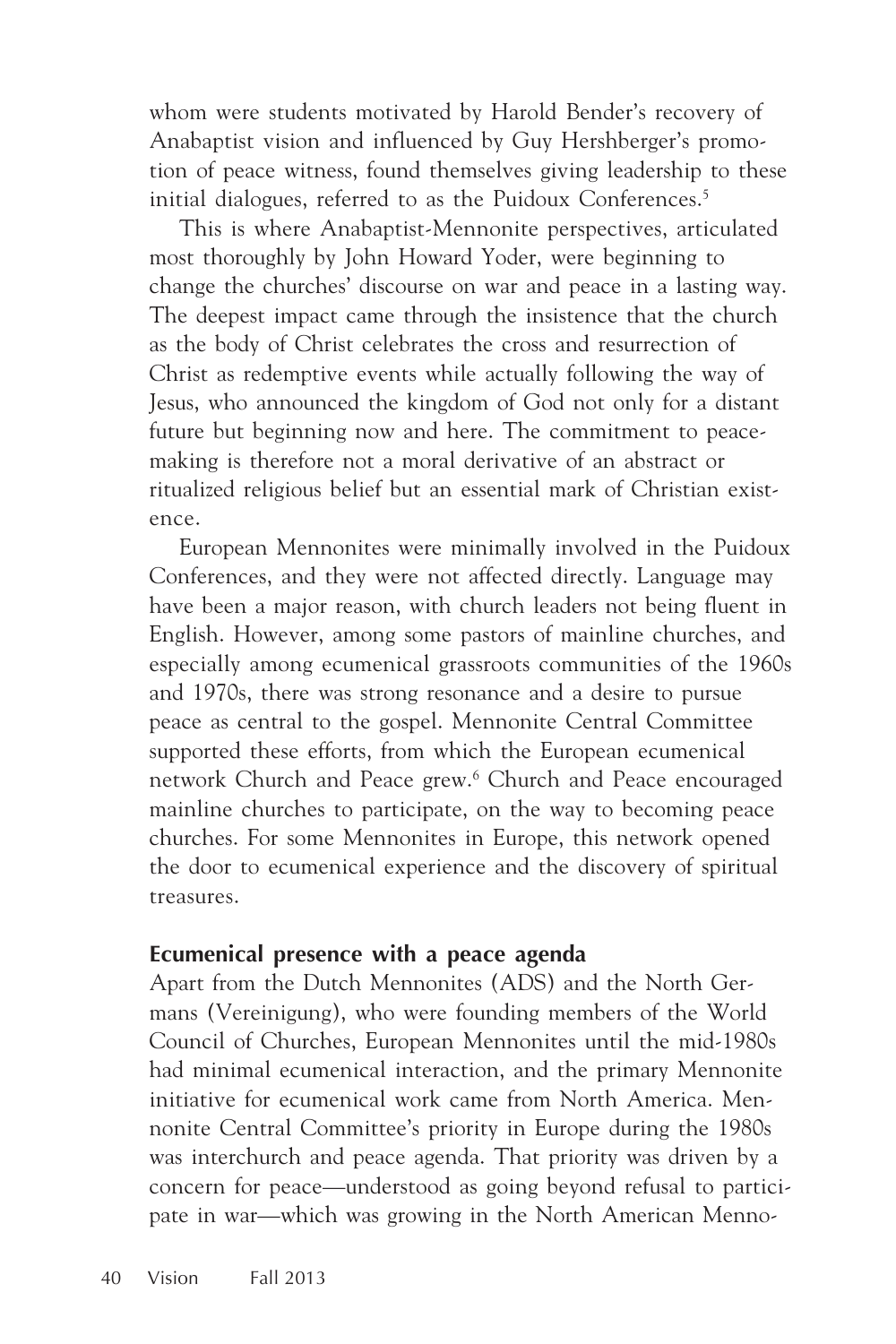whom were students motivated by Harold Bender's recovery of Anabaptist vision and influenced by Guy Hershberger's promotion of peace witness, found themselves giving leadership to these initial dialogues, referred to as the Puidoux Conferences.[5]

This is where Anabaptist-Mennonite perspectives, articulated most thoroughly by John Howard Yoder, were beginning to change the churches' discourse on war and peace in a lasting way. The deepest impact came through the insistence that the church as the body of Christ celebrates the cross and resurrection of Christ as redemptive events while actually following the way of Jesus, who announced the kingdom of God not only for a distant future but beginning now and here. The commitment to peacemaking is therefore not a moral derivative of an abstract or ritualized religious belief but an essential mark of Christian existence.

European Mennonites were minimally involved in the Puidoux Conferences, and they were not affected directly. Language may have been a major reason, with church leaders not being fluent in English. However, among some pastors of mainline churches, and especially among ecumenical grassroots communities of the 1960s and 1970s, there was strong resonance and a desire to pursue peace as central to the gospel. Mennonite Central Committee supported these efforts, from which the European ecumenical network Church and Peace grew.[6] Church and Peace encouraged mainline churches to participate, on the way to becoming peace churches. For some Mennonites in Europe, this network opened the door to ecumenical experience and the discovery of spiritual treasures.

### Ecumenical presence with a peace agenda

Apart from the Dutch Mennonites (ADS) and the North Germans (Vereinigung), who were founding members of the World Council of Churches, European Mennonites until the mid-1980s had minimal ecumenical interaction, and the primary Mennonite initiative for ecumenical work came from North America. Mennonite Central Committee's priority in Europe during the 1980s was interchurch and peace agenda. That priority was driven by a concern for peace—understood as going beyond refusal to participate in war—which was growing in the North American Menno-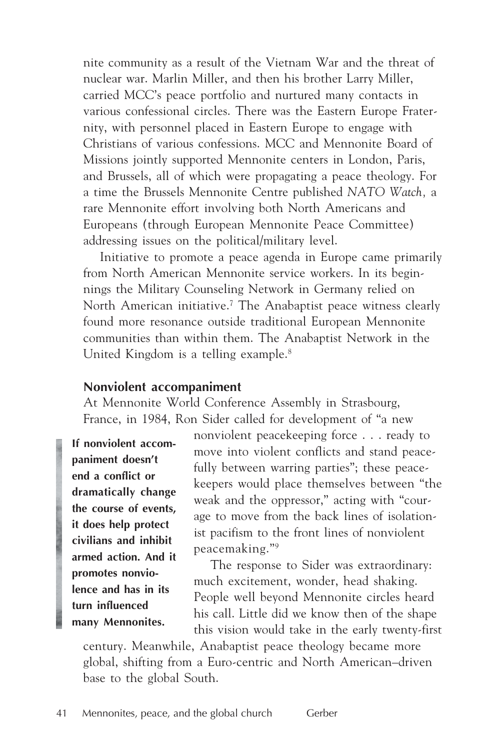nite community as a result of the Vietnam War and the threat of nuclear war. Marlin Miller, and then his brother Larry Miller, carried MCC's peace portfolio and nurtured many contacts in various confessional circles. There was the Eastern Europe Fraternity, with personnel placed in Eastern Europe to engage with Christians of various confessions. MCC and Mennonite Board of Missions jointly supported Mennonite centers in London, Paris, and Brussels, all of which were propagating a peace theology. For a time the Brussels Mennonite Centre published *NATO Watch,* a rare Mennonite effort involving both North Americans and Europeans (through European Mennonite Peace Committee) addressing issues on the political/military level.

Initiative to promote a peace agenda in Europe came primarily from North American Mennonite service workers. In its beginnings the Military Counseling Network in Germany relied on North American initiative.[7] The Anabaptist peace witness clearly found more resonance outside traditional European Mennonite communities than within them. The Anabaptist Network in the United Kingdom is a telling example.[8]

### Nonviolent accompaniment

At Mennonite World Conference Assembly in Strasbourg, France, in 1984, Ron Sider called for development of "a new nonviolent peacekeeping force . . . ready to move into violent conflicts and stand peacefully between warring parties"; these peacekeepers would place themselves between "the weak and the oppressor," acting with "courage to move from the back lines of isolationist pacifism to the front lines of nonviolent peacemaking."[9]

> **If nonviolent accompaniment doesn't end a conflict or dramatically change the course of events, it does help protect civilians and inhibit armed action. And it promotes nonviolence and has in its turn influenced many Mennonites.**

The response to Sider was extraordinary: much excitement, wonder, head shaking. People well beyond Mennonite circles heard his call. Little did we know then of the shape this vision would take in the early twenty-first century. Meanwhile, Anabaptist peace theology became more global, shifting from a Euro-centric and North American–driven base to the global South.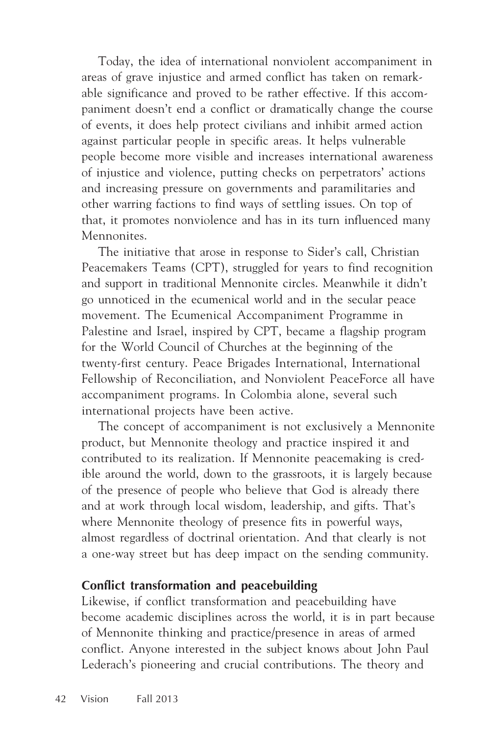Today, the idea of international nonviolent accompaniment in areas of grave injustice and armed conflict has taken on remarkable significance and proved to be rather effective. If this accompaniment doesn't end a conflict or dramatically change the course of events, it does help protect civilians and inhibit armed action against particular people in specific areas. It helps vulnerable people become more visible and increases international awareness of injustice and violence, putting checks on perpetrators' actions and increasing pressure on governments and paramilitaries and other warring factions to find ways of settling issues. On top of that, it promotes nonviolence and has in its turn influenced many Mennonites.

The initiative that arose in response to Sider's call, Christian Peacemakers Teams (CPT), struggled for years to find recognition and support in traditional Mennonite circles. Meanwhile it didn't go unnoticed in the ecumenical world and in the secular peace movement. The Ecumenical Accompaniment Programme in Palestine and Israel, inspired by CPT, became a flagship program for the World Council of Churches at the beginning of the twenty-first century. Peace Brigades International, International Fellowship of Reconciliation, and Nonviolent PeaceForce all have accompaniment programs. In Colombia alone, several such international projects have been active.

The concept of accompaniment is not exclusively a Mennonite product, but Mennonite theology and practice inspired it and contributed to its realization. If Mennonite peacemaking is credible around the world, down to the grassroots, it is largely because of the presence of people who believe that God is already there and at work through local wisdom, leadership, and gifts. That's where Mennonite theology of presence fits in powerful ways, almost regardless of doctrinal orientation. And that clearly is not a one-way street but has deep impact on the sending community.

**Conflict transformation and peacebuilding**

Likewise, if conflict transformation and peacebuilding have become academic disciplines across the world, it is in part because of Mennonite thinking and practice/presence in areas of armed conflict. Anyone interested in the subject knows about John Paul Lederach's pioneering and crucial contributions. The theory and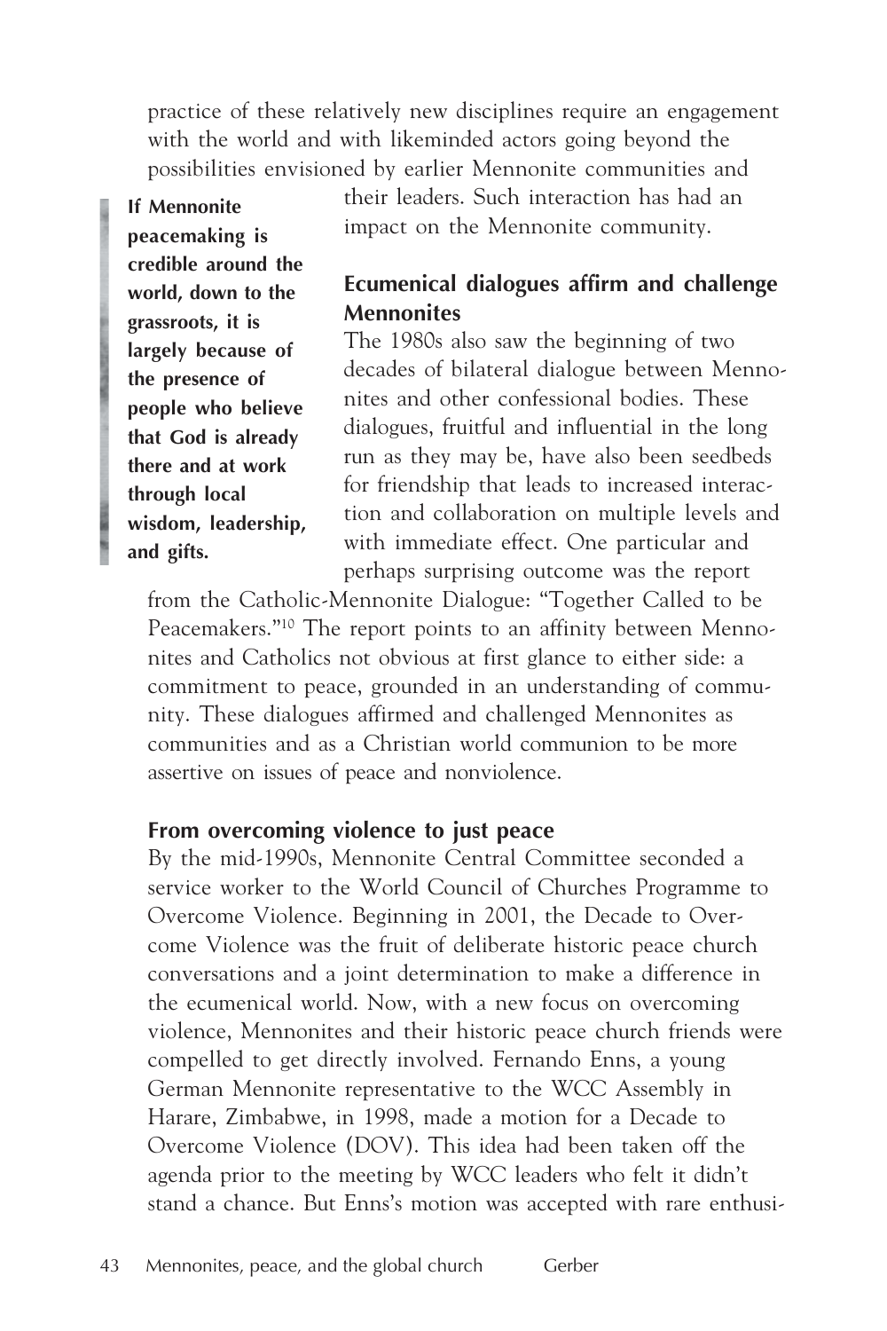practice of these relatively new disciplines require an engagement with the world and with likeminded actors going beyond the possibilities envisioned by earlier Mennonite communities and their leaders. Such interaction has had an impact on the Mennonite community.

**If Mennonite peacemaking is credible around the world, down to the grassroots, it is largely because of the presence of people who believe that God is already there and at work through local wisdom, leadership, and gifts.**

## Ecumenical dialogues affirm and challenge Mennonites

The 1980s also saw the beginning of two decades of bilateral dialogue between Mennonites and other confessional bodies. These dialogues, fruitful and influential in the long run as they may be, have also been seedbeds for friendship that leads to increased interaction and collaboration on multiple levels and with immediate effect. One particular and perhaps surprising outcome was the report from the Catholic-Mennonite Dialogue: "Together Called to be Peacemakers."[10] The report points to an affinity between Mennonites and Catholics not obvious at first glance to either side: a commitment to peace, grounded in an understanding of community. These dialogues affirmed and challenged Mennonites as communities and as a Christian world communion to be more assertive on issues of peace and nonviolence.

## From overcoming violence to just peace

By the mid-1990s, Mennonite Central Committee seconded a service worker to the World Council of Churches Programme to Overcome Violence. Beginning in 2001, the Decade to Overcome Violence was the fruit of deliberate historic peace church conversations and a joint determination to make a difference in the ecumenical world. Now, with a new focus on overcoming violence, Mennonites and their historic peace church friends were compelled to get directly involved. Fernando Enns, a young German Mennonite representative to the WCC Assembly in Harare, Zimbabwe, in 1998, made a motion for a Decade to Overcome Violence (DOV). This idea had been taken off the agenda prior to the meeting by WCC leaders who felt it didn't stand a chance. But Enns's motion was accepted with rare enthusi-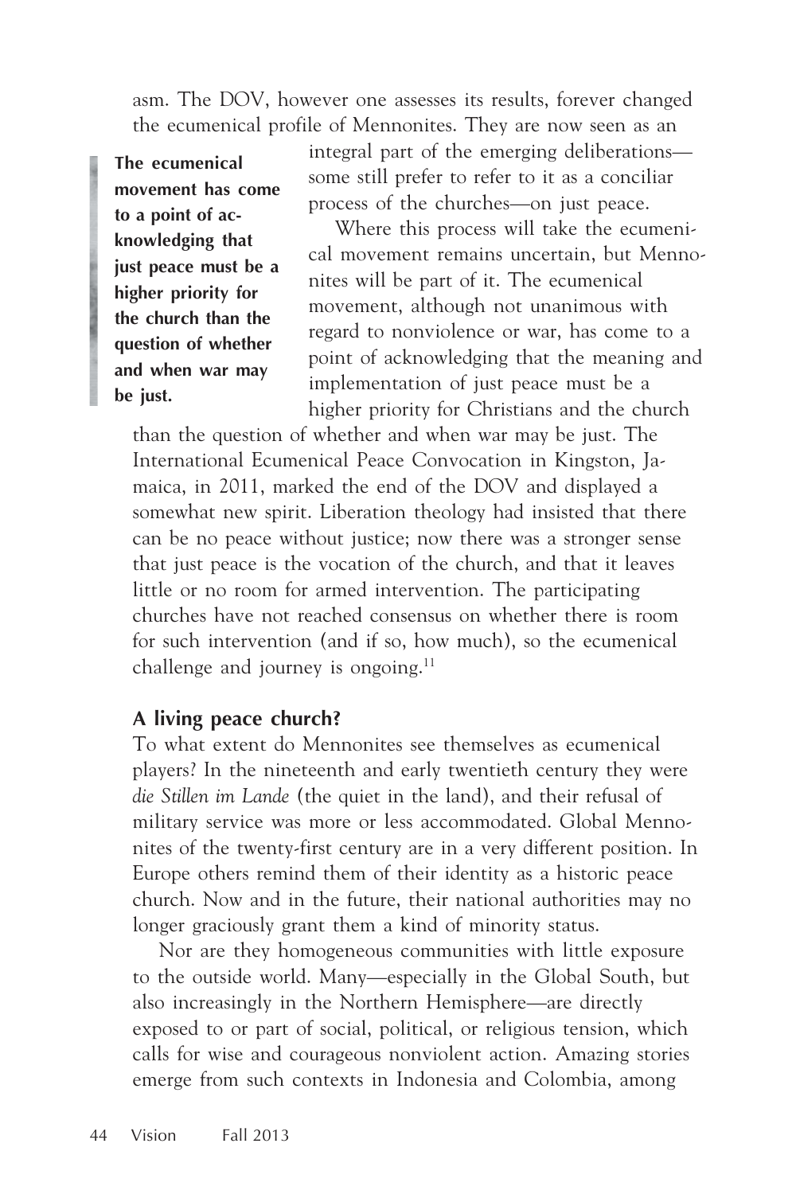asm. The DOV, however one assesses its results, forever changed the ecumenical profile of Mennonites. They are now seen as an integral part of the emerging deliberations—some still prefer to refer to it as a conciliar process of the churches—on just peace.

> **The ecumenical movement has come to a point of acknowledging that just peace must be a higher priority for the church than the question of whether and when war may be just.**

Where this process will take the ecumenical movement remains uncertain, but Mennonites will be part of it. The ecumenical movement, although not unanimous with regard to nonviolence or war, has come to a point of acknowledging that the meaning and implementation of just peace must be a higher priority for Christians and the church than the question of whether and when war may be just. The International Ecumenical Peace Convocation in Kingston, Jamaica, in 2011, marked the end of the DOV and displayed a somewhat new spirit. Liberation theology had insisted that there can be no peace without justice; now there was a stronger sense that just peace is the vocation of the church, and that it leaves little or no room for armed intervention. The participating churches have not reached consensus on whether there is room for such intervention (and if so, how much), so the ecumenical challenge and journey is ongoing.[11]

### A living peace church?

To what extent do Mennonites see themselves as ecumenical players? In the nineteenth and early twentieth century they were *die Stillen im Lande* (the quiet in the land), and their refusal of military service was more or less accommodated. Global Mennonites of the twenty-first century are in a very different position. In Europe others remind them of their identity as a historic peace church. Now and in the future, their national authorities may no longer graciously grant them a kind of minority status.

Nor are they homogeneous communities with little exposure to the outside world. Many—especially in the Global South, but also increasingly in the Northern Hemisphere—are directly exposed to or part of social, political, or religious tension, which calls for wise and courageous nonviolent action. Amazing stories emerge from such contexts in Indonesia and Colombia, among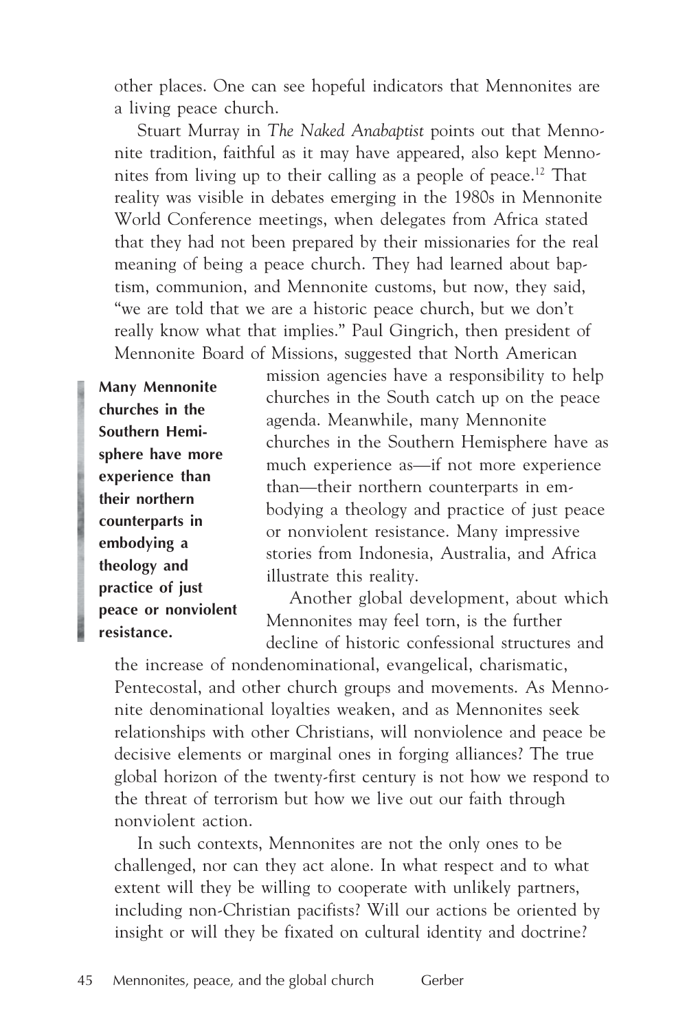other places. One can see hopeful indicators that Mennonites are a living peace church.

Stuart Murray in *The Naked Anabaptist* points out that Mennonite tradition, faithful as it may have appeared, also kept Mennonites from living up to their calling as a people of peace.[12] That reality was visible in debates emerging in the 1980s in Mennonite World Conference meetings, when delegates from Africa stated that they had not been prepared by their missionaries for the real meaning of being a peace church. They had learned about baptism, communion, and Mennonite customs, but now, they said, "we are told that we are a historic peace church, but we don't really know what that implies." Paul Gingrich, then president of Mennonite Board of Missions, suggested that North American mission agencies have a responsibility to help churches in the South catch up on the peace agenda. Meanwhile, many Mennonite churches in the Southern Hemisphere have as much experience as—if not more experience than—their northern counterparts in embodying a theology and practice of just peace or nonviolent resistance. Many impressive stories from Indonesia, Australia, and Africa illustrate this reality.

> **Many Mennonite churches in the Southern Hemisphere have more experience than their northern counterparts in embodying a theology and practice of just peace or nonviolent resistance.**

Another global development, about which Mennonites may feel torn, is the further decline of historic confessional structures and the increase of nondenominational, evangelical, charismatic, Pentecostal, and other church groups and movements. As Mennonite denominational loyalties weaken, and as Mennonites seek relationships with other Christians, will nonviolence and peace be decisive elements or marginal ones in forging alliances? The true global horizon of the twenty-first century is not how we respond to the threat of terrorism but how we live out our faith through nonviolent action.

In such contexts, Mennonites are not the only ones to be challenged, nor can they act alone. In what respect and to what extent will they be willing to cooperate with unlikely partners, including non-Christian pacifists? Will our actions be oriented by insight or will they be fixated on cultural identity and doctrine?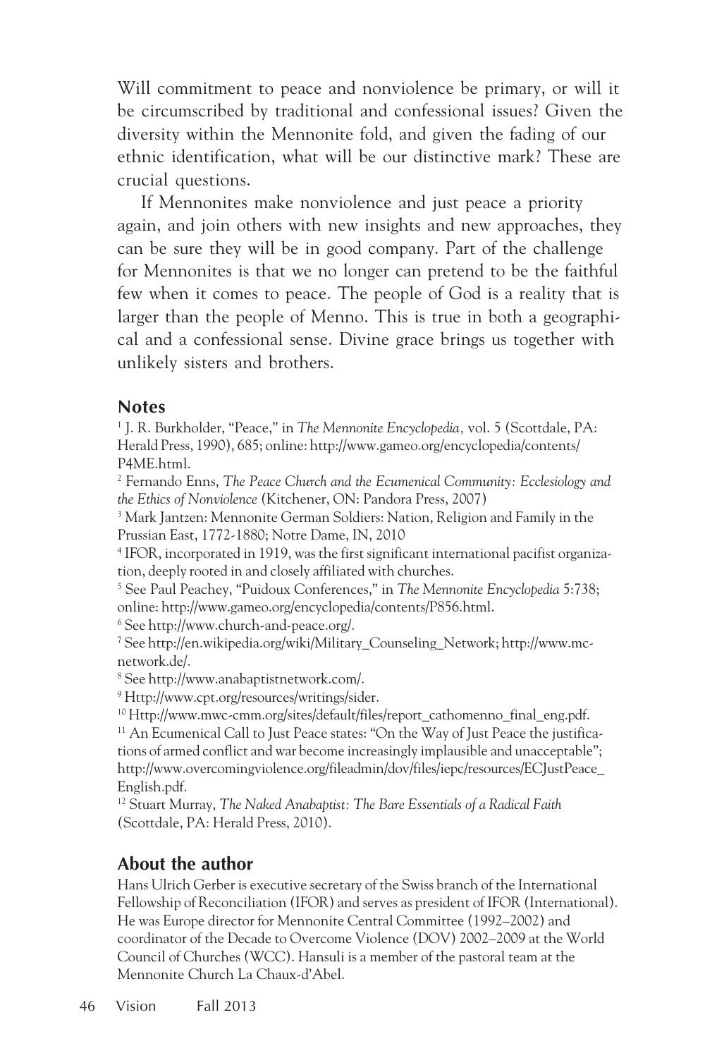Will commitment to peace and nonviolence be primary, or will it be circumscribed by traditional and confessional issues? Given the diversity within the Mennonite fold, and given the fading of our ethnic identification, what will be our distinctive mark? These are crucial questions.

If Mennonites make nonviolence and just peace a priority again, and join others with new insights and new approaches, they can be sure they will be in good company. Part of the challenge for Mennonites is that we no longer can pretend to be the faithful few when it comes to peace. The people of God is a reality that is larger than the people of Menno. This is true in both a geographical and a confessional sense. Divine grace brings us together with unlikely sisters and brothers.

## Notes

[1] J. R. Burkholder, "Peace," in *The Mennonite Encyclopedia,* vol. 5 (Scottdale, PA: Herald Press, 1990), 685; online: http://www.gameo.org/encyclopedia/contents/P4ME.html.

[2] Fernando Enns, *The Peace Church and the Ecumenical Community: Ecclesiology and the Ethics of Nonviolence* (Kitchener, ON: Pandora Press, 2007)

[3] Mark Jantzen: Mennonite German Soldiers: Nation, Religion and Family in the Prussian East, 1772-1880; Notre Dame, IN, 2010

[4] IFOR, incorporated in 1919, was the first significant international pacifist organization, deeply rooted in and closely affiliated with churches.

[5] See Paul Peachey, "Puidoux Conferences," in *The Mennonite Encyclopedia* 5:738; online: http://www.gameo.org/encyclopedia/contents/P856.html.

[6] See http://www.church-and-peace.org/.

[7] See http://en.wikipedia.org/wiki/Military_Counseling_Network; http://www.mc-network.de/.

[8] See http://www.anabaptistnetwork.com/.

[9] Http://www.cpt.org/resources/writings/sider.

[10] Http://www.mwc-cmm.org/sites/default/files/report_cathomenno_final_eng.pdf.

[11] An Ecumenical Call to Just Peace states: "On the Way of Just Peace the justifications of armed conflict and war become increasingly implausible and unacceptable"; http://www.overcomingviolence.org/fileadmin/dov/files/iepc/resources/ECJustPeace_English.pdf.

[12] Stuart Murray, *The Naked Anabaptist: The Bare Essentials of a Radical Faith* (Scottdale, PA: Herald Press, 2010).

## About the author

Hans Ulrich Gerber is executive secretary of the Swiss branch of the International Fellowship of Reconciliation (IFOR) and serves as president of IFOR (International). He was Europe director for Mennonite Central Committee (1992–2002) and coordinator of the Decade to Overcome Violence (DOV) 2002–2009 at the World Council of Churches (WCC). Hansuli is a member of the pastoral team at the Mennonite Church La Chaux-d'Abel.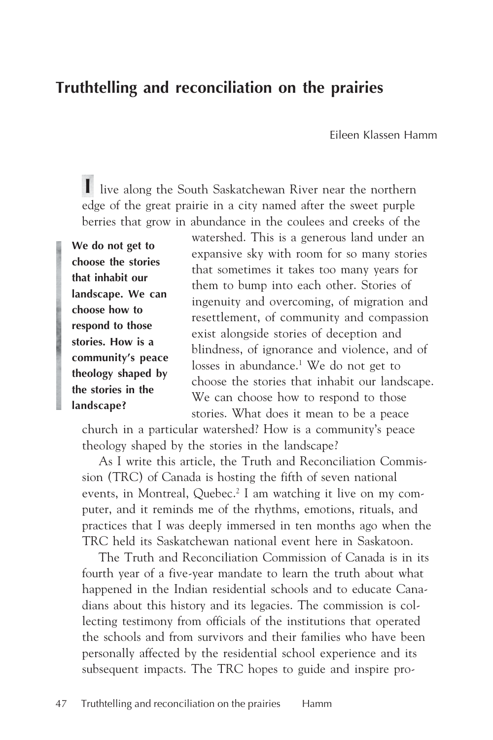# Truthtelling and reconciliation on the prairies

Eileen Klassen Hamm

> **We do not get to choose the stories that inhabit our landscape. We can choose how to respond to those stories. How is a community's peace theology shaped by the stories in the landscape?**

I live along the South Saskatchewan River near the northern edge of the great prairie in a city named after the sweet purple berries that grow in abundance in the coulees and creeks of the watershed. This is a generous land under an expansive sky with room for so many stories that sometimes it takes too many years for them to bump into each other. Stories of ingenuity and overcoming, of migration and resettlement, of community and compassion exist alongside stories of deception and blindness, of ignorance and violence, and of losses in abundance.[1] We do not get to choose the stories that inhabit our landscape. We can choose how to respond to those stories. What does it mean to be a peace church in a particular watershed? How is a community's peace theology shaped by the stories in the landscape?

As I write this article, the Truth and Reconciliation Commission (TRC) of Canada is hosting the fifth of seven national events, in Montreal, Quebec.[2] I am watching it live on my computer, and it reminds me of the rhythms, emotions, rituals, and practices that I was deeply immersed in ten months ago when the TRC held its Saskatchewan national event here in Saskatoon.

The Truth and Reconciliation Commission of Canada is in its fourth year of a five-year mandate to learn the truth about what happened in the Indian residential schools and to educate Canadians about this history and its legacies. The commission is collecting testimony from officials of the institutions that operated the schools and from survivors and their families who have been personally affected by the residential school experience and its subsequent impacts. The TRC hopes to guide and inspire pro-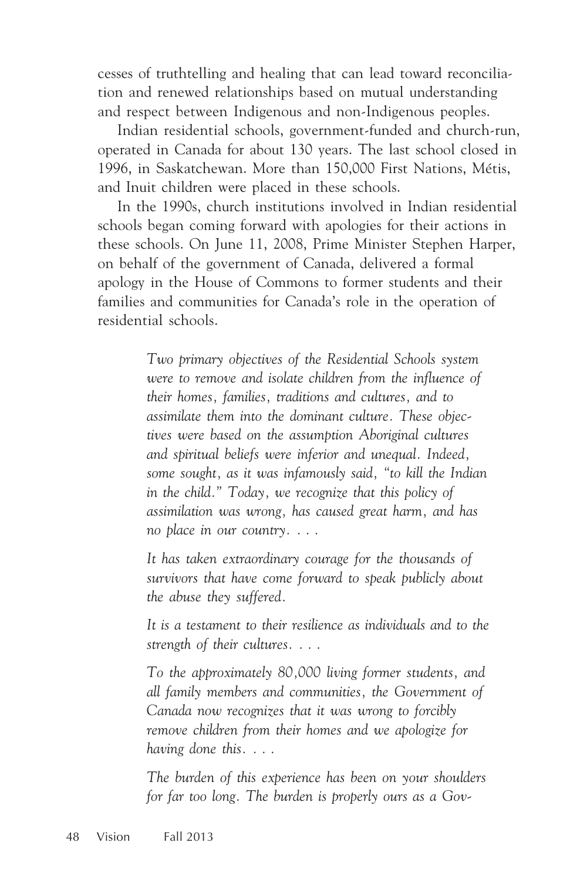cesses of truthtelling and healing that can lead toward reconciliation and renewed relationships based on mutual understanding and respect between Indigenous and non-Indigenous peoples.

Indian residential schools, government-funded and church-run, operated in Canada for about 130 years. The last school closed in 1996, in Saskatchewan. More than 150,000 First Nations, Métis, and Inuit children were placed in these schools.

In the 1990s, church institutions involved in Indian residential schools began coming forward with apologies for their actions in these schools. On June 11, 2008, Prime Minister Stephen Harper, on behalf of the government of Canada, delivered a formal apology in the House of Commons to former students and their families and communities for Canada's role in the operation of residential schools.

> *Two primary objectives of the Residential Schools system were to remove and isolate children from the influence of their homes, families, traditions and cultures, and to assimilate them into the dominant culture. These objectives were based on the assumption Aboriginal cultures and spiritual beliefs were inferior and unequal. Indeed, some sought, as it was infamously said, "to kill the Indian in the child." Today, we recognize that this policy of assimilation was wrong, has caused great harm, and has no place in our country. . . .*
>
> *It has taken extraordinary courage for the thousands of survivors that have come forward to speak publicly about the abuse they suffered.*
>
> *It is a testament to their resilience as individuals and to the strength of their cultures. . . .*
>
> *To the approximately 80,000 living former students, and all family members and communities, the Government of Canada now recognizes that it was wrong to forcibly remove children from their homes and we apologize for having done this. . . .*
>
> *The burden of this experience has been on your shoulders for far too long. The burden is properly ours as a Gov-*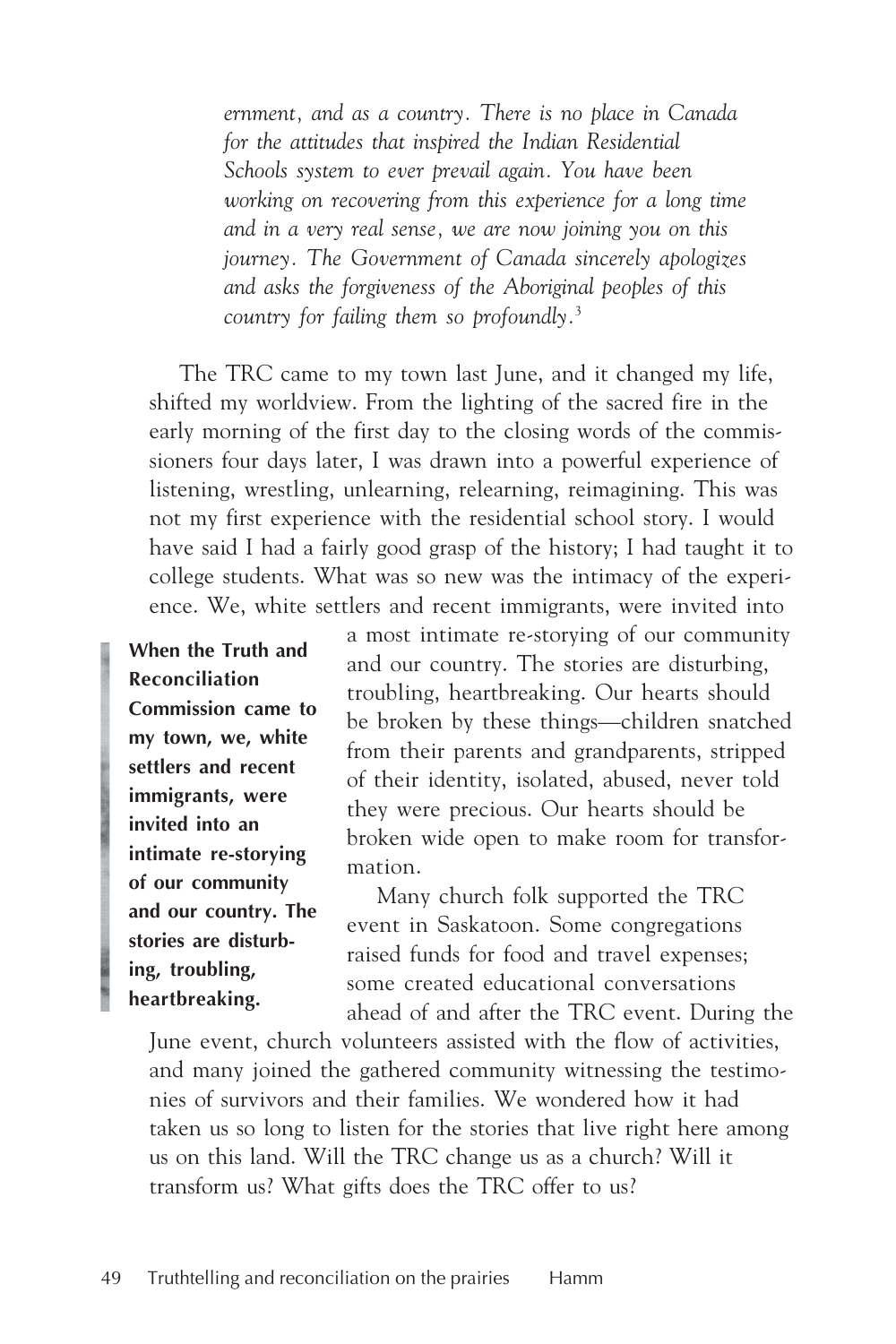*ernment, and as a country. There is no place in Canada for the attitudes that inspired the Indian Residential Schools system to ever prevail again. You have been working on recovering from this experience for a long time and in a very real sense, we are now joining you on this journey. The Government of Canada sincerely apologizes and asks the forgiveness of the Aboriginal peoples of this country for failing them so profoundly.*[3]

The TRC came to my town last June, and it changed my life, shifted my worldview. From the lighting of the sacred fire in the early morning of the first day to the closing words of the commissioners four days later, I was drawn into a powerful experience of listening, wrestling, unlearning, relearning, reimagining. This was not my first experience with the residential school story. I would have said I had a fairly good grasp of the history; I had taught it to college students. What was so new was the intimacy of the experience. We, white settlers and recent immigrants, were invited into a most intimate re-storying of our community and our country. The stories are disturbing, troubling, heartbreaking. Our hearts should be broken by these things—children snatched from their parents and grandparents, stripped of their identity, isolated, abused, never told they were precious. Our hearts should be broken wide open to make room for transformation.

> **When the Truth and Reconciliation Commission came to my town, we, white settlers and recent immigrants, were invited into an intimate re-storying of our community and our country. The stories are disturbing, troubling, heartbreaking.**

Many church folk supported the TRC event in Saskatoon. Some congregations raised funds for food and travel expenses; some created educational conversations ahead of and after the TRC event. During the June event, church volunteers assisted with the flow of activities, and many joined the gathered community witnessing the testimonies of survivors and their families. We wondered how it had taken us so long to listen for the stories that live right here among us on this land. Will the TRC change us as a church? Will it transform us? What gifts does the TRC offer to us?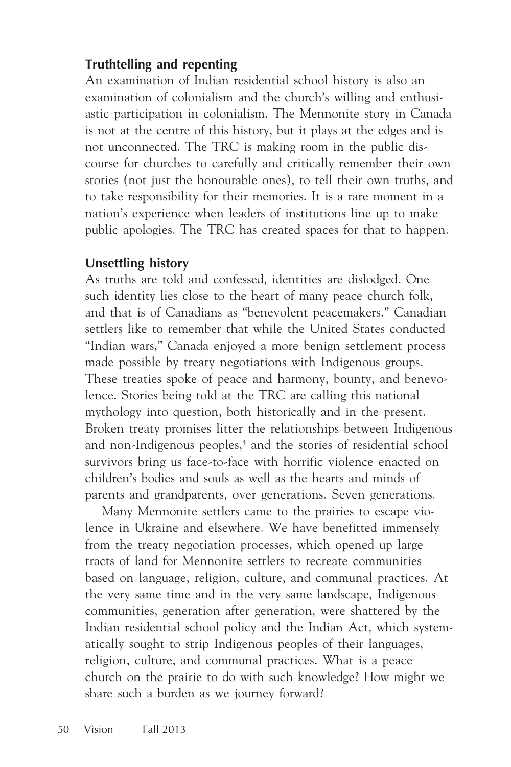### Truthtelling and repenting

An examination of Indian residential school history is also an examination of colonialism and the church's willing and enthusiastic participation in colonialism. The Mennonite story in Canada is not at the centre of this history, but it plays at the edges and is not unconnected. The TRC is making room in the public discourse for churches to carefully and critically remember their own stories (not just the honourable ones), to tell their own truths, and to take responsibility for their memories. It is a rare moment in a nation's experience when leaders of institutions line up to make public apologies. The TRC has created spaces for that to happen.

### Unsettling history

As truths are told and confessed, identities are dislodged. One such identity lies close to the heart of many peace church folk, and that is of Canadians as "benevolent peacemakers." Canadian settlers like to remember that while the United States conducted "Indian wars," Canada enjoyed a more benign settlement process made possible by treaty negotiations with Indigenous groups. These treaties spoke of peace and harmony, bounty, and benevolence. Stories being told at the TRC are calling this national mythology into question, both historically and in the present. Broken treaty promises litter the relationships between Indigenous and non-Indigenous peoples,[4] and the stories of residential school survivors bring us face-to-face with horrific violence enacted on children's bodies and souls as well as the hearts and minds of parents and grandparents, over generations. Seven generations.

Many Mennonite settlers came to the prairies to escape violence in Ukraine and elsewhere. We have benefitted immensely from the treaty negotiation processes, which opened up large tracts of land for Mennonite settlers to recreate communities based on language, religion, culture, and communal practices. At the very same time and in the very same landscape, Indigenous communities, generation after generation, were shattered by the Indian residential school policy and the Indian Act, which systematically sought to strip Indigenous peoples of their languages, religion, culture, and communal practices. What is a peace church on the prairie to do with such knowledge? How might we share such a burden as we journey forward?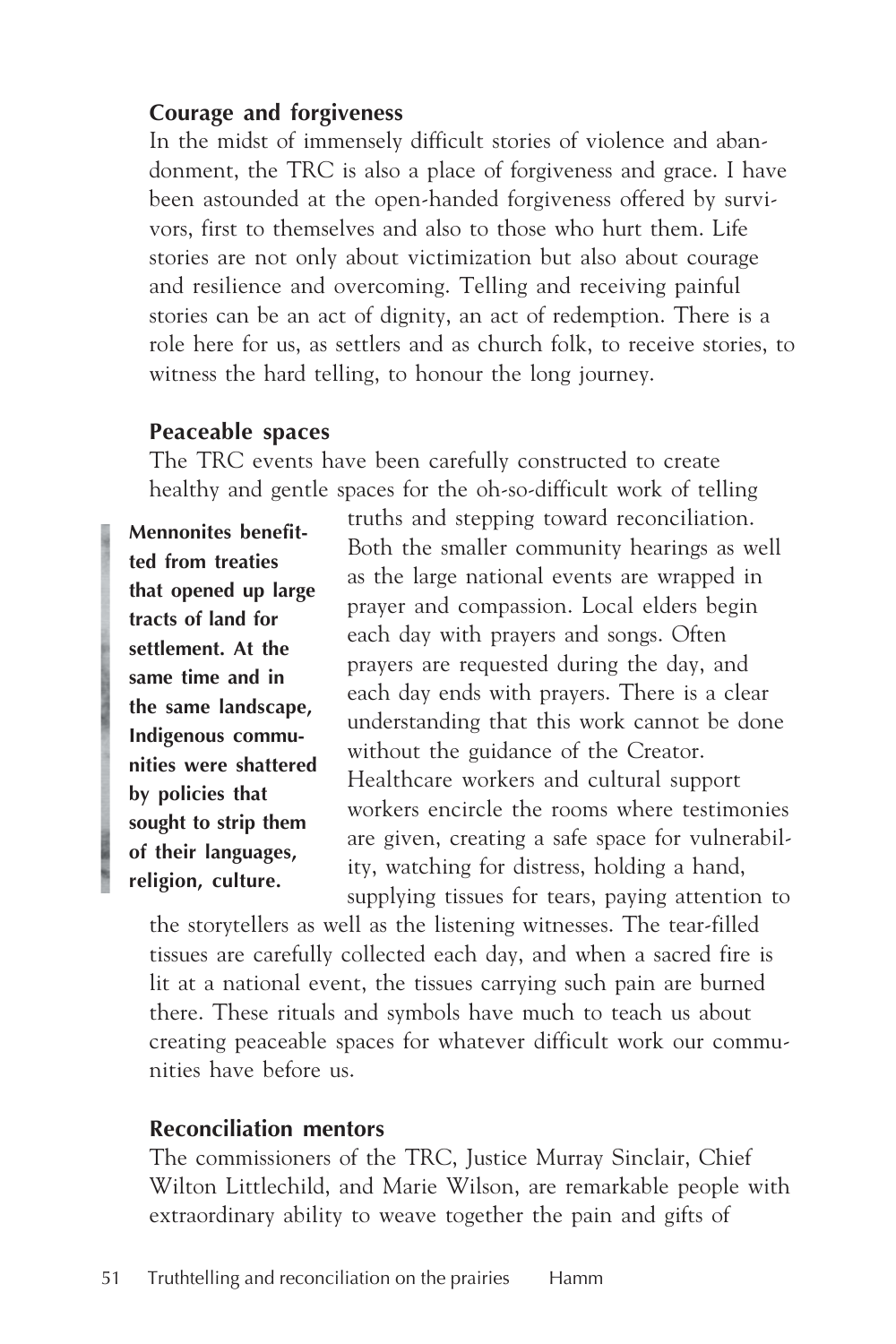### Courage and forgiveness

In the midst of immensely difficult stories of violence and abandonment, the TRC is also a place of forgiveness and grace. I have been astounded at the open-handed forgiveness offered by survivors, first to themselves and also to those who hurt them. Life stories are not only about victimization but also about courage and resilience and overcoming. Telling and receiving painful stories can be an act of dignity, an act of redemption. There is a role here for us, as settlers and as church folk, to receive stories, to witness the hard telling, to honour the long journey.

### Peaceable spaces

The TRC events have been carefully constructed to create healthy and gentle spaces for the oh-so-difficult work of telling truths and stepping toward reconciliation. Both the smaller community hearings as well as the large national events are wrapped in prayer and compassion. Local elders begin each day with prayers and songs. Often prayers are requested during the day, and each day ends with prayers. There is a clear understanding that this work cannot be done without the guidance of the Creator. Healthcare workers and cultural support workers encircle the rooms where testimonies are given, creating a safe space for vulnerability, watching for distress, holding a hand, supplying tissues for tears, paying attention to the storytellers as well as the listening witnesses. The tear-filled tissues are carefully collected each day, and when a sacred fire is lit at a national event, the tissues carrying such pain are burned there. These rituals and symbols have much to teach us about creating peaceable spaces for whatever difficult work our communities have before us.

> **Mennonites benefitted from treaties that opened up large tracts of land for settlement. At the same time and in the same landscape, Indigenous communities were shattered by policies that sought to strip them of their languages, religion, culture.**

### Reconciliation mentors

The commissioners of the TRC, Justice Murray Sinclair, Chief Wilton Littlechild, and Marie Wilson, are remarkable people with extraordinary ability to weave together the pain and gifts of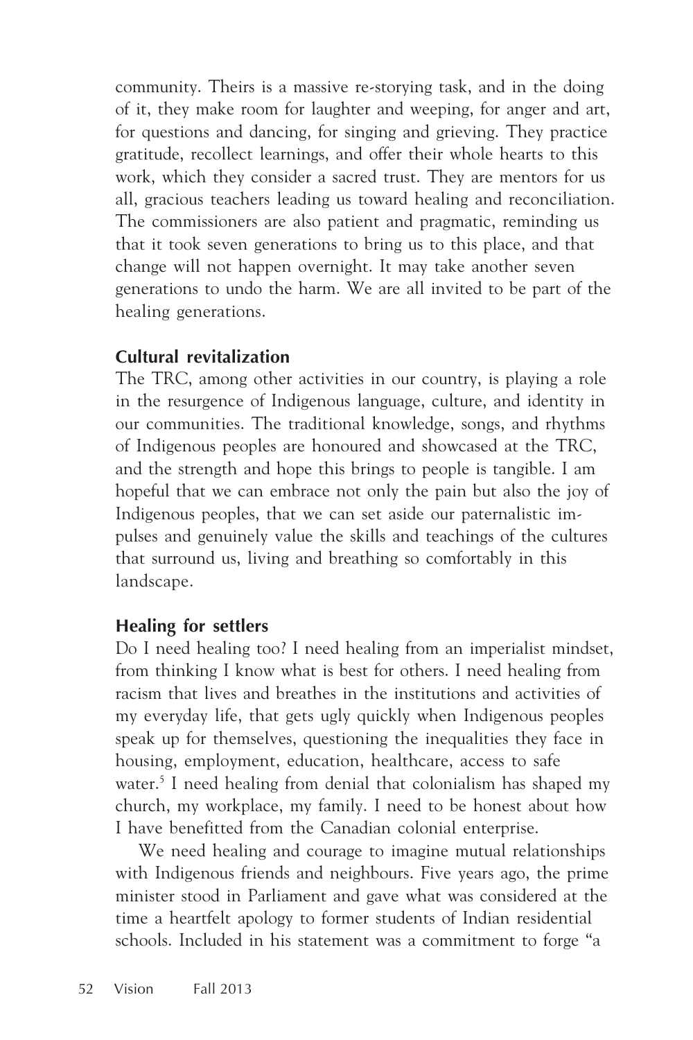community. Theirs is a massive re-storying task, and in the doing of it, they make room for laughter and weeping, for anger and art, for questions and dancing, for singing and grieving. They practice gratitude, recollect learnings, and offer their whole hearts to this work, which they consider a sacred trust. They are mentors for us all, gracious teachers leading us toward healing and reconciliation. The commissioners are also patient and pragmatic, reminding us that it took seven generations to bring us to this place, and that change will not happen overnight. It may take another seven generations to undo the harm. We are all invited to be part of the healing generations.

### Cultural revitalization

The TRC, among other activities in our country, is playing a role in the resurgence of Indigenous language, culture, and identity in our communities. The traditional knowledge, songs, and rhythms of Indigenous peoples are honoured and showcased at the TRC, and the strength and hope this brings to people is tangible. I am hopeful that we can embrace not only the pain but also the joy of Indigenous peoples, that we can set aside our paternalistic impulses and genuinely value the skills and teachings of the cultures that surround us, living and breathing so comfortably in this landscape.

### Healing for settlers

Do I need healing too? I need healing from an imperialist mindset, from thinking I know what is best for others. I need healing from racism that lives and breathes in the institutions and activities of my everyday life, that gets ugly quickly when Indigenous peoples speak up for themselves, questioning the inequalities they face in housing, employment, education, healthcare, access to safe water.[5] I need healing from denial that colonialism has shaped my church, my workplace, my family. I need to be honest about how I have benefitted from the Canadian colonial enterprise.

We need healing and courage to imagine mutual relationships with Indigenous friends and neighbours. Five years ago, the prime minister stood in Parliament and gave what was considered at the time a heartfelt apology to former students of Indian residential schools. Included in his statement was a commitment to forge "a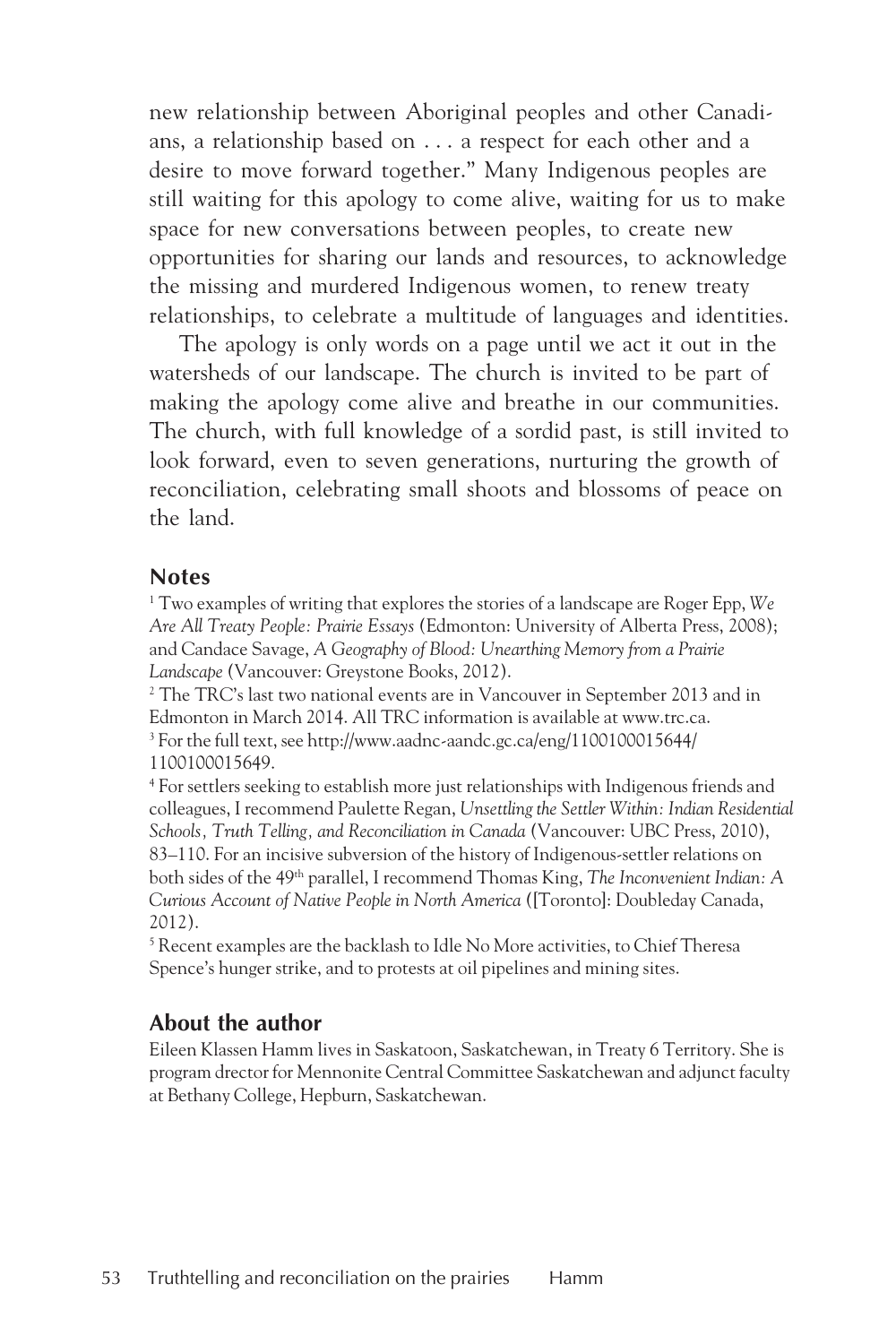new relationship between Aboriginal peoples and other Canadians, a relationship based on . . . a respect for each other and a desire to move forward together." Many Indigenous peoples are still waiting for this apology to come alive, waiting for us to make space for new conversations between peoples, to create new opportunities for sharing our lands and resources, to acknowledge the missing and murdered Indigenous women, to renew treaty relationships, to celebrate a multitude of languages and identities.

The apology is only words on a page until we act it out in the watersheds of our landscape. The church is invited to be part of making the apology come alive and breathe in our communities. The church, with full knowledge of a sordid past, is still invited to look forward, even to seven generations, nurturing the growth of reconciliation, celebrating small shoots and blossoms of peace on the land.

## Notes

[1] Two examples of writing that explores the stories of a landscape are Roger Epp, *We Are All Treaty People: Prairie Essays* (Edmonton: University of Alberta Press, 2008); and Candace Savage, *A Geography of Blood: Unearthing Memory from a Prairie Landscape* (Vancouver: Greystone Books, 2012).

[2] The TRC's last two national events are in Vancouver in September 2013 and in Edmonton in March 2014. All TRC information is available at www.trc.ca.

[3] For the full text, see http://www.aadnc-aandc.gc.ca/eng/1100100015644/1100100015649.

[4] For settlers seeking to establish more just relationships with Indigenous friends and colleagues, I recommend Paulette Regan, *Unsettling the Settler Within: Indian Residential Schools, Truth Telling, and Reconciliation in Canada* (Vancouver: UBC Press, 2010), 83–110. For an incisive subversion of the history of Indigenous-settler relations on both sides of the 49th parallel, I recommend Thomas King, *The Inconvenient Indian: A Curious Account of Native People in North America* ([Toronto]: Doubleday Canada, 2012).

[5] Recent examples are the backlash to Idle No More activities, to Chief Theresa Spence's hunger strike, and to protests at oil pipelines and mining sites.

## About the author

Eileen Klassen Hamm lives in Saskatoon, Saskatchewan, in Treaty 6 Territory. She is program drector for Mennonite Central Committee Saskatchewan and adjunct faculty at Bethany College, Hepburn, Saskatchewan.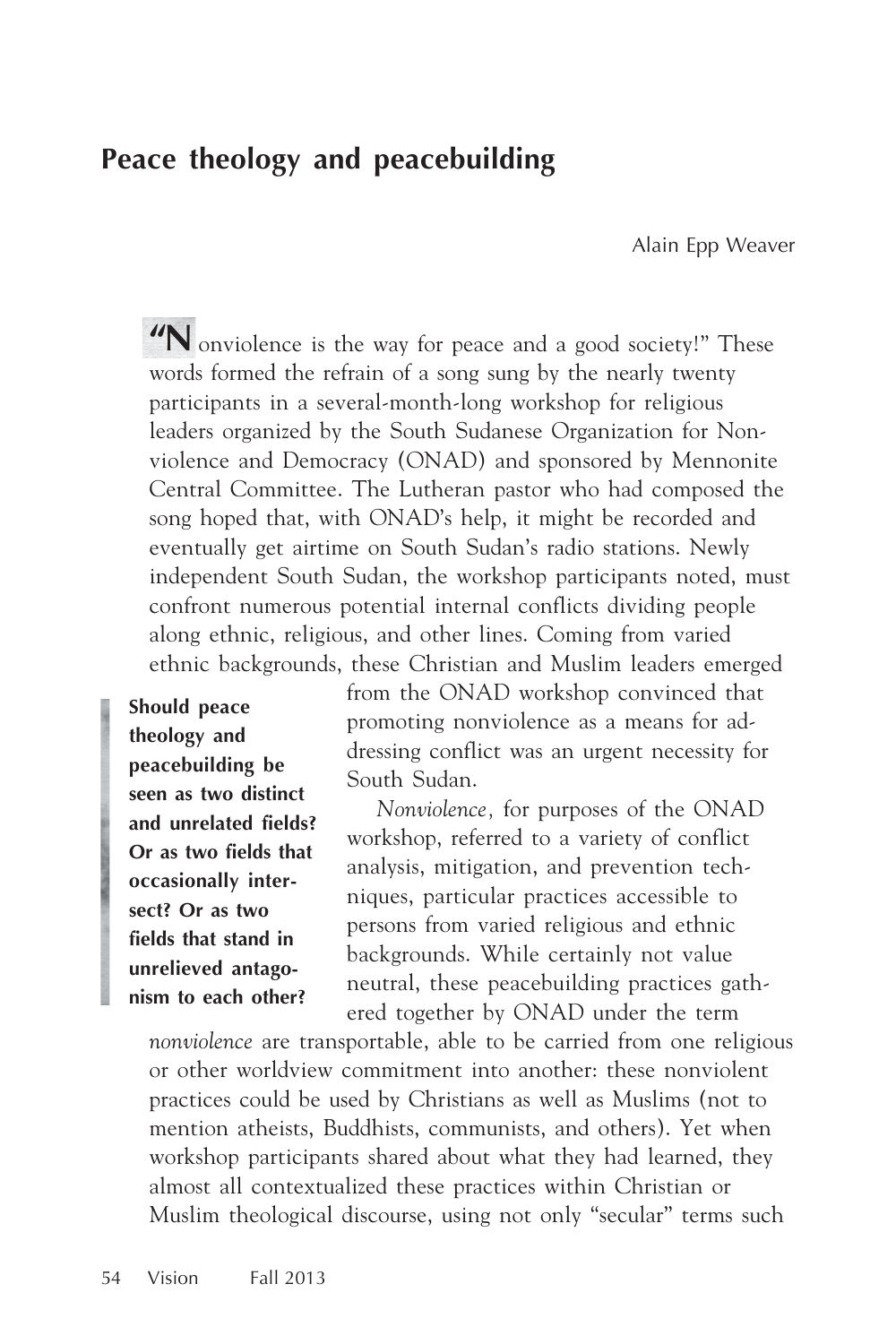# Peace theology and peacebuilding

Alain Epp Weaver

"Nonviolence is the way for peace and a good society!" These words formed the refrain of a song sung by the nearly twenty participants in a several-month-long workshop for religious leaders organized by the South Sudanese Organization for Nonviolence and Democracy (ONAD) and sponsored by Mennonite Central Committee. The Lutheran pastor who had composed the song hoped that, with ONAD's help, it might be recorded and eventually get airtime on South Sudan's radio stations. Newly independent South Sudan, the workshop participants noted, must confront numerous potential internal conflicts dividing people along ethnic, religious, and other lines. Coming from varied ethnic backgrounds, these Christian and Muslim leaders emerged from the ONAD workshop convinced that promoting nonviolence as a means for addressing conflict was an urgent necessity for South Sudan.

> **Should peace theology and peacebuilding be seen as two distinct and unrelated fields? Or as two fields that occasionally intersect? Or as two fields that stand in unrelieved antagonism to each other?**

*Nonviolence,* for purposes of the ONAD workshop, referred to a variety of conflict analysis, mitigation, and prevention techniques, particular practices accessible to persons from varied religious and ethnic backgrounds. While certainly not value neutral, these peacebuilding practices gathered together by ONAD under the term *nonviolence* are transportable, able to be carried from one religious or other worldview commitment into another: these nonviolent practices could be used by Christians as well as Muslims (not to mention atheists, Buddhists, communists, and others). Yet when workshop participants shared about what they had learned, they almost all contextualized these practices within Christian or Muslim theological discourse, using not only "secular" terms such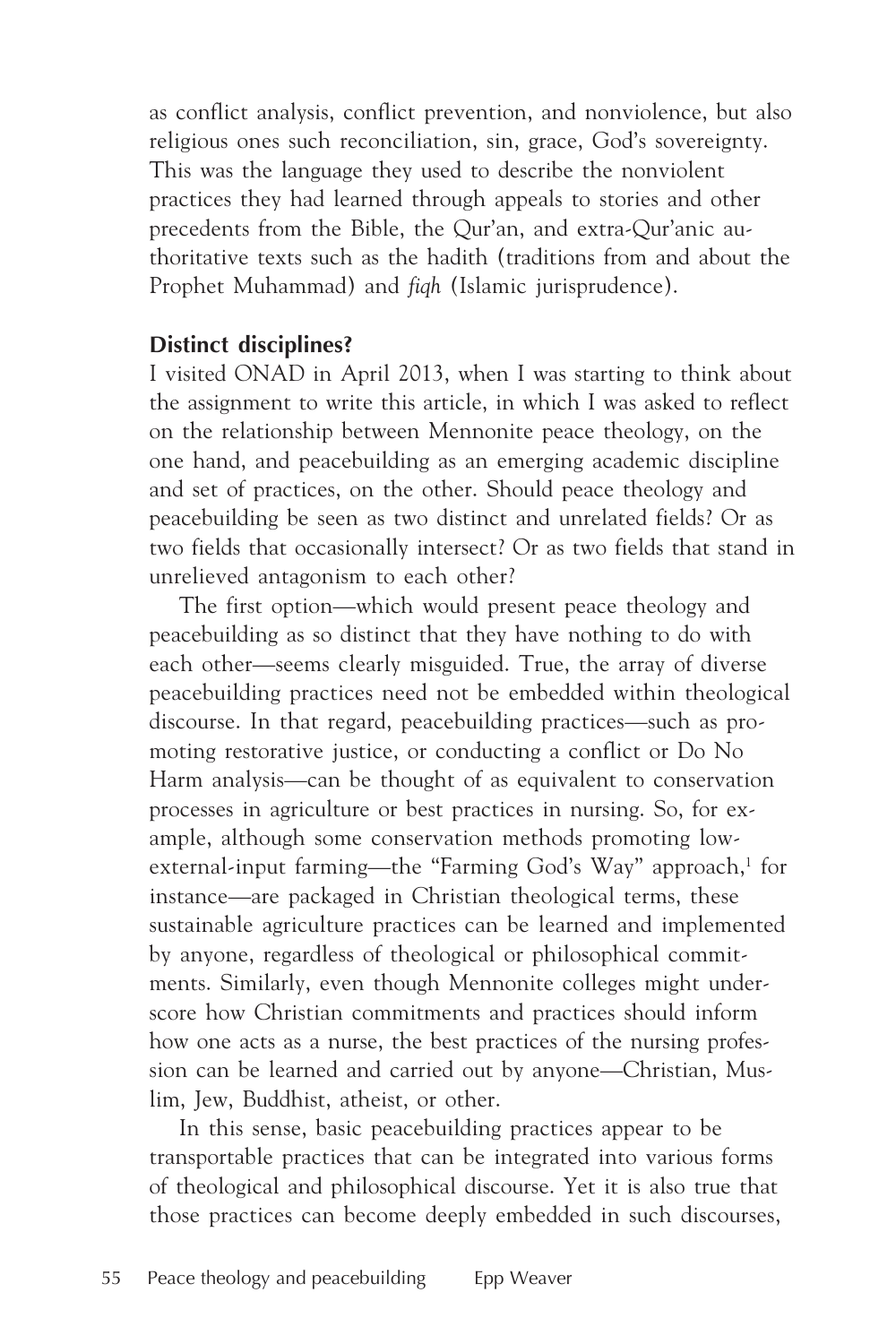as conflict analysis, conflict prevention, and nonviolence, but also religious ones such reconciliation, sin, grace, God's sovereignty. This was the language they used to describe the nonviolent practices they had learned through appeals to stories and other precedents from the Bible, the Qur'an, and extra-Qur'anic authoritative texts such as the hadith (traditions from and about the Prophet Muhammad) and *fiqh* (Islamic jurisprudence).

**Distinct disciplines?**

I visited ONAD in April 2013, when I was starting to think about the assignment to write this article, in which I was asked to reflect on the relationship between Mennonite peace theology, on the one hand, and peacebuilding as an emerging academic discipline and set of practices, on the other. Should peace theology and peacebuilding be seen as two distinct and unrelated fields? Or as two fields that occasionally intersect? Or as two fields that stand in unrelieved antagonism to each other?

The first option—which would present peace theology and peacebuilding as so distinct that they have nothing to do with each other—seems clearly misguided. True, the array of diverse peacebuilding practices need not be embedded within theological discourse. In that regard, peacebuilding practices—such as promoting restorative justice, or conducting a conflict or Do No Harm analysis—can be thought of as equivalent to conservation processes in agriculture or best practices in nursing. So, for example, although some conservation methods promoting low-external-input farming—the "Farming God's Way" approach,[1] for instance—are packaged in Christian theological terms, these sustainable agriculture practices can be learned and implemented by anyone, regardless of theological or philosophical commitments. Similarly, even though Mennonite colleges might underscore how Christian commitments and practices should inform how one acts as a nurse, the best practices of the nursing profession can be learned and carried out by anyone—Christian, Muslim, Jew, Buddhist, atheist, or other.

In this sense, basic peacebuilding practices appear to be transportable practices that can be integrated into various forms of theological and philosophical discourse. Yet it is also true that those practices can become deeply embedded in such discourses,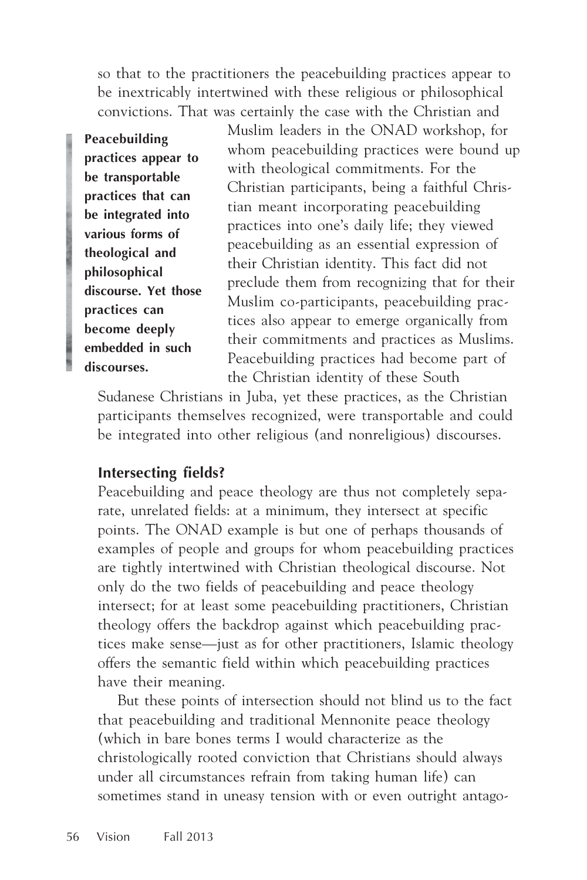so that to the practitioners the peacebuilding practices appear to be inextricably intertwined with these religious or philosophical convictions. That was certainly the case with the Christian and Muslim leaders in the ONAD workshop, for whom peacebuilding practices were bound up with theological commitments. For the Christian participants, being a faithful Christian meant incorporating peacebuilding practices into one's daily life; they viewed peacebuilding as an essential expression of their Christian identity. This fact did not preclude them from recognizing that for their Muslim co-participants, peacebuilding practices also appear to emerge organically from their commitments and practices as Muslims. Peacebuilding practices had become part of the Christian identity of these South Sudanese Christians in Juba, yet these practices, as the Christian participants themselves recognized, were transportable and could be integrated into other religious (and nonreligious) discourses.

**Peacebuilding practices appear to be transportable practices that can be integrated into various forms of theological and philosophical discourse. Yet those practices can become deeply embedded in such discourses.**

### Intersecting fields?

Peacebuilding and peace theology are thus not completely separate, unrelated fields: at a minimum, they intersect at specific points. The ONAD example is but one of perhaps thousands of examples of people and groups for whom peacebuilding practices are tightly intertwined with Christian theological discourse. Not only do the two fields of peacebuilding and peace theology intersect; for at least some peacebuilding practitioners, Christian theology offers the backdrop against which peacebuilding practices make sense—just as for other practitioners, Islamic theology offers the semantic field within which peacebuilding practices have their meaning.

But these points of intersection should not blind us to the fact that peacebuilding and traditional Mennonite peace theology (which in bare bones terms I would characterize as the christologically rooted conviction that Christians should always under all circumstances refrain from taking human life) can sometimes stand in uneasy tension with or even outright antago-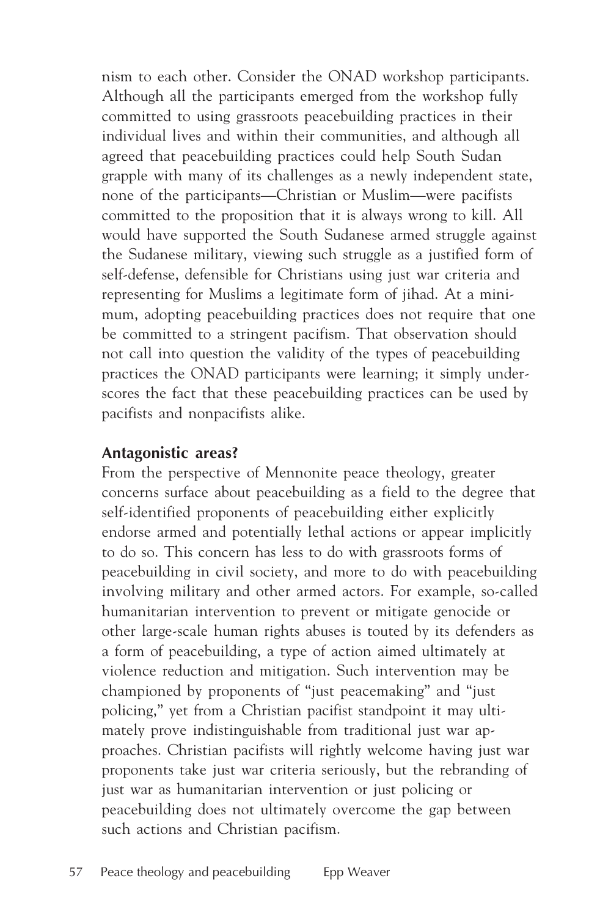nism to each other. Consider the ONAD workshop participants. Although all the participants emerged from the workshop fully committed to using grassroots peacebuilding practices in their individual lives and within their communities, and although all agreed that peacebuilding practices could help South Sudan grapple with many of its challenges as a newly independent state, none of the participants—Christian or Muslim—were pacifists committed to the proposition that it is always wrong to kill. All would have supported the South Sudanese armed struggle against the Sudanese military, viewing such struggle as a justified form of self-defense, defensible for Christians using just war criteria and representing for Muslims a legitimate form of jihad. At a minimum, adopting peacebuilding practices does not require that one be committed to a stringent pacifism. That observation should not call into question the validity of the types of peacebuilding practices the ONAD participants were learning; it simply underscores the fact that these peacebuilding practices can be used by pacifists and nonpacifists alike.

### Antagonistic areas?

From the perspective of Mennonite peace theology, greater concerns surface about peacebuilding as a field to the degree that self-identified proponents of peacebuilding either explicitly endorse armed and potentially lethal actions or appear implicitly to do so. This concern has less to do with grassroots forms of peacebuilding in civil society, and more to do with peacebuilding involving military and other armed actors. For example, so-called humanitarian intervention to prevent or mitigate genocide or other large-scale human rights abuses is touted by its defenders as a form of peacebuilding, a type of action aimed ultimately at violence reduction and mitigation. Such intervention may be championed by proponents of "just peacemaking" and "just policing," yet from a Christian pacifist standpoint it may ultimately prove indistinguishable from traditional just war approaches. Christian pacifists will rightly welcome having just war proponents take just war criteria seriously, but the rebranding of just war as humanitarian intervention or just policing or peacebuilding does not ultimately overcome the gap between such actions and Christian pacifism.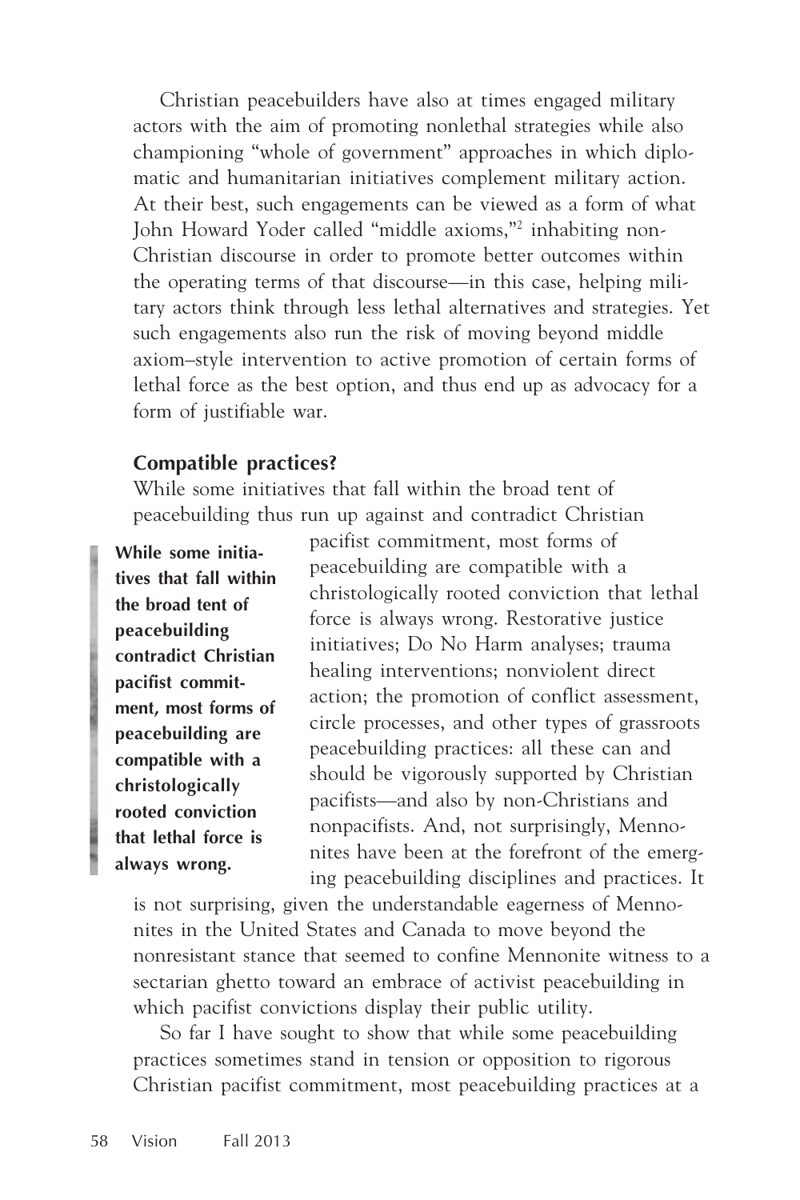Christian peacebuilders have also at times engaged military actors with the aim of promoting nonlethal strategies while also championing "whole of government" approaches in which diplomatic and humanitarian initiatives complement military action. At their best, such engagements can be viewed as a form of what John Howard Yoder called "middle axioms,"[2] inhabiting non-Christian discourse in order to promote better outcomes within the operating terms of that discourse—in this case, helping military actors think through less lethal alternatives and strategies. Yet such engagements also run the risk of moving beyond middle axiom–style intervention to active promotion of certain forms of lethal force as the best option, and thus end up as advocacy for a form of justifiable war.

### Compatible practices?

While some initiatives that fall within the broad tent of peacebuilding thus run up against and contradict Christian pacifist commitment, most forms of peacebuilding are compatible with a christologically rooted conviction that lethal force is always wrong. Restorative justice initiatives; Do No Harm analyses; trauma healing interventions; nonviolent direct action; the promotion of conflict assessment, circle processes, and other types of grassroots peacebuilding practices: all these can and should be vigorously supported by Christian pacifists—and also by non-Christians and nonpacifists. And, not surprisingly, Mennonites have been at the forefront of the emerging peacebuilding disciplines and practices. It is not surprising, given the understandable eagerness of Mennonites in the United States and Canada to move beyond the nonresistant stance that seemed to confine Mennonite witness to a sectarian ghetto toward an embrace of activist peacebuilding in which pacifist convictions display their public utility.

> **While some initiatives that fall within the broad tent of peacebuilding contradict Christian pacifist commitment, most forms of peacebuilding are compatible with a christologically rooted conviction that lethal force is always wrong.**

So far I have sought to show that while some peacebuilding practices sometimes stand in tension or opposition to rigorous Christian pacifist commitment, most peacebuilding practices at a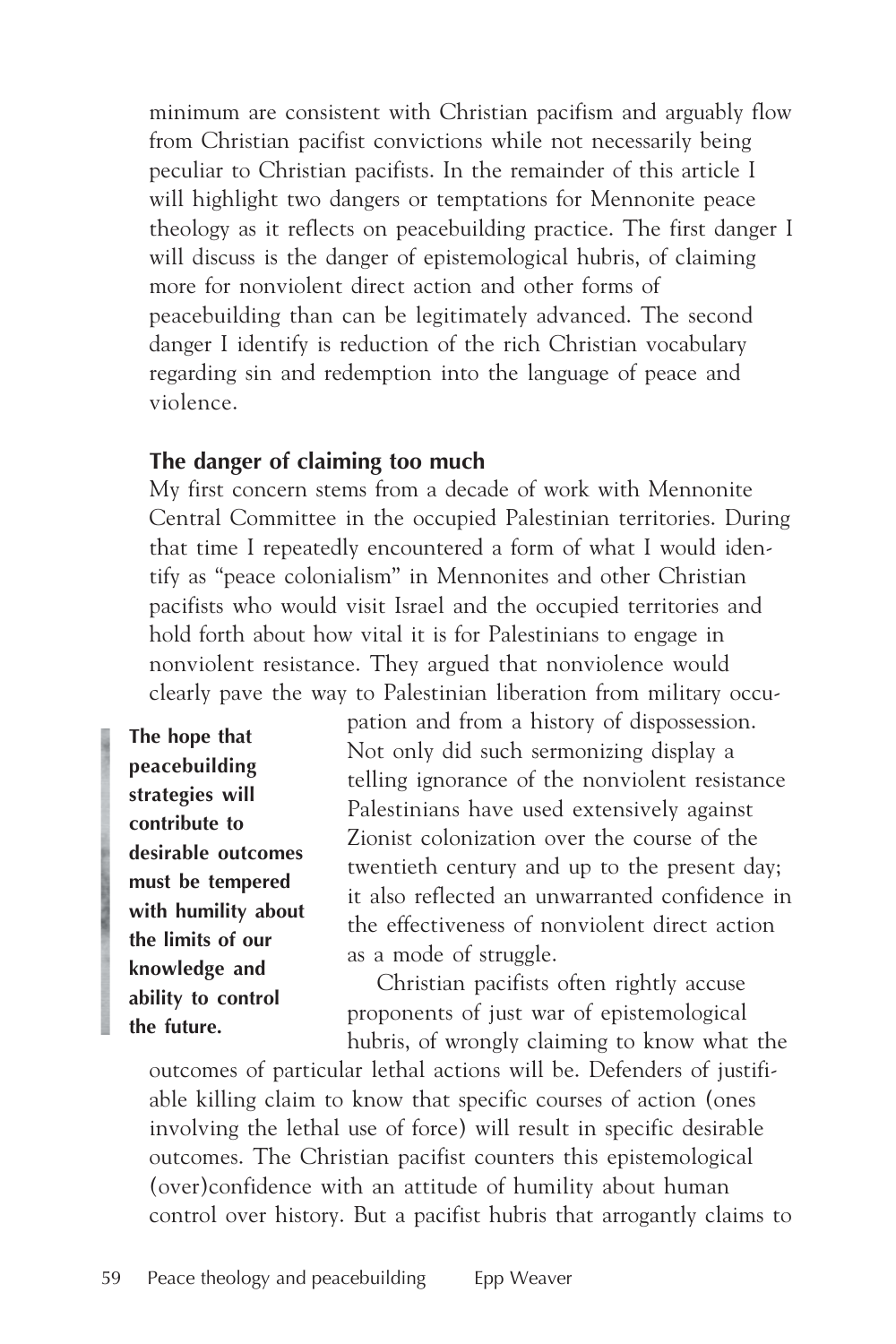minimum are consistent with Christian pacifism and arguably flow from Christian pacifist convictions while not necessarily being peculiar to Christian pacifists. In the remainder of this article I will highlight two dangers or temptations for Mennonite peace theology as it reflects on peacebuilding practice. The first danger I will discuss is the danger of epistemological hubris, of claiming more for nonviolent direct action and other forms of peacebuilding than can be legitimately advanced. The second danger I identify is reduction of the rich Christian vocabulary regarding sin and redemption into the language of peace and violence.

## The danger of claiming too much

My first concern stems from a decade of work with Mennonite Central Committee in the occupied Palestinian territories. During that time I repeatedly encountered a form of what I would identify as "peace colonialism" in Mennonites and other Christian pacifists who would visit Israel and the occupied territories and hold forth about how vital it is for Palestinians to engage in nonviolent resistance. They argued that nonviolence would clearly pave the way to Palestinian liberation from military occupation and from a history of dispossession. Not only did such sermonizing display a telling ignorance of the nonviolent resistance Palestinians have used extensively against Zionist colonization over the course of the twentieth century and up to the present day; it also reflected an unwarranted confidence in the effectiveness of nonviolent direct action as a mode of struggle.

**The hope that peacebuilding strategies will contribute to desirable outcomes must be tempered with humility about the limits of our knowledge and ability to control the future.**

Christian pacifists often rightly accuse proponents of just war of epistemological hubris, of wrongly claiming to know what the outcomes of particular lethal actions will be. Defenders of justifiable killing claim to know that specific courses of action (ones involving the lethal use of force) will result in specific desirable outcomes. The Christian pacifist counters this epistemological (over)confidence with an attitude of humility about human control over history. But a pacifist hubris that arrogantly claims to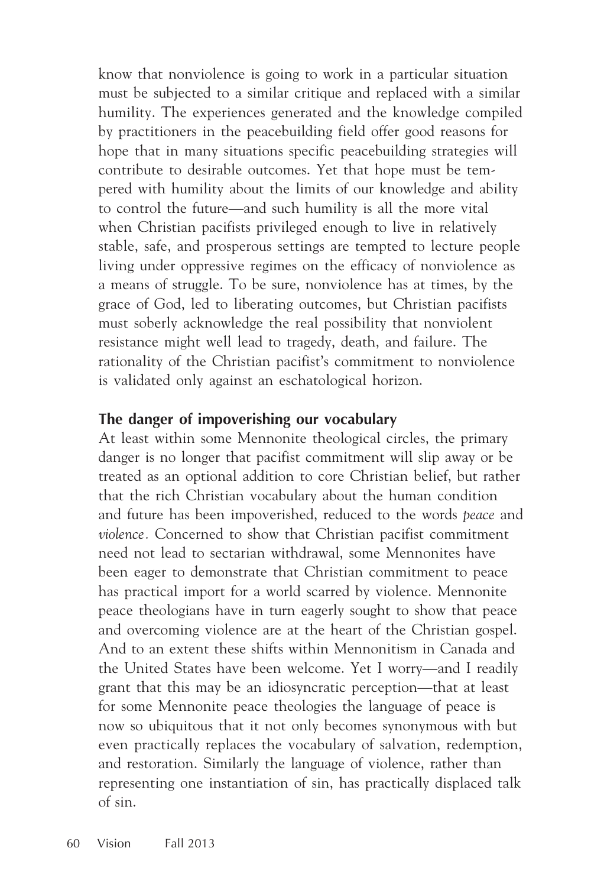know that nonviolence is going to work in a particular situation must be subjected to a similar critique and replaced with a similar humility. The experiences generated and the knowledge compiled by practitioners in the peacebuilding field offer good reasons for hope that in many situations specific peacebuilding strategies will contribute to desirable outcomes. Yet that hope must be tempered with humility about the limits of our knowledge and ability to control the future—and such humility is all the more vital when Christian pacifists privileged enough to live in relatively stable, safe, and prosperous settings are tempted to lecture people living under oppressive regimes on the efficacy of nonviolence as a means of struggle. To be sure, nonviolence has at times, by the grace of God, led to liberating outcomes, but Christian pacifists must soberly acknowledge the real possibility that nonviolent resistance might well lead to tragedy, death, and failure. The rationality of the Christian pacifist's commitment to nonviolence is validated only against an eschatological horizon.

### The danger of impoverishing our vocabulary

At least within some Mennonite theological circles, the primary danger is no longer that pacifist commitment will slip away or be treated as an optional addition to core Christian belief, but rather that the rich Christian vocabulary about the human condition and future has been impoverished, reduced to the words *peace* and *violence*. Concerned to show that Christian pacifist commitment need not lead to sectarian withdrawal, some Mennonites have been eager to demonstrate that Christian commitment to peace has practical import for a world scarred by violence. Mennonite peace theologians have in turn eagerly sought to show that peace and overcoming violence are at the heart of the Christian gospel. And to an extent these shifts within Mennonitism in Canada and the United States have been welcome. Yet I worry—and I readily grant that this may be an idiosyncratic perception—that at least for some Mennonite peace theologies the language of peace is now so ubiquitous that it not only becomes synonymous with but even practically replaces the vocabulary of salvation, redemption, and restoration. Similarly the language of violence, rather than representing one instantiation of sin, has practically displaced talk of sin.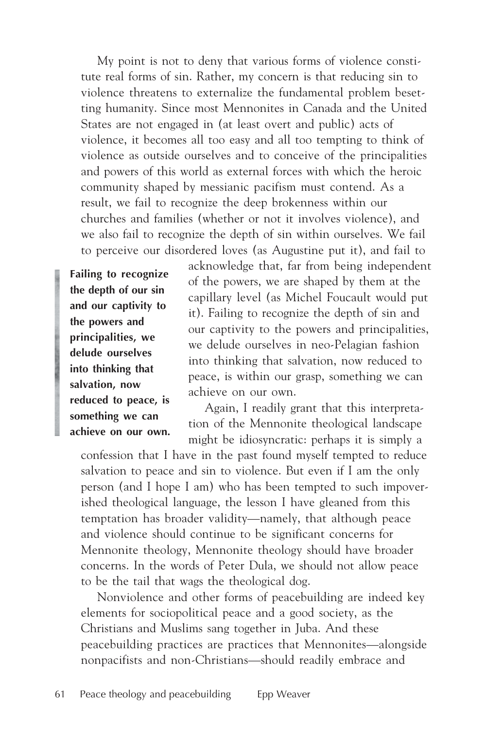My point is not to deny that various forms of violence constitute real forms of sin. Rather, my concern is that reducing sin to violence threatens to externalize the fundamental problem besetting humanity. Since most Mennonites in Canada and the United States are not engaged in (at least overt and public) acts of violence, it becomes all too easy and all too tempting to think of violence as outside ourselves and to conceive of the principalities and powers of this world as external forces with which the heroic community shaped by messianic pacifism must contend. As a result, we fail to recognize the deep brokenness within our churches and families (whether or not it involves violence), and we also fail to recognize the depth of sin within ourselves. We fail to perceive our disordered loves (as Augustine put it), and fail to acknowledge that, far from being independent of the powers, we are shaped by them at the capillary level (as Michel Foucault would put it). Failing to recognize the depth of sin and our captivity to the powers and principalities, we delude ourselves in neo-Pelagian fashion into thinking that salvation, now reduced to peace, is within our grasp, something we can achieve on our own.

> **Failing to recognize the depth of our sin and our captivity to the powers and principalities, we delude ourselves into thinking that salvation, now reduced to peace, is something we can achieve on our own.**

Again, I readily grant that this interpretation of the Mennonite theological landscape might be idiosyncratic: perhaps it is simply a confession that I have in the past found myself tempted to reduce salvation to peace and sin to violence. But even if I am the only person (and I hope I am) who has been tempted to such impoverished theological language, the lesson I have gleaned from this temptation has broader validity—namely, that although peace and violence should continue to be significant concerns for Mennonite theology, Mennonite theology should have broader concerns. In the words of Peter Dula, we should not allow peace to be the tail that wags the theological dog.

Nonviolence and other forms of peacebuilding are indeed key elements for sociopolitical peace and a good society, as the Christians and Muslims sang together in Juba. And these peacebuilding practices are practices that Mennonites—alongside nonpacifists and non-Christians—should readily embrace and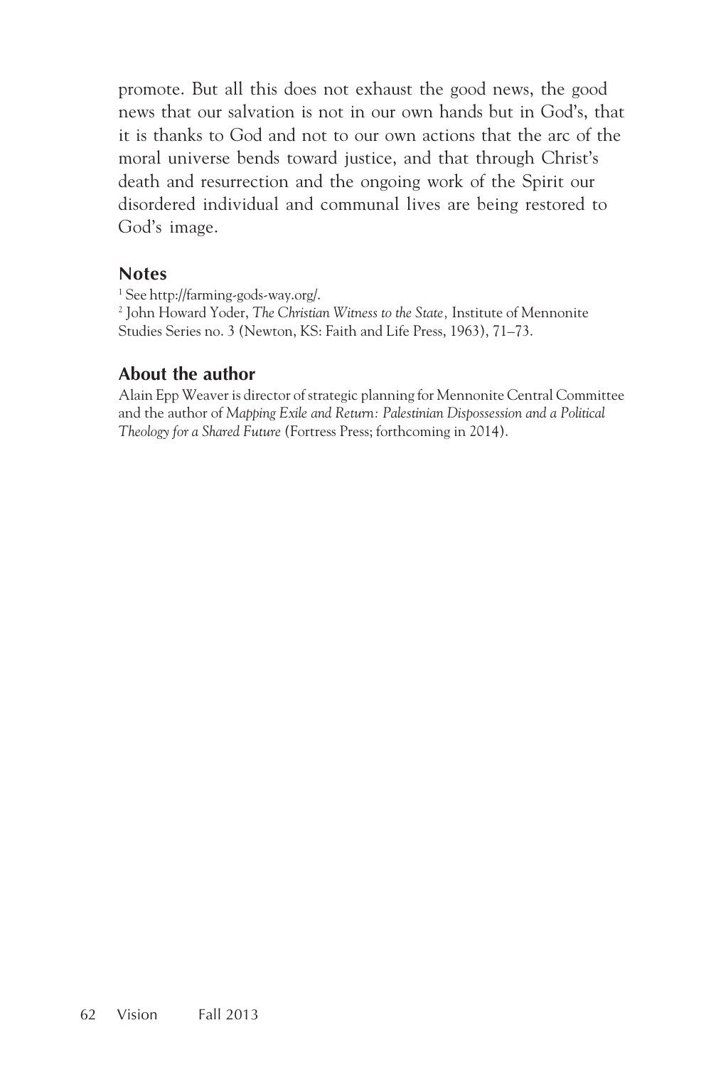promote. But all this does not exhaust the good news, the good news that our salvation is not in our own hands but in God's, that it is thanks to God and not to our own actions that the arc of the moral universe bends toward justice, and that through Christ's death and resurrection and the ongoing work of the Spirit our disordered individual and communal lives are being restored to God's image.

### Notes

[1] See http://farming-gods-way.org/.

[2] John Howard Yoder, *The Christian Witness to the State,* Institute of Mennonite Studies Series no. 3 (Newton, KS: Faith and Life Press, 1963), 71–73.

### About the author

Alain Epp Weaver is director of strategic planning for Mennonite Central Committee and the author of *Mapping Exile and Return: Palestinian Dispossession and a Political Theology for a Shared Future* (Fortress Press; forthcoming in 2014).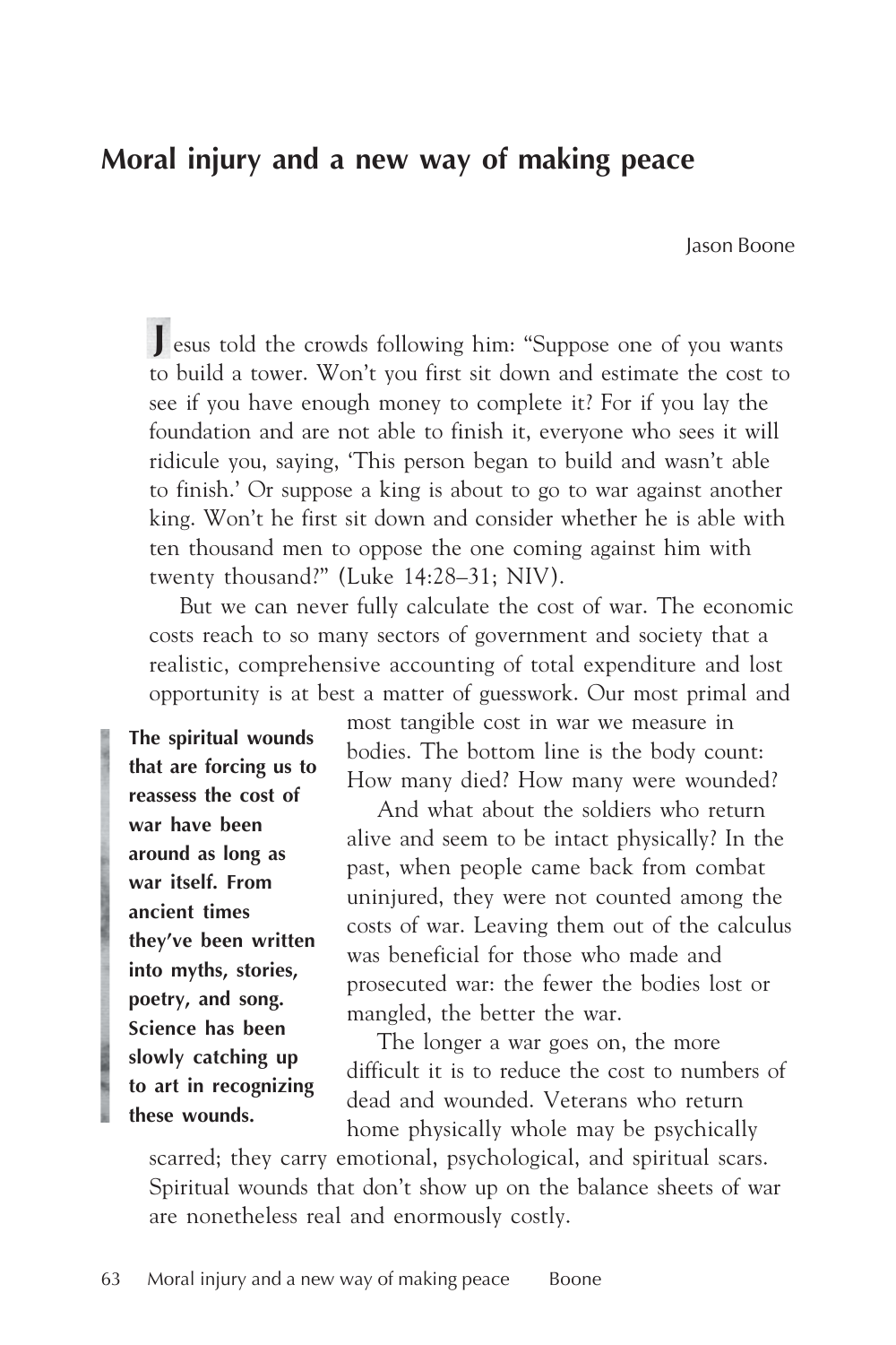## Moral injury and a new way of making peace

Jason Boone

Jesus told the crowds following him: "Suppose one of you wants to build a tower. Won't you first sit down and estimate the cost to see if you have enough money to complete it? For if you lay the foundation and are not able to finish it, everyone who sees it will ridicule you, saying, 'This person began to build and wasn't able to finish.' Or suppose a king is about to go to war against another king. Won't he first sit down and consider whether he is able with ten thousand men to oppose the one coming against him with twenty thousand?" (Luke 14:28–31; NIV).

But we can never fully calculate the cost of war. The economic costs reach to so many sectors of government and society that a realistic, comprehensive accounting of total expenditure and lost opportunity is at best a matter of guesswork. Our most primal and most tangible cost in war we measure in bodies. The bottom line is the body count: How many died? How many were wounded?

**The spiritual wounds that are forcing us to reassess the cost of war have been around as long as war itself. From ancient times they've been written into myths, stories, poetry, and song. Science has been slowly catching up to art in recognizing these wounds.**

And what about the soldiers who return alive and seem to be intact physically? In the past, when people came back from combat uninjured, they were not counted among the costs of war. Leaving them out of the calculus was beneficial for those who made and prosecuted war: the fewer the bodies lost or mangled, the better the war.

The longer a war goes on, the more difficult it is to reduce the cost to numbers of dead and wounded. Veterans who return home physically whole may be psychically scarred; they carry emotional, psychological, and spiritual scars. Spiritual wounds that don't show up on the balance sheets of war are nonetheless real and enormously costly.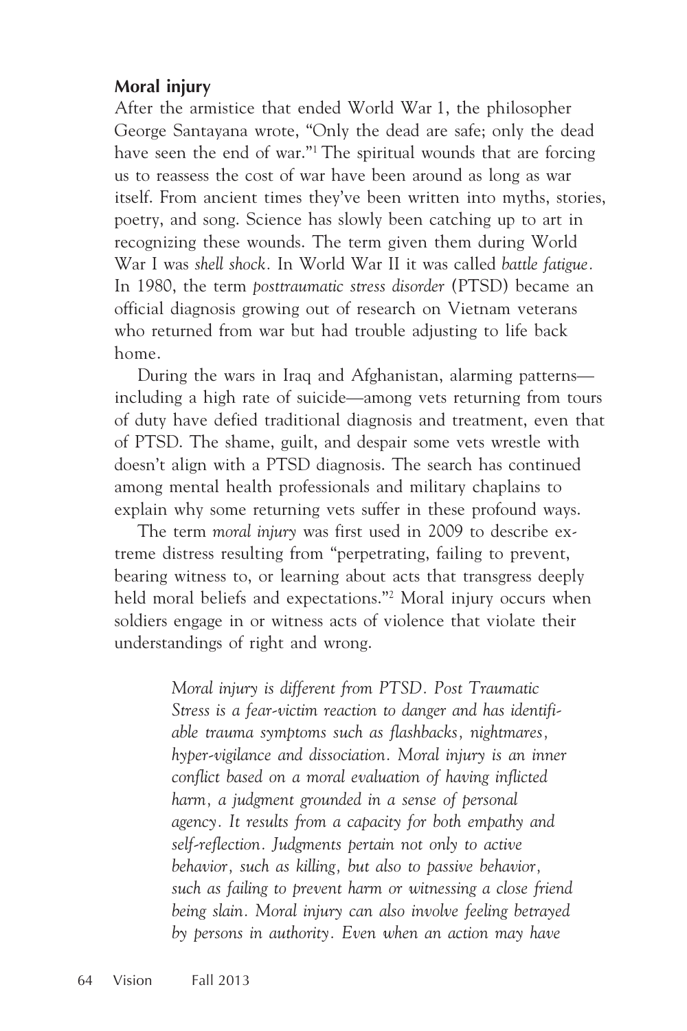### Moral injury

After the armistice that ended World War 1, the philosopher George Santayana wrote, "Only the dead are safe; only the dead have seen the end of war."[1] The spiritual wounds that are forcing us to reassess the cost of war have been around as long as war itself. From ancient times they've been written into myths, stories, poetry, and song. Science has slowly been catching up to art in recognizing these wounds. The term given them during World War I was *shell shock*. In World War II it was called *battle fatigue*. In 1980, the term *posttraumatic stress disorder* (PTSD) became an official diagnosis growing out of research on Vietnam veterans who returned from war but had trouble adjusting to life back home.

During the wars in Iraq and Afghanistan, alarming patterns—including a high rate of suicide—among vets returning from tours of duty have defied traditional diagnosis and treatment, even that of PTSD. The shame, guilt, and despair some vets wrestle with doesn't align with a PTSD diagnosis. The search has continued among mental health professionals and military chaplains to explain why some returning vets suffer in these profound ways.

The term *moral injury* was first used in 2009 to describe extreme distress resulting from "perpetrating, failing to prevent, bearing witness to, or learning about acts that transgress deeply held moral beliefs and expectations."[2] Moral injury occurs when soldiers engage in or witness acts of violence that violate their understandings of right and wrong.

> *Moral injury is different from PTSD. Post Traumatic Stress is a fear-victim reaction to danger and has identifiable trauma symptoms such as flashbacks, nightmares, hyper-vigilance and dissociation. Moral injury is an inner conflict based on a moral evaluation of having inflicted harm, a judgment grounded in a sense of personal agency. It results from a capacity for both empathy and self-reflection. Judgments pertain not only to active behavior, such as killing, but also to passive behavior, such as failing to prevent harm or witnessing a close friend being slain. Moral injury can also involve feeling betrayed by persons in authority. Even when an action may have*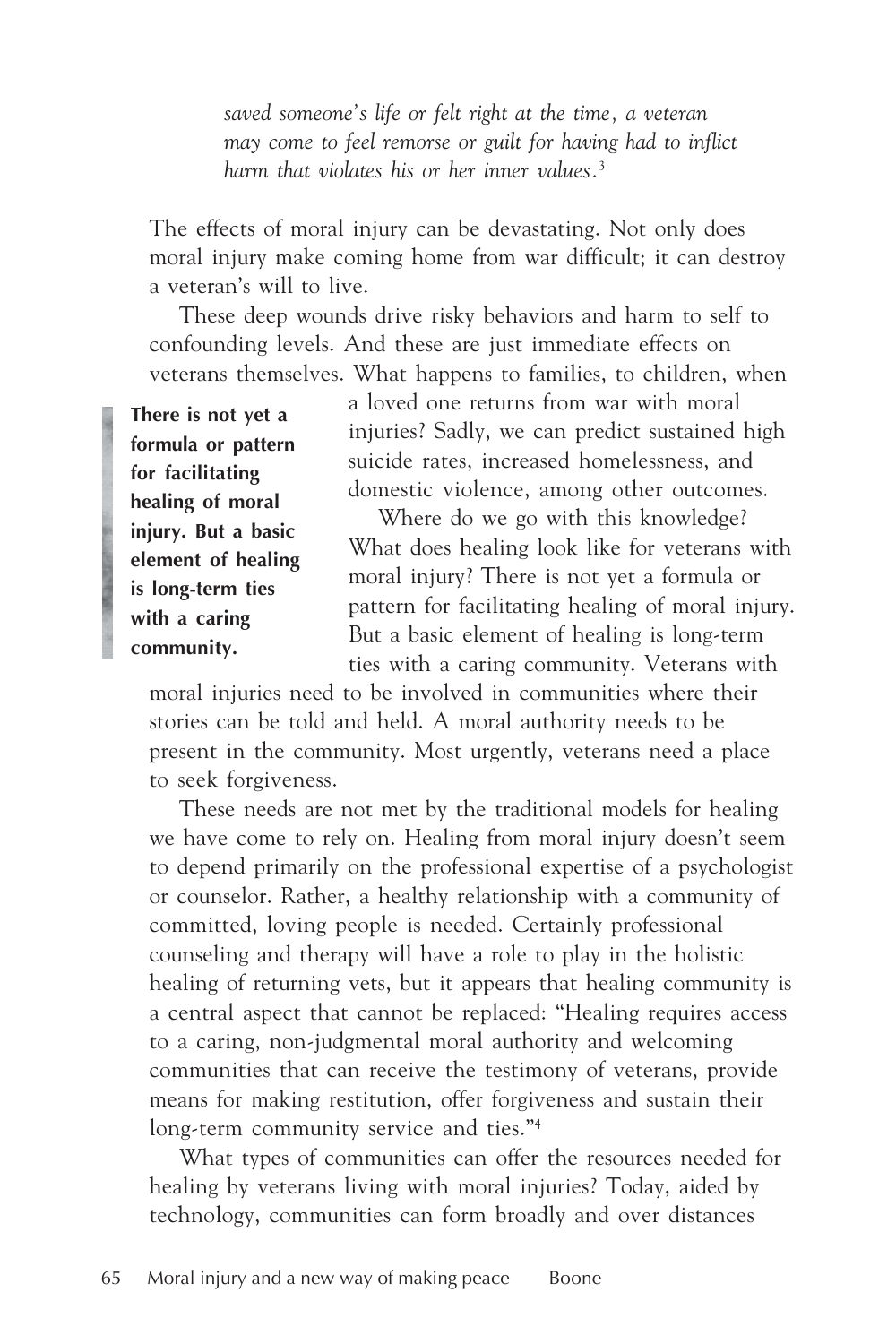*saved someone's life or felt right at the time, a veteran may come to feel remorse or guilt for having had to inflict harm that violates his or her inner values.*[3]

The effects of moral injury can be devastating. Not only does moral injury make coming home from war difficult; it can destroy a veteran's will to live.

These deep wounds drive risky behaviors and harm to self to confounding levels. And these are just immediate effects on veterans themselves. What happens to families, to children, when a loved one returns from war with moral injuries? Sadly, we can predict sustained high suicide rates, increased homelessness, and domestic violence, among other outcomes.

**There is not yet a formula or pattern for facilitating healing of moral injury. But a basic element of healing is long-term ties with a caring community.**

Where do we go with this knowledge? What does healing look like for veterans with moral injury? There is not yet a formula or pattern for facilitating healing of moral injury. But a basic element of healing is long-term ties with a caring community. Veterans with moral injuries need to be involved in communities where their stories can be told and held. A moral authority needs to be present in the community. Most urgently, veterans need a place to seek forgiveness.

These needs are not met by the traditional models for healing we have come to rely on. Healing from moral injury doesn't seem to depend primarily on the professional expertise of a psychologist or counselor. Rather, a healthy relationship with a community of committed, loving people is needed. Certainly professional counseling and therapy will have a role to play in the holistic healing of returning vets, but it appears that healing community is a central aspect that cannot be replaced: "Healing requires access to a caring, non-judgmental moral authority and welcoming communities that can receive the testimony of veterans, provide means for making restitution, offer forgiveness and sustain their long-term community service and ties."[4]

What types of communities can offer the resources needed for healing by veterans living with moral injuries? Today, aided by technology, communities can form broadly and over distances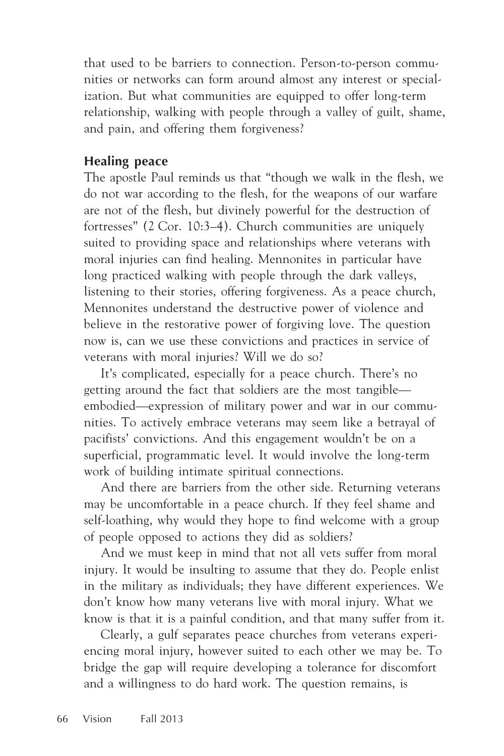that used to be barriers to connection. Person-to-person communities or networks can form around almost any interest or specialization. But what communities are equipped to offer long-term relationship, walking with people through a valley of guilt, shame, and pain, and offering them forgiveness?

## Healing peace

The apostle Paul reminds us that "though we walk in the flesh, we do not war according to the flesh, for the weapons of our warfare are not of the flesh, but divinely powerful for the destruction of fortresses" (2 Cor. 10:3–4). Church communities are uniquely suited to providing space and relationships where veterans with moral injuries can find healing. Mennonites in particular have long practiced walking with people through the dark valleys, listening to their stories, offering forgiveness. As a peace church, Mennonites understand the destructive power of violence and believe in the restorative power of forgiving love. The question now is, can we use these convictions and practices in service of veterans with moral injuries? Will we do so?

It's complicated, especially for a peace church. There's no getting around the fact that soldiers are the most tangible—embodied—expression of military power and war in our communities. To actively embrace veterans may seem like a betrayal of pacifists' convictions. And this engagement wouldn't be on a superficial, programmatic level. It would involve the long-term work of building intimate spiritual connections.

And there are barriers from the other side. Returning veterans may be uncomfortable in a peace church. If they feel shame and self-loathing, why would they hope to find welcome with a group of people opposed to actions they did as soldiers?

And we must keep in mind that not all vets suffer from moral injury. It would be insulting to assume that they do. People enlist in the military as individuals; they have different experiences. We don't know how many veterans live with moral injury. What we know is that it is a painful condition, and that many suffer from it.

Clearly, a gulf separates peace churches from veterans experiencing moral injury, however suited to each other we may be. To bridge the gap will require developing a tolerance for discomfort and a willingness to do hard work. The question remains, is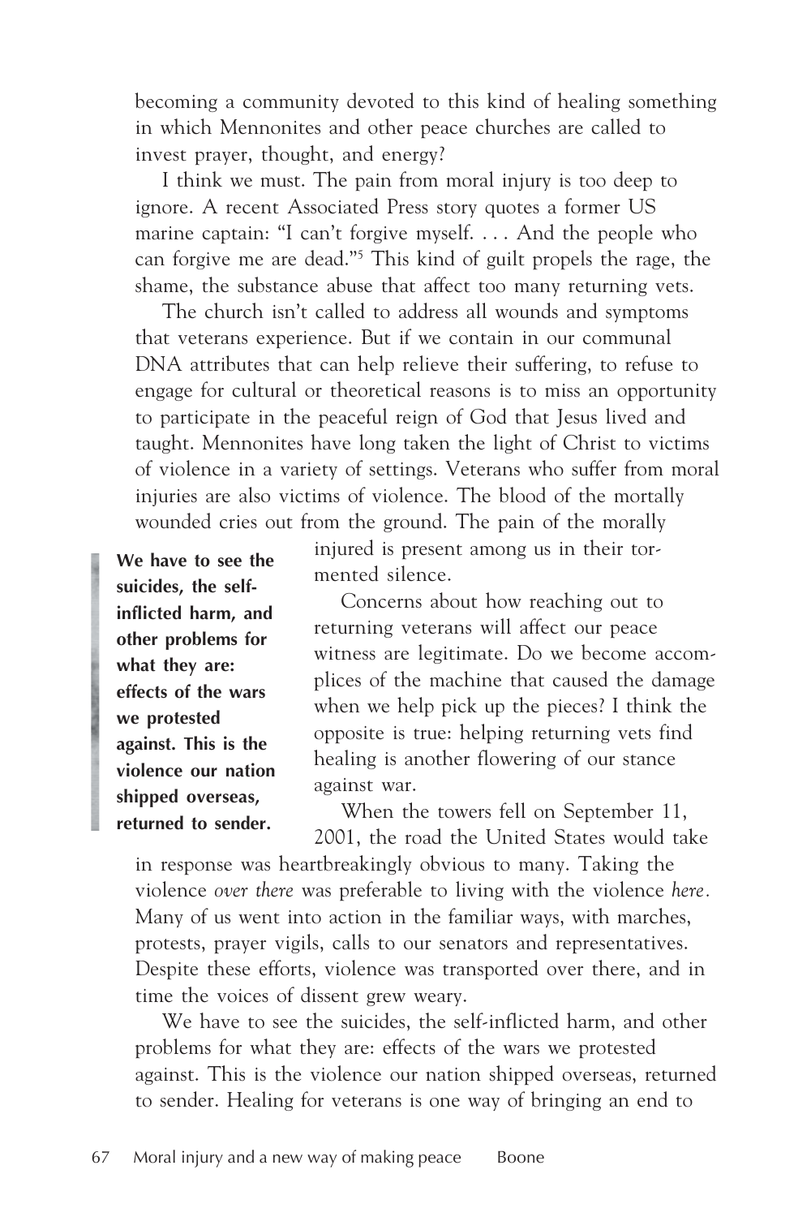becoming a community devoted to this kind of healing something in which Mennonites and other peace churches are called to invest prayer, thought, and energy?

I think we must. The pain from moral injury is too deep to ignore. A recent Associated Press story quotes a former US marine captain: "I can't forgive myself. . . . And the people who can forgive me are dead."[5] This kind of guilt propels the rage, the shame, the substance abuse that affect too many returning vets.

The church isn't called to address all wounds and symptoms that veterans experience. But if we contain in our communal DNA attributes that can help relieve their suffering, to refuse to engage for cultural or theoretical reasons is to miss an opportunity to participate in the peaceful reign of God that Jesus lived and taught. Mennonites have long taken the light of Christ to victims of violence in a variety of settings. Veterans who suffer from moral injuries are also victims of violence. The blood of the mortally wounded cries out from the ground. The pain of the morally injured is present among us in their tormented silence.

**We have to see the suicides, the self-inflicted harm, and other problems for what they are: effects of the wars we protested against. This is the violence our nation shipped overseas, returned to sender.**

Concerns about how reaching out to returning veterans will affect our peace witness are legitimate. Do we become accomplices of the machine that caused the damage when we help pick up the pieces? I think the opposite is true: helping returning vets find healing is another flowering of our stance against war.

When the towers fell on September 11, 2001, the road the United States would take in response was heartbreakingly obvious to many. Taking the violence *over there* was preferable to living with the violence *here*. Many of us went into action in the familiar ways, with marches, protests, prayer vigils, calls to our senators and representatives. Despite these efforts, violence was transported over there, and in time the voices of dissent grew weary.

We have to see the suicides, the self-inflicted harm, and other problems for what they are: effects of the wars we protested against. This is the violence our nation shipped overseas, returned to sender. Healing for veterans is one way of bringing an end to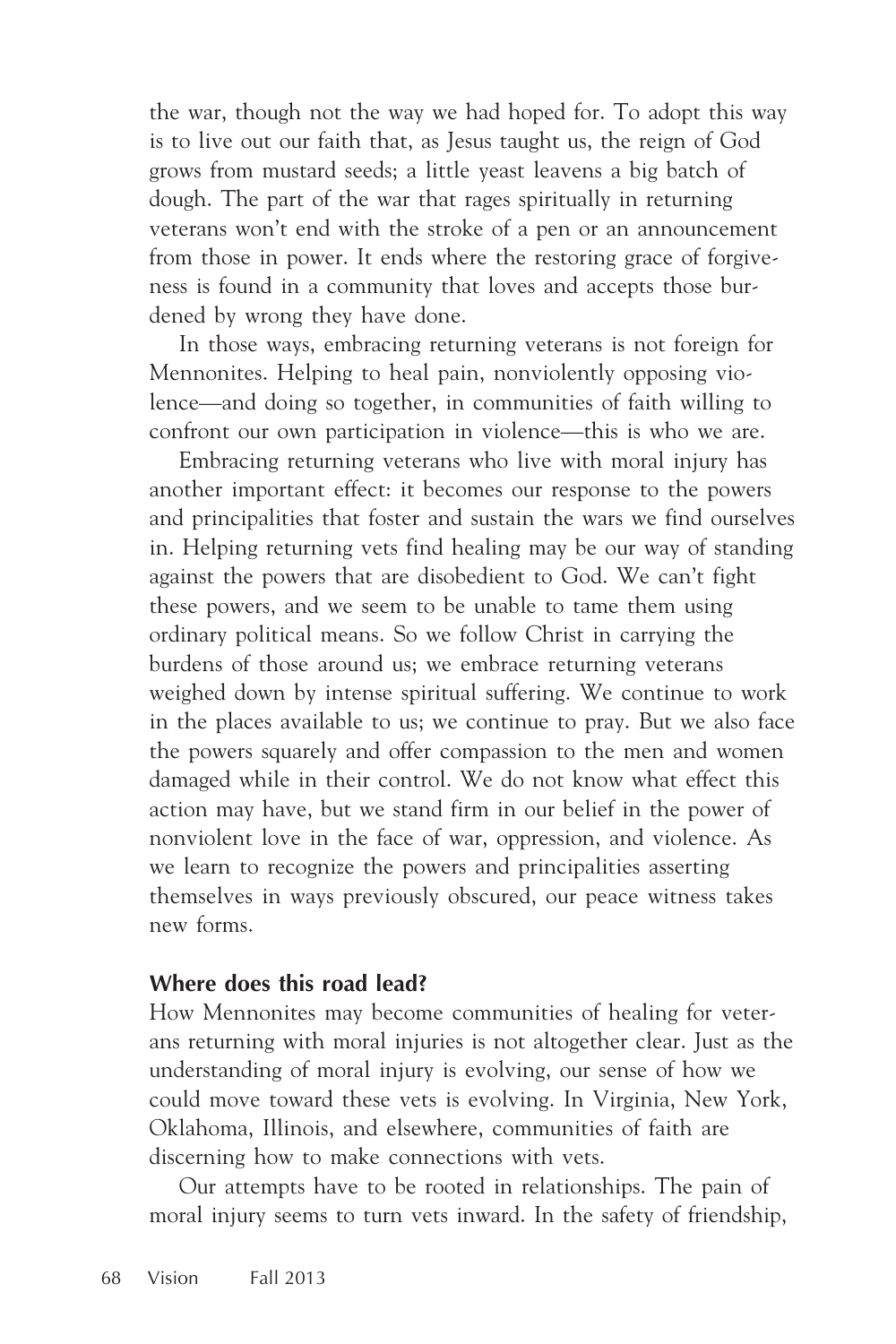the war, though not the way we had hoped for. To adopt this way is to live out our faith that, as Jesus taught us, the reign of God grows from mustard seeds; a little yeast leavens a big batch of dough. The part of the war that rages spiritually in returning veterans won't end with the stroke of a pen or an announcement from those in power. It ends where the restoring grace of forgiveness is found in a community that loves and accepts those burdened by wrong they have done.

In those ways, embracing returning veterans is not foreign for Mennonites. Helping to heal pain, nonviolently opposing violence—and doing so together, in communities of faith willing to confront our own participation in violence—this is who we are.

Embracing returning veterans who live with moral injury has another important effect: it becomes our response to the powers and principalities that foster and sustain the wars we find ourselves in. Helping returning vets find healing may be our way of standing against the powers that are disobedient to God. We can't fight these powers, and we seem to be unable to tame them using ordinary political means. So we follow Christ in carrying the burdens of those around us; we embrace returning veterans weighed down by intense spiritual suffering. We continue to work in the places available to us; we continue to pray. But we also face the powers squarely and offer compassion to the men and women damaged while in their control. We do not know what effect this action may have, but we stand firm in our belief in the power of nonviolent love in the face of war, oppression, and violence. As we learn to recognize the powers and principalities asserting themselves in ways previously obscured, our peace witness takes new forms.

### Where does this road lead?

How Mennonites may become communities of healing for veterans returning with moral injuries is not altogether clear. Just as the understanding of moral injury is evolving, our sense of how we could move toward these vets is evolving. In Virginia, New York, Oklahoma, Illinois, and elsewhere, communities of faith are discerning how to make connections with vets.

Our attempts have to be rooted in relationships. The pain of moral injury seems to turn vets inward. In the safety of friendship,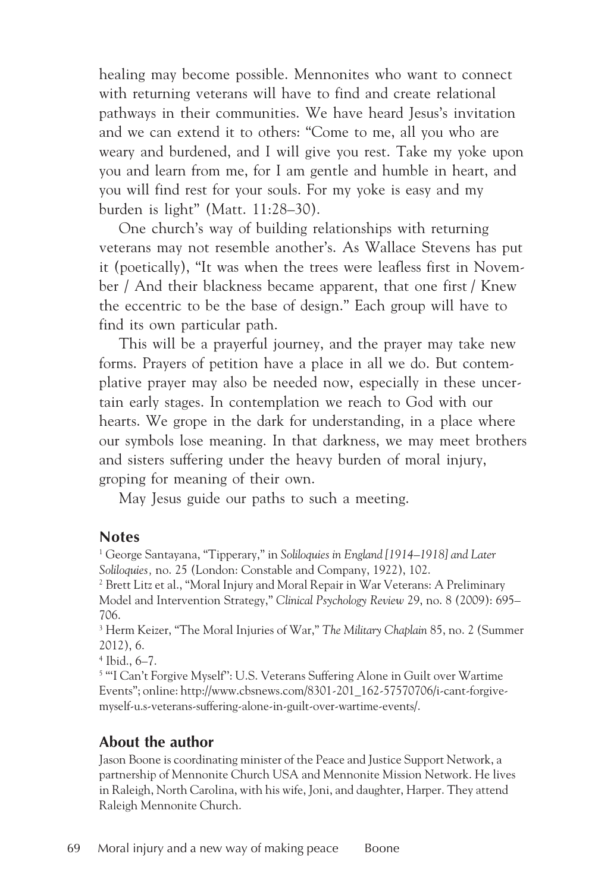healing may become possible. Mennonites who want to connect with returning veterans will have to find and create relational pathways in their communities. We have heard Jesus's invitation and we can extend it to others: "Come to me, all you who are weary and burdened, and I will give you rest. Take my yoke upon you and learn from me, for I am gentle and humble in heart, and you will find rest for your souls. For my yoke is easy and my burden is light" (Matt. 11:28–30).

One church's way of building relationships with returning veterans may not resemble another's. As Wallace Stevens has put it (poetically), "It was when the trees were leafless first in November / And their blackness became apparent, that one first / Knew the eccentric to be the base of design." Each group will have to find its own particular path.

This will be a prayerful journey, and the prayer may take new forms. Prayers of petition have a place in all we do. But contemplative prayer may also be needed now, especially in these uncertain early stages. In contemplation we reach to God with our hearts. We grope in the dark for understanding, in a place where our symbols lose meaning. In that darkness, we may meet brothers and sisters suffering under the heavy burden of moral injury, groping for meaning of their own.

May Jesus guide our paths to such a meeting.

## Notes

[1] George Santayana, "Tipperary," in *Soliloquies in England [1914–1918] and Later Soliloquies,* no. 25 (London: Constable and Company, 1922), 102.

[2] Brett Litz et al., "Moral Injury and Moral Repair in War Veterans: A Preliminary Model and Intervention Strategy," *Clinical Psychology Review* 29, no. 8 (2009): 695–706.

[3] Herm Keizer, "The Moral Injuries of War," *The Military Chaplain* 85, no. 2 (Summer 2012), 6.

[4] Ibid., 6–7.

[5] "'I Can't Forgive Myself': U.S. Veterans Suffering Alone in Guilt over Wartime Events"; online: http://www.cbsnews.com/8301-201_162-57570706/i-cant-forgive-myself-u.s-veterans-suffering-alone-in-guilt-over-wartime-events/.

## About the author

Jason Boone is coordinating minister of the Peace and Justice Support Network, a partnership of Mennonite Church USA and Mennonite Mission Network. He lives in Raleigh, North Carolina, with his wife, Joni, and daughter, Harper. They attend Raleigh Mennonite Church.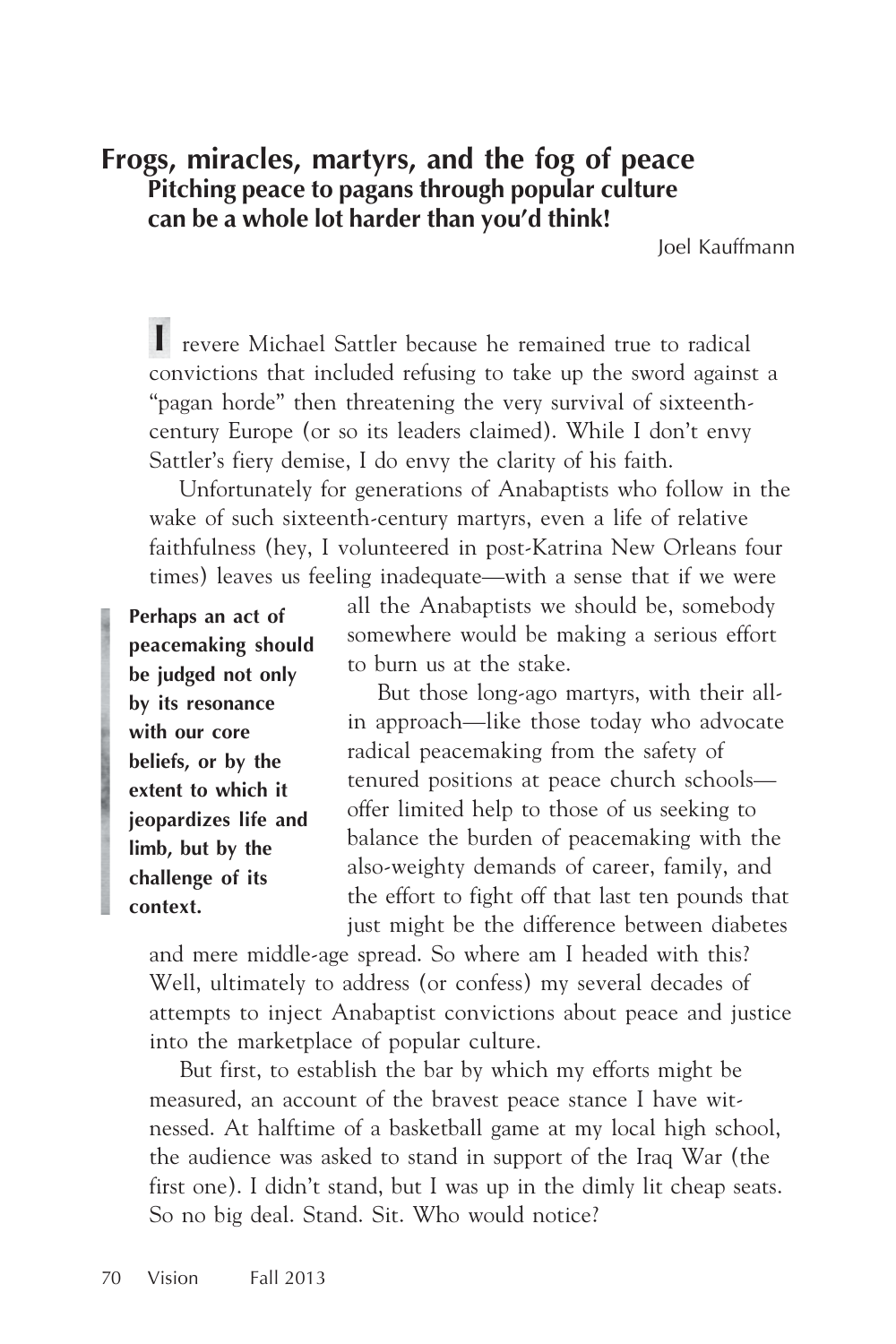# Frogs, miracles, martyrs, and the fog of peace

## Pitching peace to pagans through popular culture can be a whole lot harder than you'd think!

Joel Kauffmann

I revere Michael Sattler because he remained true to radical convictions that included refusing to take up the sword against a "pagan horde" then threatening the very survival of sixteenth-century Europe (or so its leaders claimed). While I don't envy Sattler's fiery demise, I do envy the clarity of his faith.

Unfortunately for generations of Anabaptists who follow in the wake of such sixteenth-century martyrs, even a life of relative faithfulness (hey, I volunteered in post-Katrina New Orleans four times) leaves us feeling inadequate—with a sense that if we were all the Anabaptists we should be, somebody somewhere would be making a serious effort to burn us at the stake.

> **Perhaps an act of peacemaking should be judged not only by its resonance with our core beliefs, or by the extent to which it jeopardizes life and limb, but by the challenge of its context.**

But those long-ago martyrs, with their all-in approach—like those today who advocate radical peacemaking from the safety of tenured positions at peace church schools—offer limited help to those of us seeking to balance the burden of peacemaking with the also-weighty demands of career, family, and the effort to fight off that last ten pounds that just might be the difference between diabetes and mere middle-age spread. So where am I headed with this? Well, ultimately to address (or confess) my several decades of attempts to inject Anabaptist convictions about peace and justice into the marketplace of popular culture.

But first, to establish the bar by which my efforts might be measured, an account of the bravest peace stance I have witnessed. At halftime of a basketball game at my local high school, the audience was asked to stand in support of the Iraq War (the first one). I didn't stand, but I was up in the dimly lit cheap seats. So no big deal. Stand. Sit. Who would notice?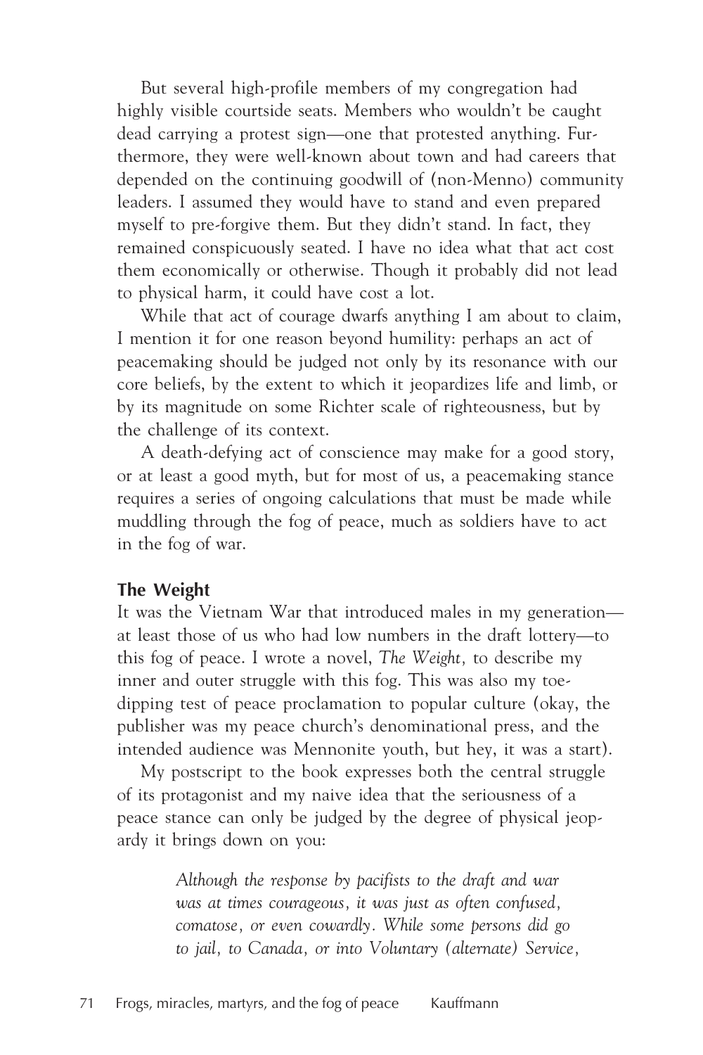But several high-profile members of my congregation had highly visible courtside seats. Members who wouldn't be caught dead carrying a protest sign—one that protested anything. Furthermore, they were well-known about town and had careers that depended on the continuing goodwill of (non-Menno) community leaders. I assumed they would have to stand and even prepared myself to pre-forgive them. But they didn't stand. In fact, they remained conspicuously seated. I have no idea what that act cost them economically or otherwise. Though it probably did not lead to physical harm, it could have cost a lot.

While that act of courage dwarfs anything I am about to claim, I mention it for one reason beyond humility: perhaps an act of peacemaking should be judged not only by its resonance with our core beliefs, by the extent to which it jeopardizes life and limb, or by its magnitude on some Richter scale of righteousness, but by the challenge of its context.

A death-defying act of conscience may make for a good story, or at least a good myth, but for most of us, a peacemaking stance requires a series of ongoing calculations that must be made while muddling through the fog of peace, much as soldiers have to act in the fog of war.

**The Weight**

It was the Vietnam War that introduced males in my generation—at least those of us who had low numbers in the draft lottery—to this fog of peace. I wrote a novel, *The Weight,* to describe my inner and outer struggle with this fog. This was also my toe-dipping test of peace proclamation to popular culture (okay, the publisher was my peace church's denominational press, and the intended audience was Mennonite youth, but hey, it was a start).

My postscript to the book expresses both the central struggle of its protagonist and my naive idea that the seriousness of a peace stance can only be judged by the degree of physical jeopardy it brings down on you:

> *Although the response by pacifists to the draft and war was at times courageous, it was just as often confused, comatose, or even cowardly. While some persons did go to jail, to Canada, or into Voluntary (alternate) Service,*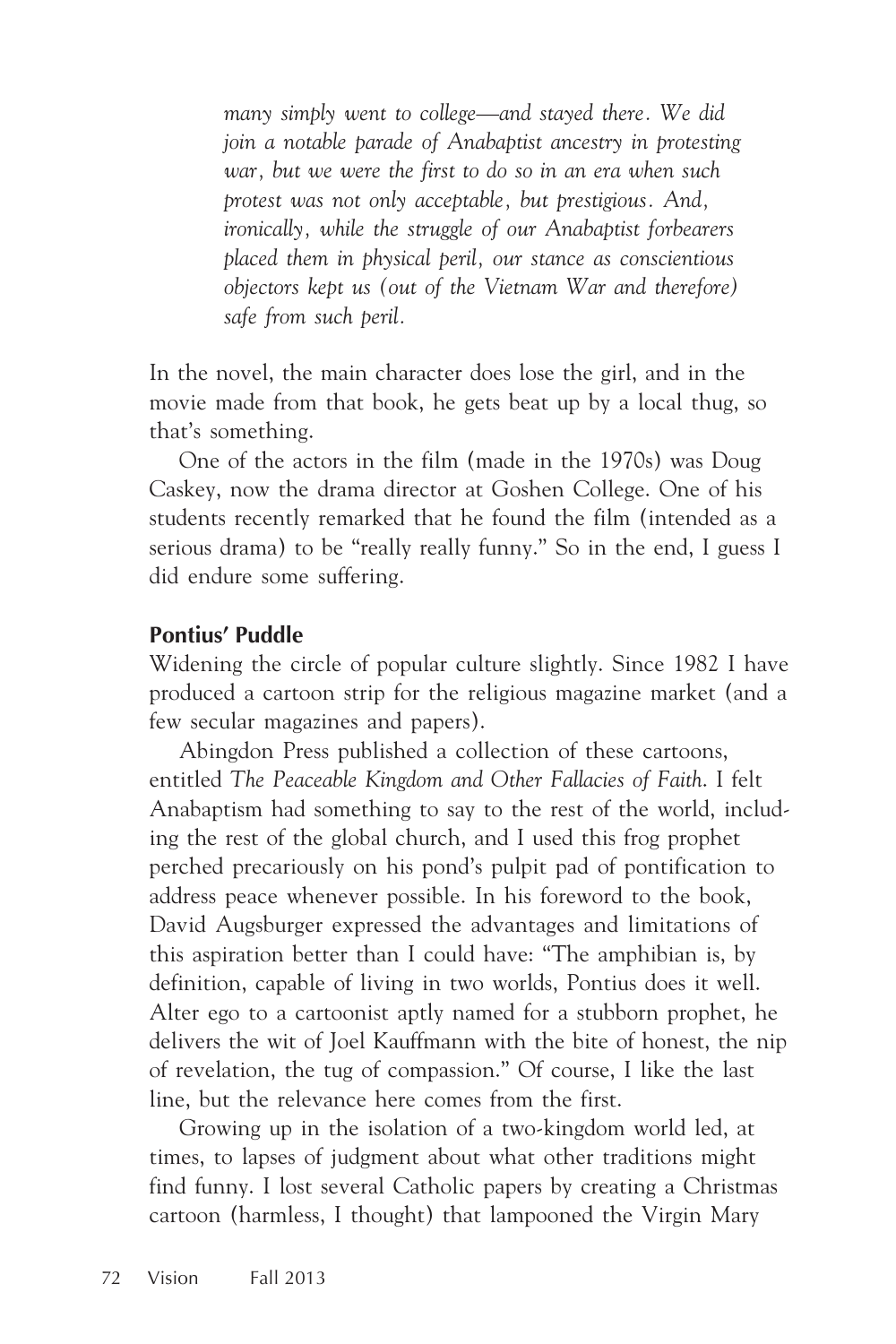*many simply went to college—and stayed there. We did join a notable parade of Anabaptist ancestry in protesting war, but we were the first to do so in an era when such protest was not only acceptable, but prestigious. And, ironically, while the struggle of our Anabaptist forbearers placed them in physical peril, our stance as conscientious objectors kept us (out of the Vietnam War and therefore) safe from such peril.*

In the novel, the main character does lose the girl, and in the movie made from that book, he gets beat up by a local thug, so that's something.

One of the actors in the film (made in the 1970s) was Doug Caskey, now the drama director at Goshen College. One of his students recently remarked that he found the film (intended as a serious drama) to be "really really funny." So in the end, I guess I did endure some suffering.

### Pontius' Puddle

Widening the circle of popular culture slightly. Since 1982 I have produced a cartoon strip for the religious magazine market (and a few secular magazines and papers).

Abingdon Press published a collection of these cartoons, entitled *The Peaceable Kingdom and Other Fallacies of Faith*. I felt Anabaptism had something to say to the rest of the world, including the rest of the global church, and I used this frog prophet perched precariously on his pond's pulpit pad of pontification to address peace whenever possible. In his foreword to the book, David Augsburger expressed the advantages and limitations of this aspiration better than I could have: "The amphibian is, by definition, capable of living in two worlds, Pontius does it well. Alter ego to a cartoonist aptly named for a stubborn prophet, he delivers the wit of Joel Kauffmann with the bite of honest, the nip of revelation, the tug of compassion." Of course, I like the last line, but the relevance here comes from the first.

Growing up in the isolation of a two-kingdom world led, at times, to lapses of judgment about what other traditions might find funny. I lost several Catholic papers by creating a Christmas cartoon (harmless, I thought) that lampooned the Virgin Mary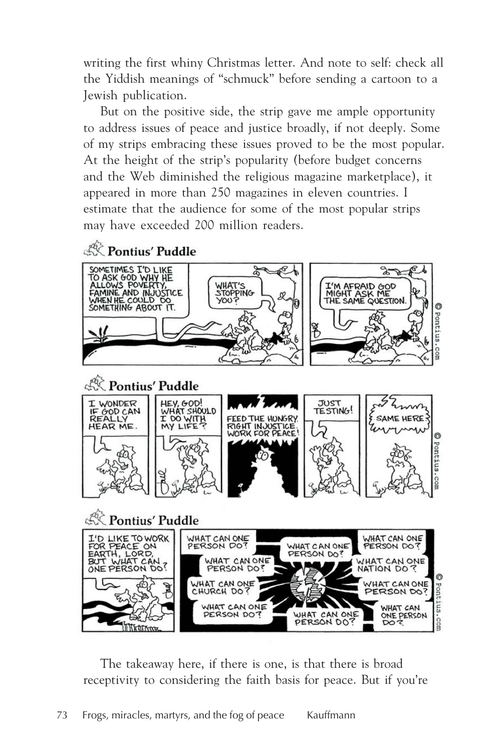writing the first whiny Christmas letter. And note to self: check all the Yiddish meanings of "schmuck" before sending a cartoon to a Jewish publication.

But on the positive side, the strip gave me ample opportunity to address issues of peace and justice broadly, if not deeply. Some of my strips embracing these issues proved to be the most popular. At the height of the strip's popularity (before budget concerns and the Web diminished the religious magazine marketplace), it appeared in more than 250 magazines in eleven countries. I estimate that the audience for some of the most popular strips may have exceeded 200 million readers.

**Pontius' Puddle**

SOMETIMES I'D LIKE TO ASK GOD WHY HE ALLOWS POVERTY, FAMINE AND INJUSTICE WHEN HE COULD DO SOMETHING ABOUT IT.

WHAT'S STOPPING YOU?

I'M AFRAID GOD MIGHT ASK ME THE SAME QUESTION.

© Pontius.com

**Pontius' Puddle**

I WONDER IF GOD CAN REALLY HEAR ME.

HEY, GOD! WHAT SHOULD I DO WITH MY LIFE?

FEED THE HUNGRY. RIGHT INJUSTICE. WORK FOR PEACE!

JUST TESTING!

SAME HERE.

© Pontius.com

**Pontius' Puddle**

I'D LIKE TO WORK FOR PEACE ON EARTH, LORD, BUT WHAT CAN ONE PERSON DO?

WHAT CAN ONE PERSON DO? WHAT CAN ONE PERSON DO? WHAT CAN ONE PERSON DO? WHAT CAN ONE PERSON DO? WHAT CAN ONE NATION DO? WHAT CAN ONE CHURCH DO? WHAT CAN ONE PERSON DO? WHAT CAN ONE PERSON DO? WHAT CAN ONE PERSON DO? WHAT CAN ONE PERSON DO?

© Pontius.com

The takeaway here, if there is one, is that there is broad receptivity to considering the faith basis for peace. But if you're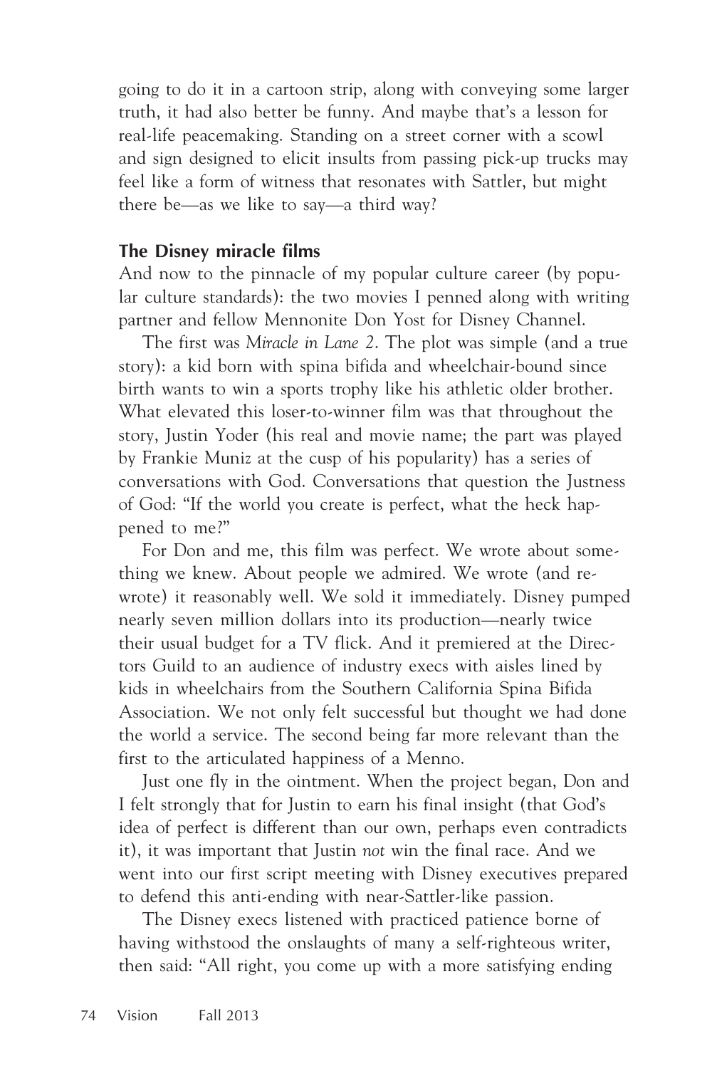going to do it in a cartoon strip, along with conveying some larger truth, it had also better be funny. And maybe that's a lesson for real-life peacemaking. Standing on a street corner with a scowl and sign designed to elicit insults from passing pick-up trucks may feel like a form of witness that resonates with Sattler, but might there be—as we like to say—a third way?

### The Disney miracle films

And now to the pinnacle of my popular culture career (by popular culture standards): the two movies I penned along with writing partner and fellow Mennonite Don Yost for Disney Channel.

The first was *Miracle in Lane 2*. The plot was simple (and a true story): a kid born with spina bifida and wheelchair-bound since birth wants to win a sports trophy like his athletic older brother. What elevated this loser-to-winner film was that throughout the story, Justin Yoder (his real and movie name; the part was played by Frankie Muniz at the cusp of his popularity) has a series of conversations with God. Conversations that question the Justness of God: "If the world you create is perfect, what the heck happened to me?"

For Don and me, this film was perfect. We wrote about something we knew. About people we admired. We wrote (and rewrote) it reasonably well. We sold it immediately. Disney pumped nearly seven million dollars into its production—nearly twice their usual budget for a TV flick. And it premiered at the Directors Guild to an audience of industry execs with aisles lined by kids in wheelchairs from the Southern California Spina Bifida Association. We not only felt successful but thought we had done the world a service. The second being far more relevant than the first to the articulated happiness of a Menno.

Just one fly in the ointment. When the project began, Don and I felt strongly that for Justin to earn his final insight (that God's idea of perfect is different than our own, perhaps even contradicts it), it was important that Justin *not* win the final race. And we went into our first script meeting with Disney executives prepared to defend this anti-ending with near-Sattler-like passion.

The Disney execs listened with practiced patience borne of having withstood the onslaughts of many a self-righteous writer, then said: "All right, you come up with a more satisfying ending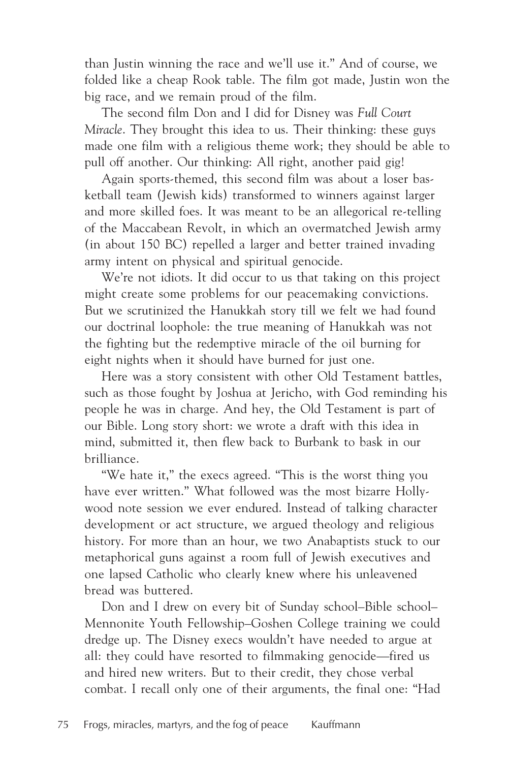than Justin winning the race and we'll use it." And of course, we folded like a cheap Rook table. The film got made, Justin won the big race, and we remain proud of the film.

The second film Don and I did for Disney was *Full Court Miracle*. They brought this idea to us. Their thinking: these guys made one film with a religious theme work; they should be able to pull off another. Our thinking: All right, another paid gig!

Again sports-themed, this second film was about a loser basketball team (Jewish kids) transformed to winners against larger and more skilled foes. It was meant to be an allegorical re-telling of the Maccabean Revolt, in which an overmatched Jewish army (in about 150 BC) repelled a larger and better trained invading army intent on physical and spiritual genocide.

We're not idiots. It did occur to us that taking on this project might create some problems for our peacemaking convictions. But we scrutinized the Hanukkah story till we felt we had found our doctrinal loophole: the true meaning of Hanukkah was not the fighting but the redemptive miracle of the oil burning for eight nights when it should have burned for just one.

Here was a story consistent with other Old Testament battles, such as those fought by Joshua at Jericho, with God reminding his people he was in charge. And hey, the Old Testament is part of our Bible. Long story short: we wrote a draft with this idea in mind, submitted it, then flew back to Burbank to bask in our brilliance.

"We hate it," the execs agreed. "This is the worst thing you have ever written." What followed was the most bizarre Hollywood note session we ever endured. Instead of talking character development or act structure, we argued theology and religious history. For more than an hour, we two Anabaptists stuck to our metaphorical guns against a room full of Jewish executives and one lapsed Catholic who clearly knew where his unleavened bread was buttered.

Don and I drew on every bit of Sunday school–Bible school–Mennonite Youth Fellowship–Goshen College training we could dredge up. The Disney execs wouldn't have needed to argue at all: they could have resorted to filmmaking genocide—fired us and hired new writers. But to their credit, they chose verbal combat. I recall only one of their arguments, the final one: "Had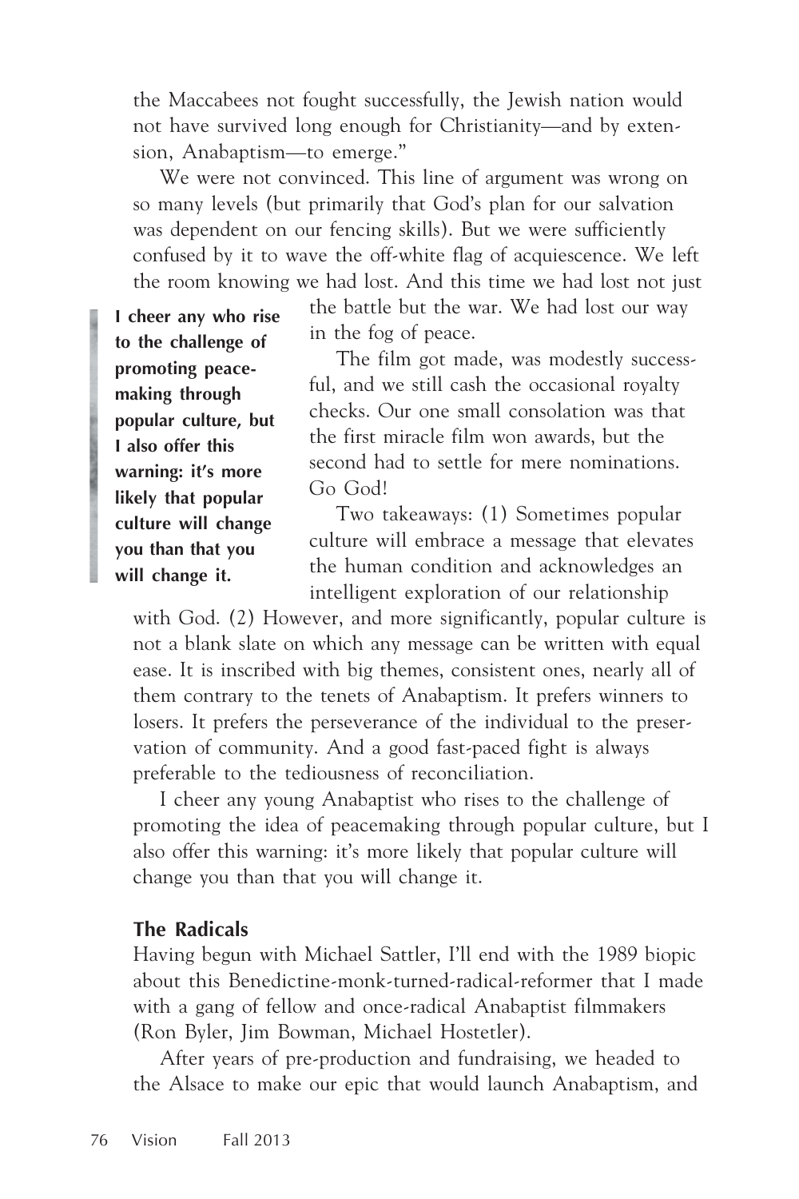the Maccabees not fought successfully, the Jewish nation would not have survived long enough for Christianity—and by extension, Anabaptism—to emerge."

We were not convinced. This line of argument was wrong on so many levels (but primarily that God's plan for our salvation was dependent on our fencing skills). But we were sufficiently confused by it to wave the off-white flag of acquiescence. We left the room knowing we had lost. And this time we had lost not just the battle but the war. We had lost our way in the fog of peace.

> **I cheer any who rise to the challenge of promoting peacemaking through popular culture, but I also offer this warning: it's more likely that popular culture will change you than that you will change it.**

The film got made, was modestly successful, and we still cash the occasional royalty checks. Our one small consolation was that the first miracle film won awards, but the second had to settle for mere nominations. Go God!

Two takeaways: (1) Sometimes popular culture will embrace a message that elevates the human condition and acknowledges an intelligent exploration of our relationship with God. (2) However, and more significantly, popular culture is not a blank slate on which any message can be written with equal ease. It is inscribed with big themes, consistent ones, nearly all of them contrary to the tenets of Anabaptism. It prefers winners to losers. It prefers the perseverance of the individual to the preservation of community. And a good fast-paced fight is always preferable to the tediousness of reconciliation.

I cheer any young Anabaptist who rises to the challenge of promoting the idea of peacemaking through popular culture, but I also offer this warning: it's more likely that popular culture will change you than that you will change it.

### The Radicals

Having begun with Michael Sattler, I'll end with the 1989 biopic about this Benedictine-monk-turned-radical-reformer that I made with a gang of fellow and once-radical Anabaptist filmmakers (Ron Byler, Jim Bowman, Michael Hostetler).

After years of pre-production and fundraising, we headed to the Alsace to make our epic that would launch Anabaptism, and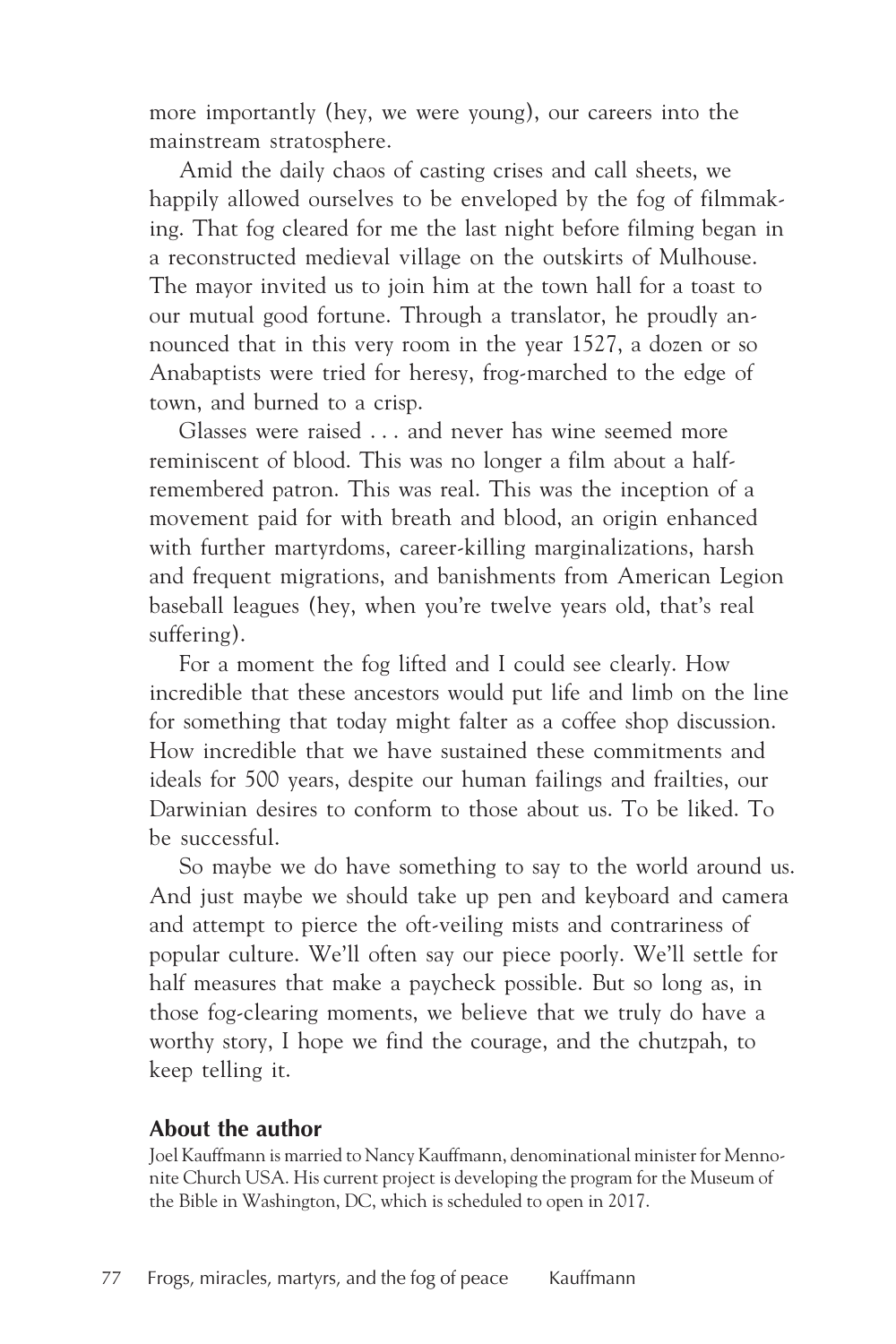more importantly (hey, we were young), our careers into the mainstream stratosphere.

Amid the daily chaos of casting crises and call sheets, we happily allowed ourselves to be enveloped by the fog of filmmaking. That fog cleared for me the last night before filming began in a reconstructed medieval village on the outskirts of Mulhouse. The mayor invited us to join him at the town hall for a toast to our mutual good fortune. Through a translator, he proudly announced that in this very room in the year 1527, a dozen or so Anabaptists were tried for heresy, frog-marched to the edge of town, and burned to a crisp.

Glasses were raised . . . and never has wine seemed more reminiscent of blood. This was no longer a film about a half-remembered patron. This was real. This was the inception of a movement paid for with breath and blood, an origin enhanced with further martyrdoms, career-killing marginalizations, harsh and frequent migrations, and banishments from American Legion baseball leagues (hey, when you're twelve years old, that's real suffering).

For a moment the fog lifted and I could see clearly. How incredible that these ancestors would put life and limb on the line for something that today might falter as a coffee shop discussion. How incredible that we have sustained these commitments and ideals for 500 years, despite our human failings and frailties, our Darwinian desires to conform to those about us. To be liked. To be successful.

So maybe we do have something to say to the world around us. And just maybe we should take up pen and keyboard and camera and attempt to pierce the oft-veiling mists and contrariness of popular culture. We'll often say our piece poorly. We'll settle for half measures that make a paycheck possible. But so long as, in those fog-clearing moments, we believe that we truly do have a worthy story, I hope we find the courage, and the chutzpah, to keep telling it.

## About the author

Joel Kauffmann is married to Nancy Kauffmann, denominational minister for Mennonite Church USA. His current project is developing the program for the Museum of the Bible in Washington, DC, which is scheduled to open in 2017.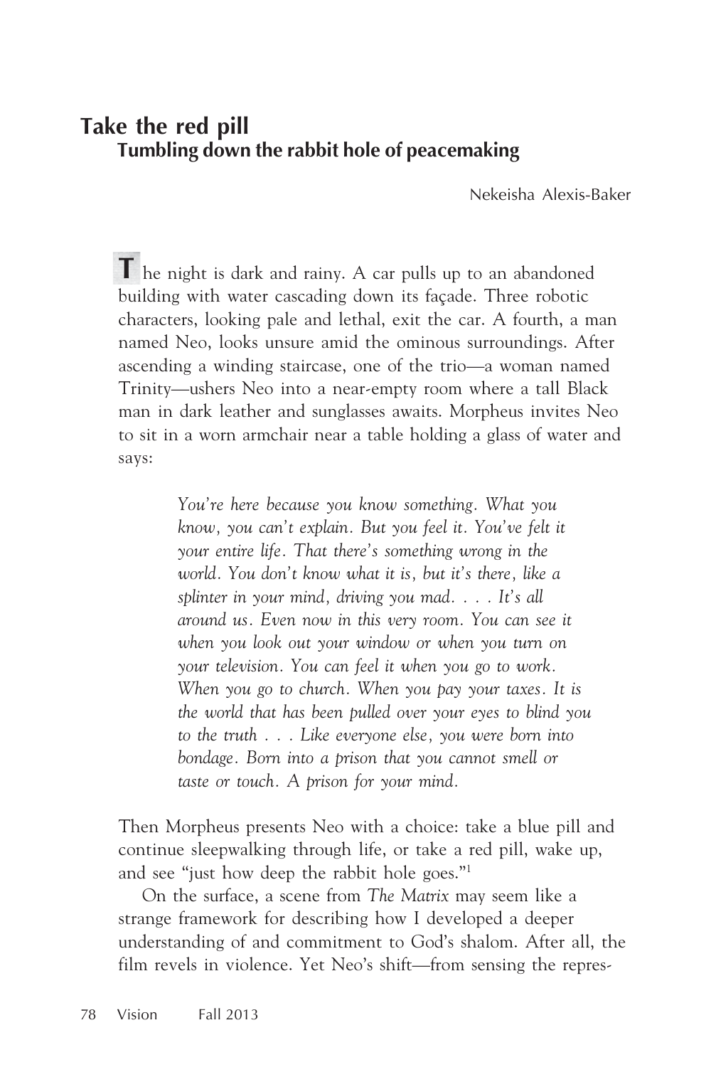# Take the red pill

## Tumbling down the rabbit hole of peacemaking

Nekeisha Alexis-Baker

The night is dark and rainy. A car pulls up to an abandoned building with water cascading down its façade. Three robotic characters, looking pale and lethal, exit the car. A fourth, a man named Neo, looks unsure amid the ominous surroundings. After ascending a winding staircase, one of the trio—a woman named Trinity—ushers Neo into a near-empty room where a tall Black man in dark leather and sunglasses awaits. Morpheus invites Neo to sit in a worn armchair near a table holding a glass of water and says:

> *You're here because you know something. What you know, you can't explain. But you feel it. You've felt it your entire life. That there's something wrong in the world. You don't know what it is, but it's there, like a splinter in your mind, driving you mad. . . . It's all around us. Even now in this very room. You can see it when you look out your window or when you turn on your television. You can feel it when you go to work. When you go to church. When you pay your taxes. It is the world that has been pulled over your eyes to blind you to the truth . . . Like everyone else, you were born into bondage. Born into a prison that you cannot smell or taste or touch. A prison for your mind.*

Then Morpheus presents Neo with a choice: take a blue pill and continue sleepwalking through life, or take a red pill, wake up, and see "just how deep the rabbit hole goes."[1]

On the surface, a scene from *The Matrix* may seem like a strange framework for describing how I developed a deeper understanding of and commitment to God's shalom. After all, the film revels in violence. Yet Neo's shift—from sensing the repres-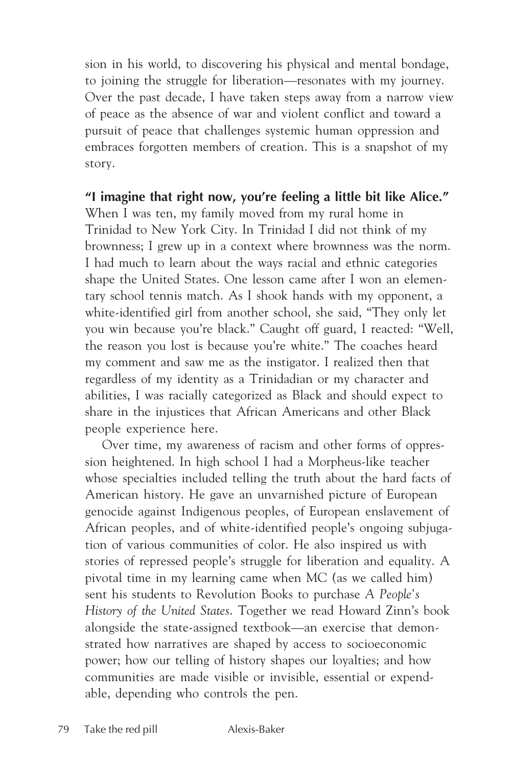sion in his world, to discovering his physical and mental bondage, to joining the struggle for liberation—resonates with my journey. Over the past decade, I have taken steps away from a narrow view of peace as the absence of war and violent conflict and toward a pursuit of peace that challenges systemic human oppression and embraces forgotten members of creation. This is a snapshot of my story.

**"I imagine that right now, you're feeling a little bit like Alice."**
When I was ten, my family moved from my rural home in Trinidad to New York City. In Trinidad I did not think of my brownness; I grew up in a context where brownness was the norm. I had much to learn about the ways racial and ethnic categories shape the United States. One lesson came after I won an elementary school tennis match. As I shook hands with my opponent, a white-identified girl from another school, she said, "They only let you win because you're black." Caught off guard, I reacted: "Well, the reason you lost is because you're white." The coaches heard my comment and saw me as the instigator. I realized then that regardless of my identity as a Trinidadian or my character and abilities, I was racially categorized as Black and should expect to share in the injustices that African Americans and other Black people experience here.

Over time, my awareness of racism and other forms of oppression heightened. In high school I had a Morpheus-like teacher whose specialties included telling the truth about the hard facts of American history. He gave an unvarnished picture of European genocide against Indigenous peoples, of European enslavement of African peoples, and of white-identified people's ongoing subjugation of various communities of color. He also inspired us with stories of repressed people's struggle for liberation and equality. A pivotal time in my learning came when MC (as we called him) sent his students to Revolution Books to purchase *A People's History of the United States*. Together we read Howard Zinn's book alongside the state-assigned textbook—an exercise that demonstrated how narratives are shaped by access to socioeconomic power; how our telling of history shapes our loyalties; and how communities are made visible or invisible, essential or expendable, depending who controls the pen.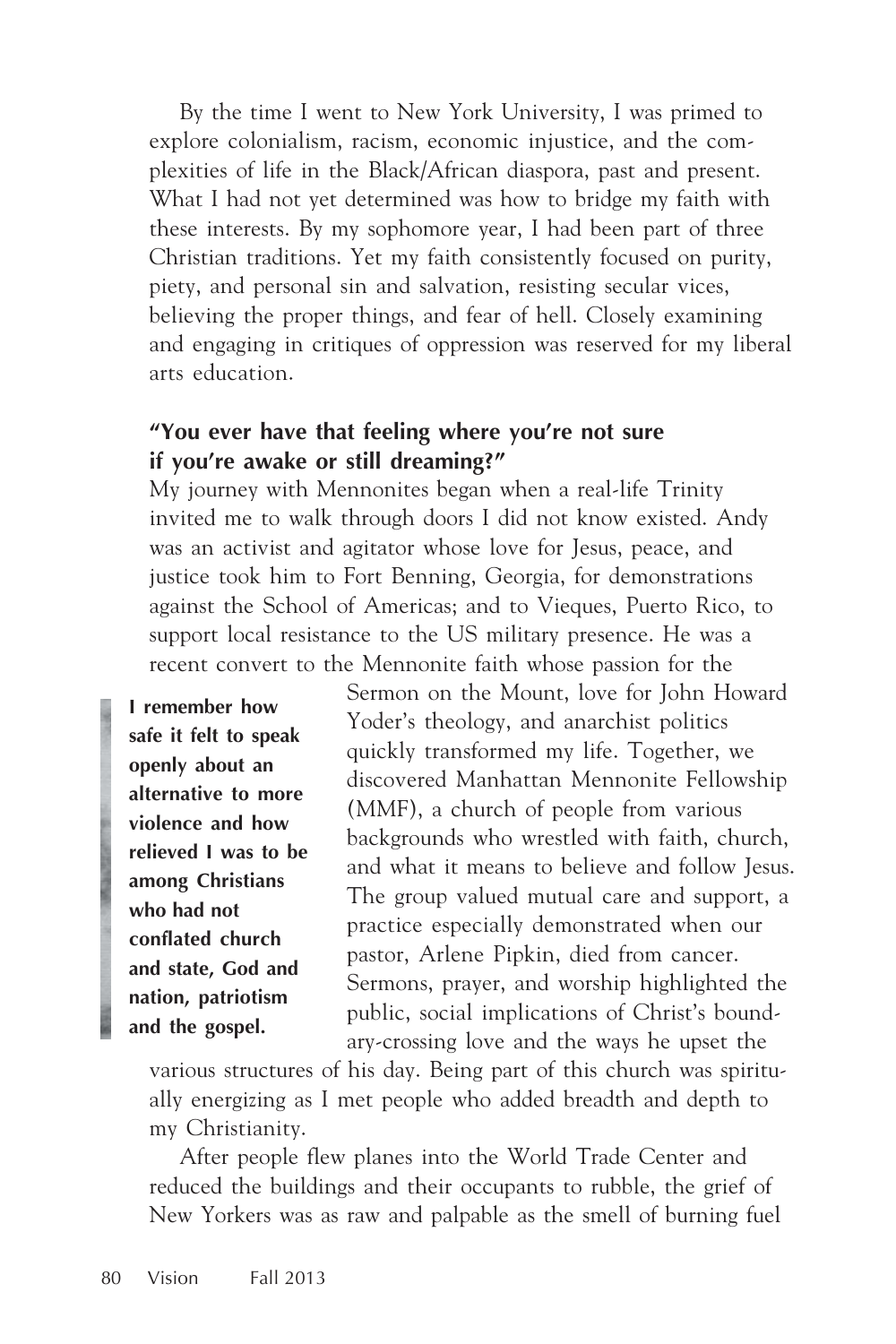By the time I went to New York University, I was primed to explore colonialism, racism, economic injustice, and the complexities of life in the Black/African diaspora, past and present. What I had not yet determined was how to bridge my faith with these interests. By my sophomore year, I had been part of three Christian traditions. Yet my faith consistently focused on purity, piety, and personal sin and salvation, resisting secular vices, believing the proper things, and fear of hell. Closely examining and engaging in critiques of oppression was reserved for my liberal arts education.

### "You ever have that feeling where you're not sure if you're awake or still dreaming?"

My journey with Mennonites began when a real-life Trinity invited me to walk through doors I did not know existed. Andy was an activist and agitator whose love for Jesus, peace, and justice took him to Fort Benning, Georgia, for demonstrations against the School of Americas; and to Vieques, Puerto Rico, to support local resistance to the US military presence. He was a recent convert to the Mennonite faith whose passion for the Sermon on the Mount, love for John Howard Yoder's theology, and anarchist politics quickly transformed my life. Together, we discovered Manhattan Mennonite Fellowship (MMF), a church of people from various backgrounds who wrestled with faith, church, and what it means to believe and follow Jesus. The group valued mutual care and support, a practice especially demonstrated when our pastor, Arlene Pipkin, died from cancer. Sermons, prayer, and worship highlighted the public, social implications of Christ's boundary-crossing love and the ways he upset the various structures of his day. Being part of this church was spiritually energizing as I met people who added breadth and depth to my Christianity.

> **I remember how safe it felt to speak openly about an alternative to more violence and how relieved I was to be among Christians who had not conflated church and state, God and nation, patriotism and the gospel.**

After people flew planes into the World Trade Center and reduced the buildings and their occupants to rubble, the grief of New Yorkers was as raw and palpable as the smell of burning fuel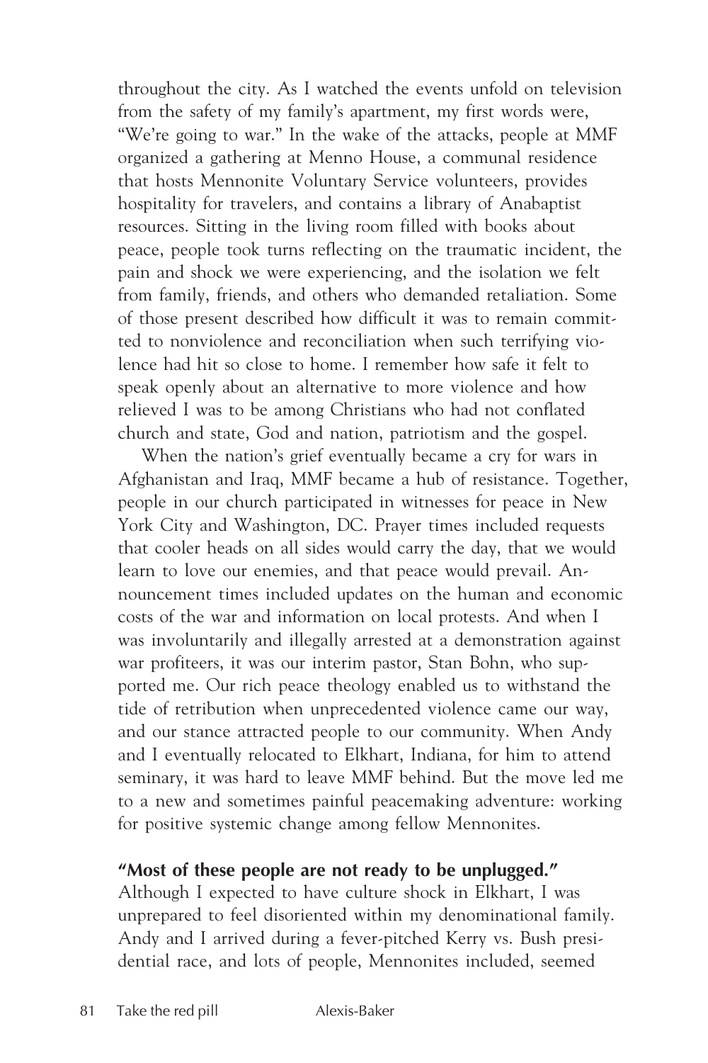throughout the city. As I watched the events unfold on television from the safety of my family's apartment, my first words were, "We're going to war." In the wake of the attacks, people at MMF organized a gathering at Menno House, a communal residence that hosts Mennonite Voluntary Service volunteers, provides hospitality for travelers, and contains a library of Anabaptist resources. Sitting in the living room filled with books about peace, people took turns reflecting on the traumatic incident, the pain and shock we were experiencing, and the isolation we felt from family, friends, and others who demanded retaliation. Some of those present described how difficult it was to remain committed to nonviolence and reconciliation when such terrifying violence had hit so close to home. I remember how safe it felt to speak openly about an alternative to more violence and how relieved I was to be among Christians who had not conflated church and state, God and nation, patriotism and the gospel.

When the nation's grief eventually became a cry for wars in Afghanistan and Iraq, MMF became a hub of resistance. Together, people in our church participated in witnesses for peace in New York City and Washington, DC. Prayer times included requests that cooler heads on all sides would carry the day, that we would learn to love our enemies, and that peace would prevail. Announcement times included updates on the human and economic costs of the war and information on local protests. And when I was involuntarily and illegally arrested at a demonstration against war profiteers, it was our interim pastor, Stan Bohn, who supported me. Our rich peace theology enabled us to withstand the tide of retribution when unprecedented violence came our way, and our stance attracted people to our community. When Andy and I eventually relocated to Elkhart, Indiana, for him to attend seminary, it was hard to leave MMF behind. But the move led me to a new and sometimes painful peacemaking adventure: working for positive systemic change among fellow Mennonites.

**"Most of these people are not ready to be unplugged."**

Although I expected to have culture shock in Elkhart, I was unprepared to feel disoriented within my denominational family. Andy and I arrived during a fever-pitched Kerry vs. Bush presidential race, and lots of people, Mennonites included, seemed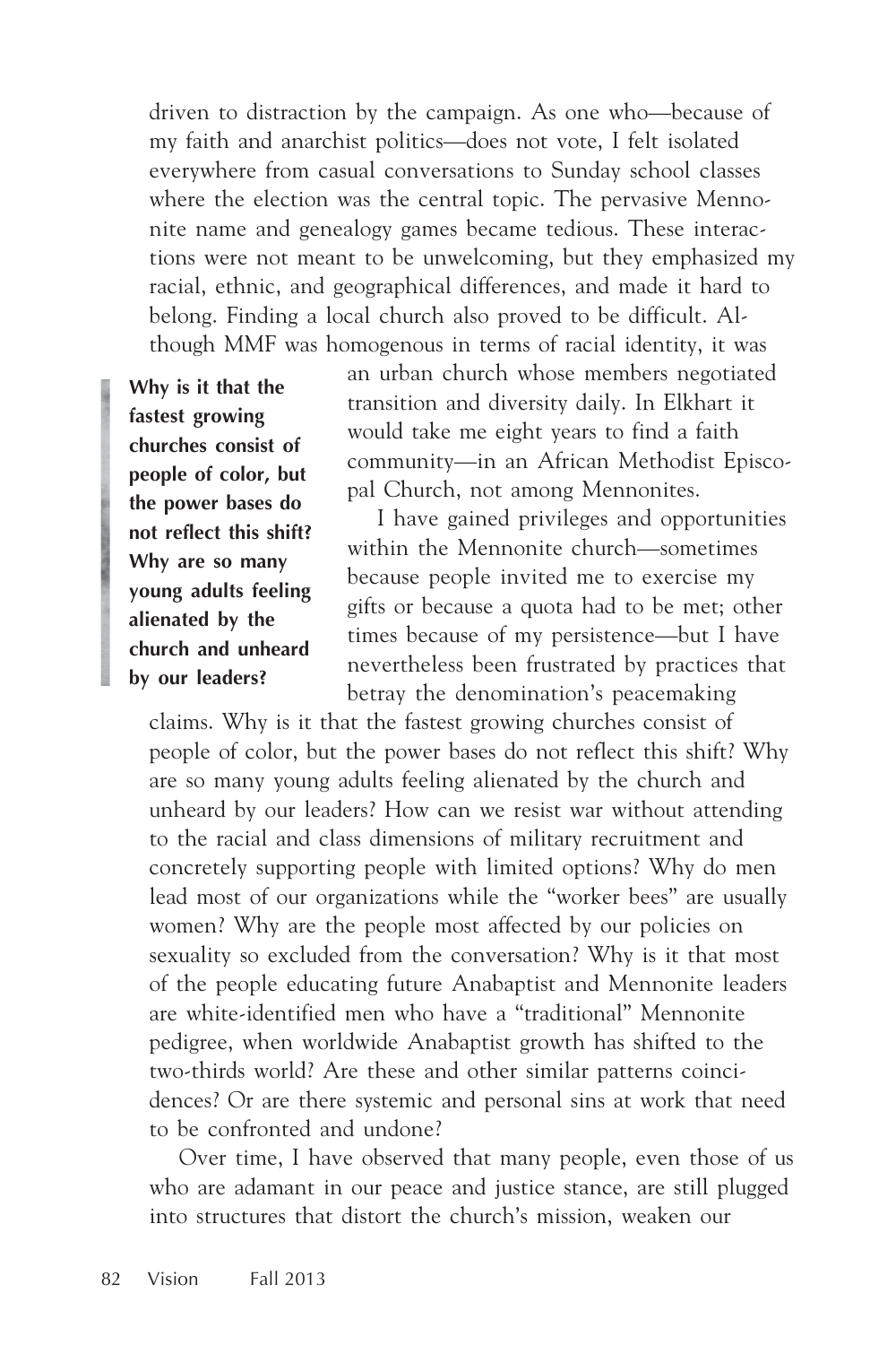driven to distraction by the campaign. As one who—because of my faith and anarchist politics—does not vote, I felt isolated everywhere from casual conversations to Sunday school classes where the election was the central topic. The pervasive Mennonite name and genealogy games became tedious. These interactions were not meant to be unwelcoming, but they emphasized my racial, ethnic, and geographical differences, and made it hard to belong. Finding a local church also proved to be difficult. Although MMF was homogenous in terms of racial identity, it was an urban church whose members negotiated transition and diversity daily. In Elkhart it would take me eight years to find a faith community—in an African Methodist Episcopal Church, not among Mennonites.

> **Why is it that the fastest growing churches consist of people of color, but the power bases do not reflect this shift? Why are so many young adults feeling alienated by the church and unheard by our leaders?**

I have gained privileges and opportunities within the Mennonite church—sometimes because people invited me to exercise my gifts or because a quota had to be met; other times because of my persistence—but I have nevertheless been frustrated by practices that betray the denomination's peacemaking claims. Why is it that the fastest growing churches consist of people of color, but the power bases do not reflect this shift? Why are so many young adults feeling alienated by the church and unheard by our leaders? How can we resist war without attending to the racial and class dimensions of military recruitment and concretely supporting people with limited options? Why do men lead most of our organizations while the "worker bees" are usually women? Why are the people most affected by our policies on sexuality so excluded from the conversation? Why is it that most of the people educating future Anabaptist and Mennonite leaders are white-identified men who have a "traditional" Mennonite pedigree, when worldwide Anabaptist growth has shifted to the two-thirds world? Are these and other similar patterns coincidences? Or are there systemic and personal sins at work that need to be confronted and undone?

Over time, I have observed that many people, even those of us who are adamant in our peace and justice stance, are still plugged into structures that distort the church's mission, weaken our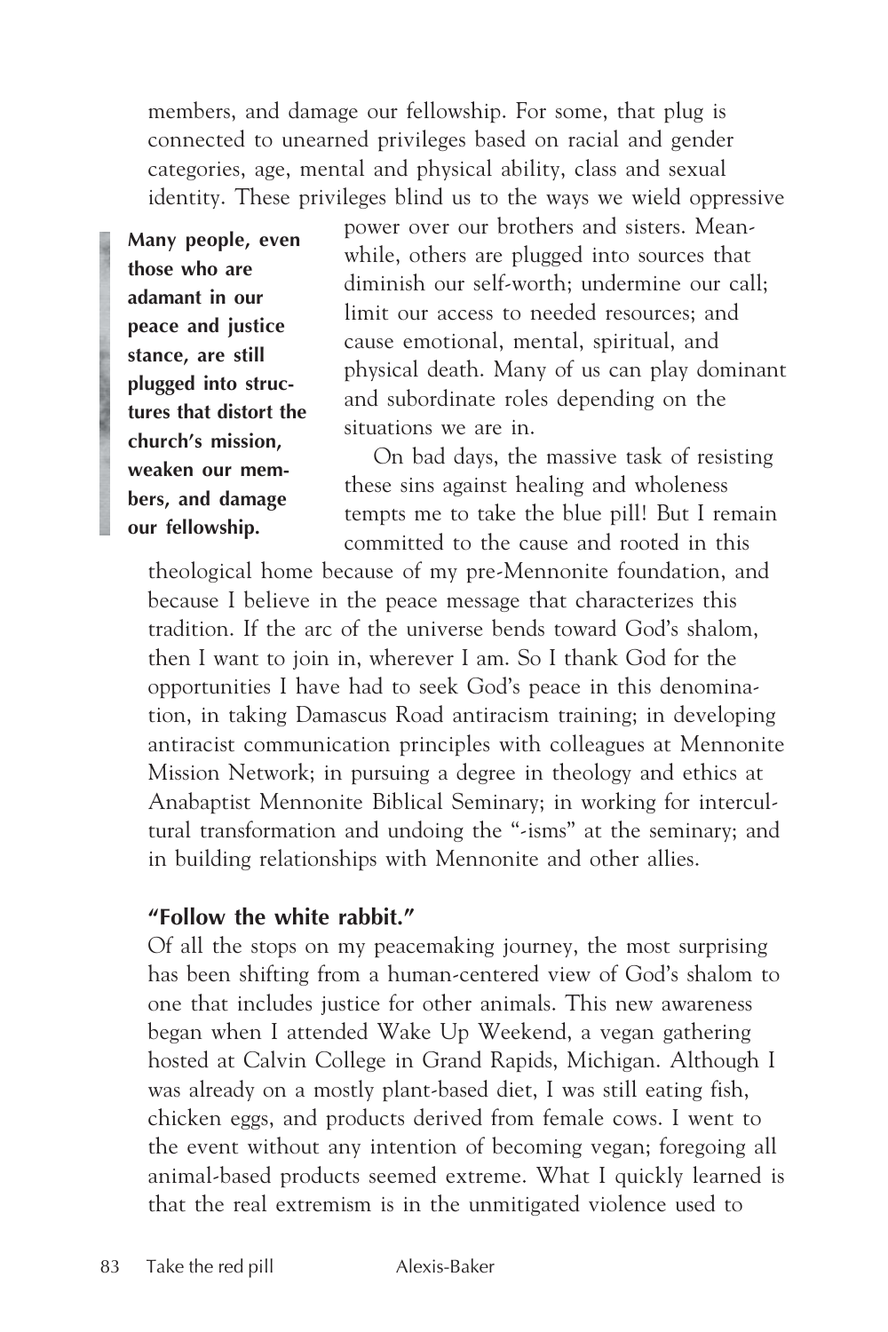members, and damage our fellowship. For some, that plug is connected to unearned privileges based on racial and gender categories, age, mental and physical ability, class and sexual identity. These privileges blind us to the ways we wield oppressive power over our brothers and sisters. Meanwhile, others are plugged into sources that diminish our self-worth; undermine our call; limit our access to needed resources; and cause emotional, mental, spiritual, and physical death. Many of us can play dominant and subordinate roles depending on the situations we are in.

**Many people, even those who are adamant in our peace and justice stance, are still plugged into structures that distort the church's mission, weaken our members, and damage our fellowship.**

On bad days, the massive task of resisting these sins against healing and wholeness tempts me to take the blue pill! But I remain committed to the cause and rooted in this theological home because of my pre-Mennonite foundation, and because I believe in the peace message that characterizes this tradition. If the arc of the universe bends toward God's shalom, then I want to join in, wherever I am. So I thank God for the opportunities I have had to seek God's peace in this denomination, in taking Damascus Road antiracism training; in developing antiracist communication principles with colleagues at Mennonite Mission Network; in pursuing a degree in theology and ethics at Anabaptist Mennonite Biblical Seminary; in working for intercultural transformation and undoing the "-isms" at the seminary; and in building relationships with Mennonite and other allies.

### "Follow the white rabbit."

Of all the stops on my peacemaking journey, the most surprising has been shifting from a human-centered view of God's shalom to one that includes justice for other animals. This new awareness began when I attended Wake Up Weekend, a vegan gathering hosted at Calvin College in Grand Rapids, Michigan. Although I was already on a mostly plant-based diet, I was still eating fish, chicken eggs, and products derived from female cows. I went to the event without any intention of becoming vegan; foregoing all animal-based products seemed extreme. What I quickly learned is that the real extremism is in the unmitigated violence used to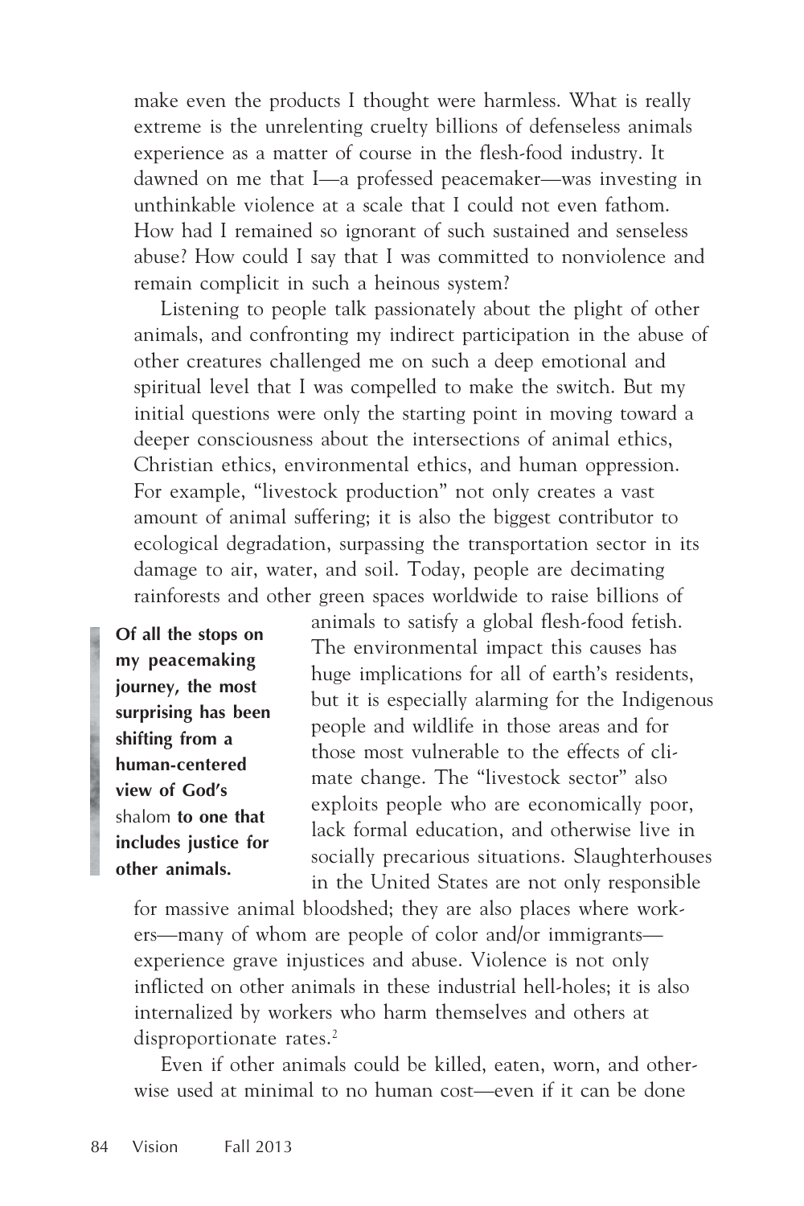make even the products I thought were harmless. What is really extreme is the unrelenting cruelty billions of defenseless animals experience as a matter of course in the flesh-food industry. It dawned on me that I—a professed peacemaker—was investing in unthinkable violence at a scale that I could not even fathom. How had I remained so ignorant of such sustained and senseless abuse? How could I say that I was committed to nonviolence and remain complicit in such a heinous system?

Listening to people talk passionately about the plight of other animals, and confronting my indirect participation in the abuse of other creatures challenged me on such a deep emotional and spiritual level that I was compelled to make the switch. But my initial questions were only the starting point in moving toward a deeper consciousness about the intersections of animal ethics, Christian ethics, environmental ethics, and human oppression. For example, "livestock production" not only creates a vast amount of animal suffering; it is also the biggest contributor to ecological degradation, surpassing the transportation sector in its damage to air, water, and soil. Today, people are decimating rainforests and other green spaces worldwide to raise billions of animals to satisfy a global flesh-food fetish. The environmental impact this causes has huge implications for all of earth's residents, but it is especially alarming for the Indigenous people and wildlife in those areas and for those most vulnerable to the effects of climate change. The "livestock sector" also exploits people who are economically poor, lack formal education, and otherwise live in socially precarious situations. Slaughterhouses in the United States are not only responsible for massive animal bloodshed; they are also places where workers—many of whom are people of color and/or immigrants—experience grave injustices and abuse. Violence is not only inflicted on other animals in these industrial hell-holes; it is also internalized by workers who harm themselves and others at disproportionate rates.[2]

> **Of all the stops on my peacemaking journey, the most surprising has been shifting from a human-centered view of God's** *shalom* **to one that includes justice for other animals.**

Even if other animals could be killed, eaten, worn, and otherwise used at minimal to no human cost—even if it can be done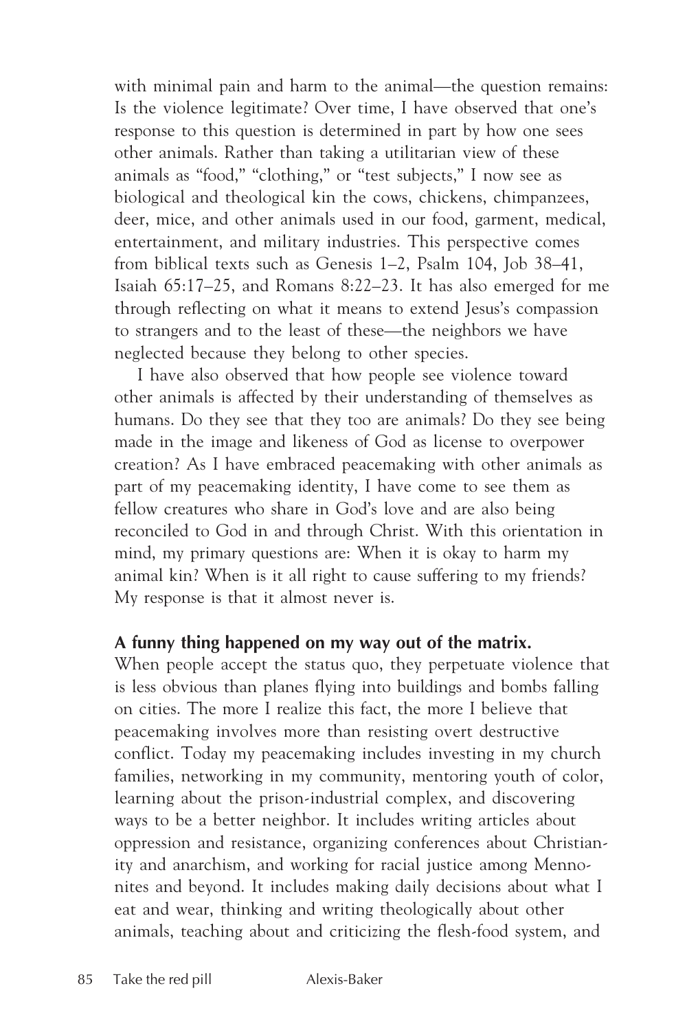with minimal pain and harm to the animal—the question remains: Is the violence legitimate? Over time, I have observed that one's response to this question is determined in part by how one sees other animals. Rather than taking a utilitarian view of these animals as "food," "clothing," or "test subjects," I now see as biological and theological kin the cows, chickens, chimpanzees, deer, mice, and other animals used in our food, garment, medical, entertainment, and military industries. This perspective comes from biblical texts such as Genesis 1–2, Psalm 104, Job 38–41, Isaiah 65:17–25, and Romans 8:22–23. It has also emerged for me through reflecting on what it means to extend Jesus's compassion to strangers and to the least of these—the neighbors we have neglected because they belong to other species.

I have also observed that how people see violence toward other animals is affected by their understanding of themselves as humans. Do they see that they too are animals? Do they see being made in the image and likeness of God as license to overpower creation? As I have embraced peacemaking with other animals as part of my peacemaking identity, I have come to see them as fellow creatures who share in God's love and are also being reconciled to God in and through Christ. With this orientation in mind, my primary questions are: When it is okay to harm my animal kin? When is it all right to cause suffering to my friends? My response is that it almost never is.

**A funny thing happened on my way out of the matrix.**

When people accept the status quo, they perpetuate violence that is less obvious than planes flying into buildings and bombs falling on cities. The more I realize this fact, the more I believe that peacemaking involves more than resisting overt destructive conflict. Today my peacemaking includes investing in my church families, networking in my community, mentoring youth of color, learning about the prison-industrial complex, and discovering ways to be a better neighbor. It includes writing articles about oppression and resistance, organizing conferences about Christianity and anarchism, and working for racial justice among Mennonites and beyond. It includes making daily decisions about what I eat and wear, thinking and writing theologically about other animals, teaching about and criticizing the flesh-food system, and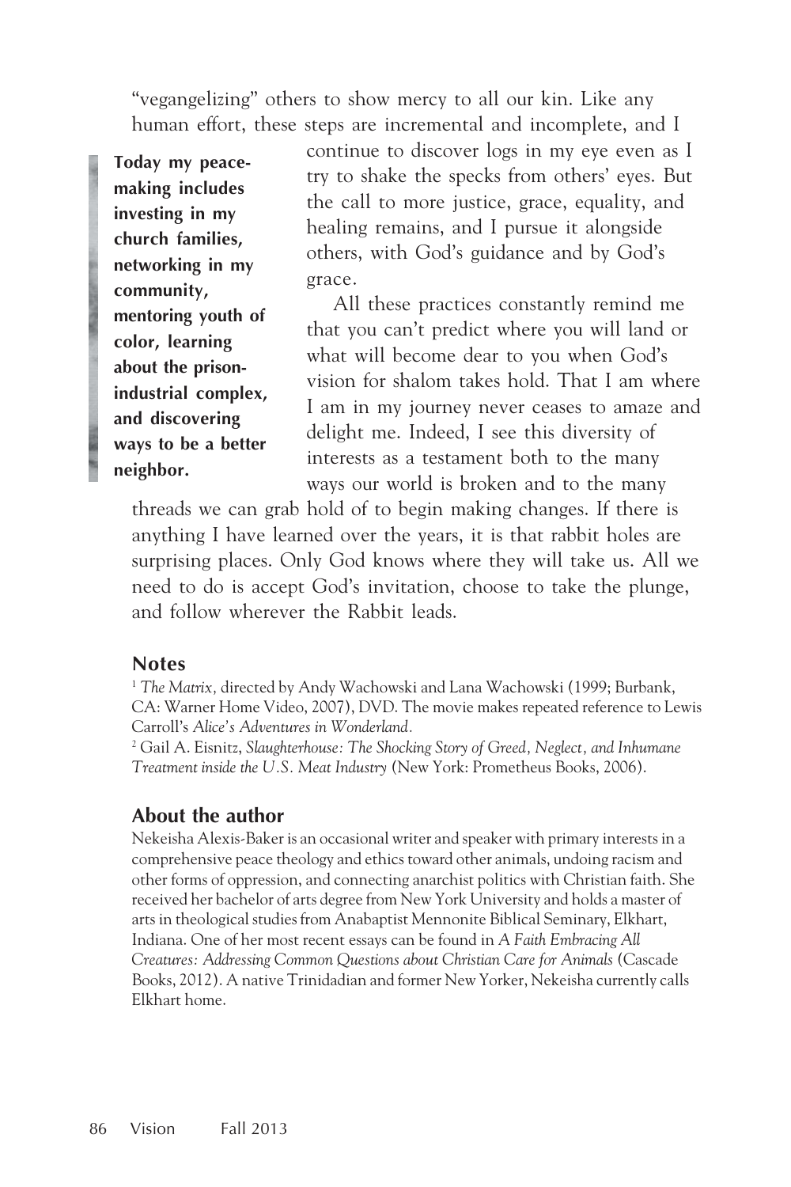"vegangelizing" others to show mercy to all our kin. Like any human effort, these steps are incremental and incomplete, and I continue to discover logs in my eye even as I try to shake the specks from others' eyes. But the call to more justice, grace, equality, and healing remains, and I pursue it alongside others, with God's guidance and by God's grace.

**Today my peacemaking includes investing in my church families, networking in my community, mentoring youth of color, learning about the prison-industrial complex, and discovering ways to be a better neighbor.**

All these practices constantly remind me that you can't predict where you will land or what will become dear to you when God's vision for shalom takes hold. That I am where I am in my journey never ceases to amaze and delight me. Indeed, I see this diversity of interests as a testament both to the many ways our world is broken and to the many threads we can grab hold of to begin making changes. If there is anything I have learned over the years, it is that rabbit holes are surprising places. Only God knows where they will take us. All we need to do is accept God's invitation, choose to take the plunge, and follow wherever the Rabbit leads.

## Notes

[1] *The Matrix,* directed by Andy Wachowski and Lana Wachowski (1999; Burbank, CA: Warner Home Video, 2007), DVD. The movie makes repeated reference to Lewis Carroll's *Alice's Adventures in Wonderland.*

[2] Gail A. Eisnitz, *Slaughterhouse: The Shocking Story of Greed, Neglect, and Inhumane Treatment inside the U.S. Meat Industry* (New York: Prometheus Books, 2006).

## About the author

Nekeisha Alexis-Baker is an occasional writer and speaker with primary interests in a comprehensive peace theology and ethics toward other animals, undoing racism and other forms of oppression, and connecting anarchist politics with Christian faith. She received her bachelor of arts degree from New York University and holds a master of arts in theological studies from Anabaptist Mennonite Biblical Seminary, Elkhart, Indiana. One of her most recent essays can be found in *A Faith Embracing All Creatures: Addressing Common Questions about Christian Care for Animals* (Cascade Books, 2012). A native Trinidadian and former New Yorker, Nekeisha currently calls Elkhart home.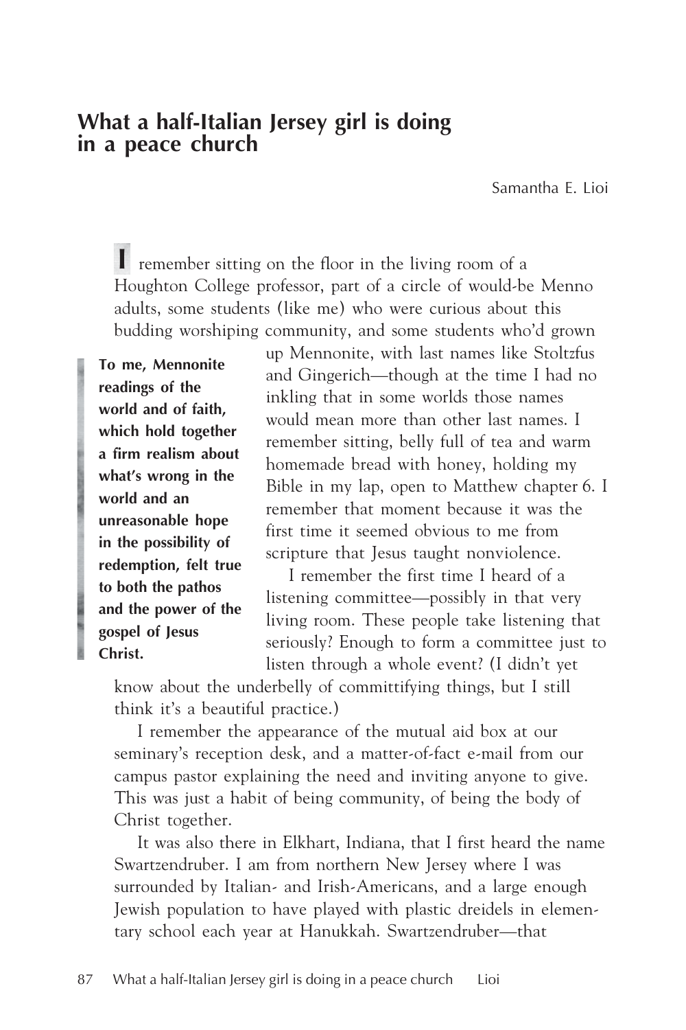## What a half-Italian Jersey girl is doing in a peace church

Samantha E. Lioi

I remember sitting on the floor in the living room of a Houghton College professor, part of a circle of would-be Menno adults, some students (like me) who were curious about this budding worshiping community, and some students who'd grown up Mennonite, with last names like Stoltzfus and Gingerich—though at the time I had no inkling that in some worlds those names would mean more than other last names. I remember sitting, belly full of tea and warm homemade bread with honey, holding my Bible in my lap, open to Matthew chapter 6. I remember that moment because it was the first time it seemed obvious to me from scripture that Jesus taught nonviolence.

> **To me, Mennonite readings of the world and of faith, which hold together a firm realism about what's wrong in the world and an unreasonable hope in the possibility of redemption, felt true to both the pathos and the power of the gospel of Jesus Christ.**

I remember the first time I heard of a listening committee—possibly in that very living room. These people take listening that seriously? Enough to form a committee just to listen through a whole event? (I didn't yet know about the underbelly of committifying things, but I still think it's a beautiful practice.)

I remember the appearance of the mutual aid box at our seminary's reception desk, and a matter-of-fact e-mail from our campus pastor explaining the need and inviting anyone to give. This was just a habit of being community, of being the body of Christ together.

It was also there in Elkhart, Indiana, that I first heard the name Swartzendruber. I am from northern New Jersey where I was surrounded by Italian- and Irish-Americans, and a large enough Jewish population to have played with plastic dreidels in elementary school each year at Hanukkah. Swartzendruber—that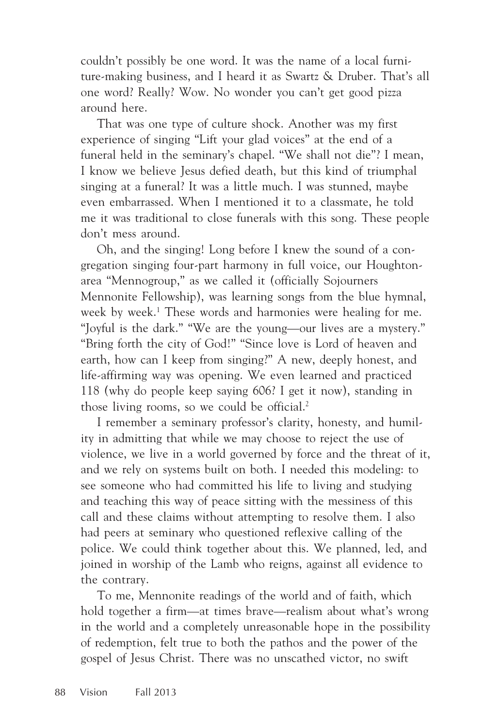couldn't possibly be one word. It was the name of a local furniture-making business, and I heard it as Swartz & Druber. That's all one word? Really? Wow. No wonder you can't get good pizza around here.

That was one type of culture shock. Another was my first experience of singing "Lift your glad voices" at the end of a funeral held in the seminary's chapel. "We shall not die"? I mean, I know we believe Jesus defied death, but this kind of triumphal singing at a funeral? It was a little much. I was stunned, maybe even embarrassed. When I mentioned it to a classmate, he told me it was traditional to close funerals with this song. These people don't mess around.

Oh, and the singing! Long before I knew the sound of a congregation singing four-part harmony in full voice, our Houghton-area "Mennogroup," as we called it (officially Sojourners Mennonite Fellowship), was learning songs from the blue hymnal, week by week.[1] These words and harmonies were healing for me. "Joyful is the dark." "We are the young—our lives are a mystery." "Bring forth the city of God!" "Since love is Lord of heaven and earth, how can I keep from singing?" A new, deeply honest, and life-affirming way was opening. We even learned and practiced 118 (why do people keep saying 606? I get it now), standing in those living rooms, so we could be official.[2]

I remember a seminary professor's clarity, honesty, and humility in admitting that while we may choose to reject the use of violence, we live in a world governed by force and the threat of it, and we rely on systems built on both. I needed this modeling: to see someone who had committed his life to living and studying and teaching this way of peace sitting with the messiness of this call and these claims without attempting to resolve them. I also had peers at seminary who questioned reflexive calling of the police. We could think together about this. We planned, led, and joined in worship of the Lamb who reigns, against all evidence to the contrary.

To me, Mennonite readings of the world and of faith, which hold together a firm—at times brave—realism about what's wrong in the world and a completely unreasonable hope in the possibility of redemption, felt true to both the pathos and the power of the gospel of Jesus Christ. There was no unscathed victor, no swift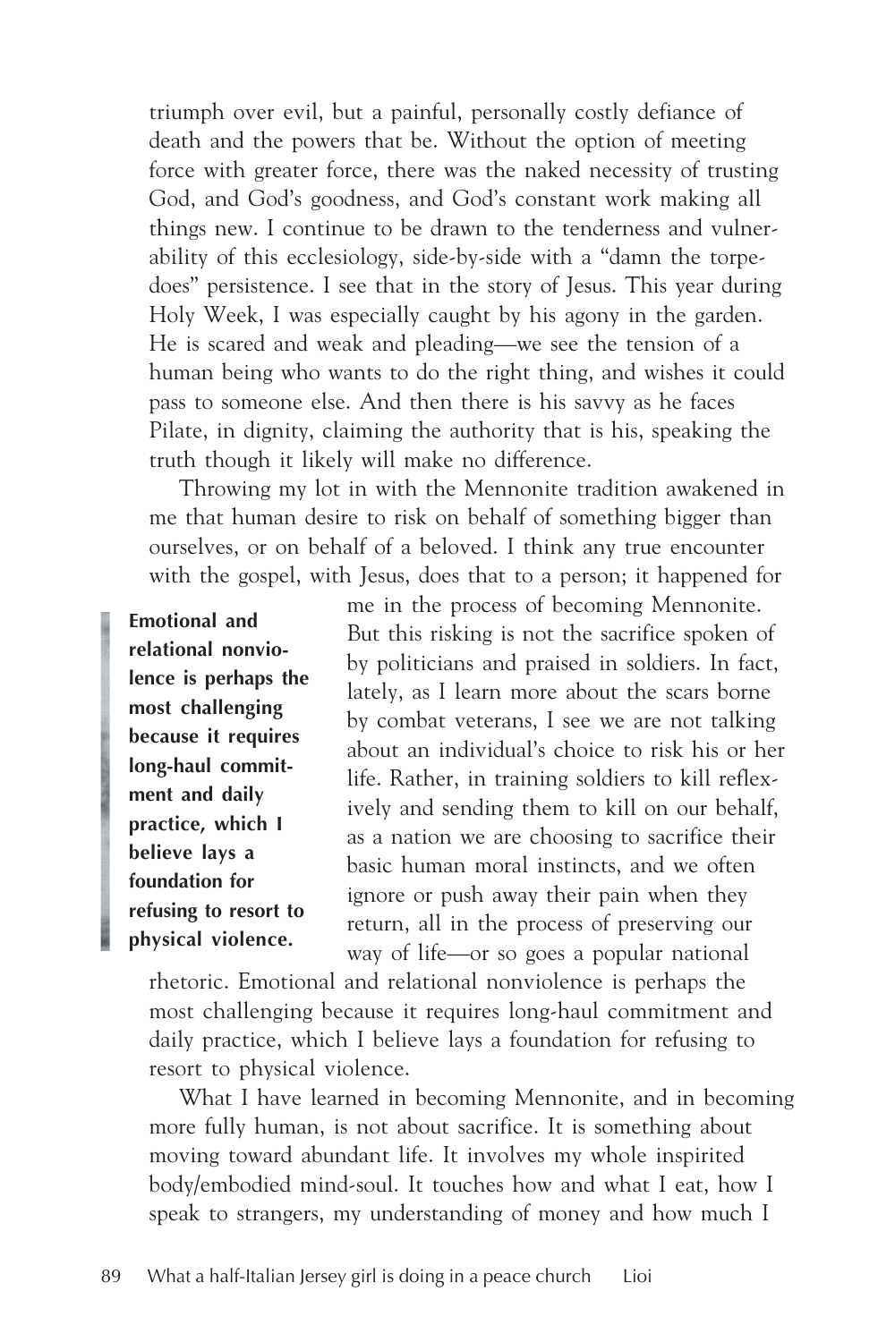triumph over evil, but a painful, personally costly defiance of death and the powers that be. Without the option of meeting force with greater force, there was the naked necessity of trusting God, and God's goodness, and God's constant work making all things new. I continue to be drawn to the tenderness and vulnerability of this ecclesiology, side-by-side with a "damn the torpedoes" persistence. I see that in the story of Jesus. This year during Holy Week, I was especially caught by his agony in the garden. He is scared and weak and pleading—we see the tension of a human being who wants to do the right thing, and wishes it could pass to someone else. And then there is his savvy as he faces Pilate, in dignity, claiming the authority that is his, speaking the truth though it likely will make no difference.

Throwing my lot in with the Mennonite tradition awakened in me that human desire to risk on behalf of something bigger than ourselves, or on behalf of a beloved. I think any true encounter with the gospel, with Jesus, does that to a person; it happened for me in the process of becoming Mennonite. But this risking is not the sacrifice spoken of by politicians and praised in soldiers. In fact, lately, as I learn more about the scars borne by combat veterans, I see we are not talking about an individual's choice to risk his or her life. Rather, in training soldiers to kill reflexively and sending them to kill on our behalf, as a nation we are choosing to sacrifice their basic human moral instincts, and we often ignore or push away their pain when they return, all in the process of preserving our way of life—or so goes a popular national rhetoric. Emotional and relational nonviolence is perhaps the most challenging because it requires long-haul commitment and daily practice, which I believe lays a foundation for refusing to resort to physical violence.

> **Emotional and relational nonviolence is perhaps the most challenging because it requires long-haul commitment and daily practice, which I believe lays a foundation for refusing to resort to physical violence.**

What I have learned in becoming Mennonite, and in becoming more fully human, is not about sacrifice. It is something about moving toward abundant life. It involves my whole inspirited body/embodied mind-soul. It touches how and what I eat, how I speak to strangers, my understanding of money and how much I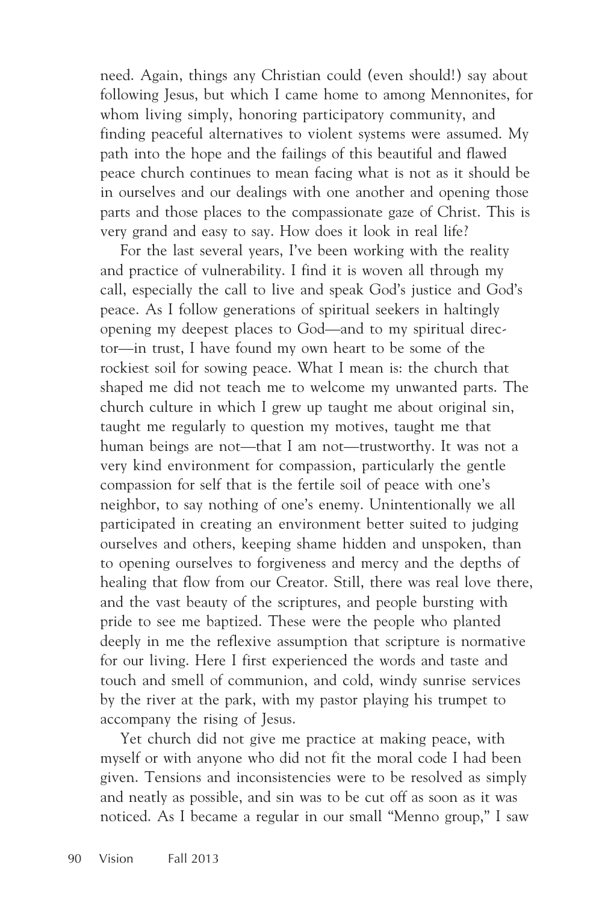need. Again, things any Christian could (even should!) say about following Jesus, but which I came home to among Mennonites, for whom living simply, honoring participatory community, and finding peaceful alternatives to violent systems were assumed. My path into the hope and the failings of this beautiful and flawed peace church continues to mean facing what is not as it should be in ourselves and our dealings with one another and opening those parts and those places to the compassionate gaze of Christ. This is very grand and easy to say. How does it look in real life?

For the last several years, I've been working with the reality and practice of vulnerability. I find it is woven all through my call, especially the call to live and speak God's justice and God's peace. As I follow generations of spiritual seekers in haltingly opening my deepest places to God—and to my spiritual director—in trust, I have found my own heart to be some of the rockiest soil for sowing peace. What I mean is: the church that shaped me did not teach me to welcome my unwanted parts. The church culture in which I grew up taught me about original sin, taught me regularly to question my motives, taught me that human beings are not—that I am not—trustworthy. It was not a very kind environment for compassion, particularly the gentle compassion for self that is the fertile soil of peace with one's neighbor, to say nothing of one's enemy. Unintentionally we all participated in creating an environment better suited to judging ourselves and others, keeping shame hidden and unspoken, than to opening ourselves to forgiveness and mercy and the depths of healing that flow from our Creator. Still, there was real love there, and the vast beauty of the scriptures, and people bursting with pride to see me baptized. These were the people who planted deeply in me the reflexive assumption that scripture is normative for our living. Here I first experienced the words and taste and touch and smell of communion, and cold, windy sunrise services by the river at the park, with my pastor playing his trumpet to accompany the rising of Jesus.

Yet church did not give me practice at making peace, with myself or with anyone who did not fit the moral code I had been given. Tensions and inconsistencies were to be resolved as simply and neatly as possible, and sin was to be cut off as soon as it was noticed. As I became a regular in our small "Menno group," I saw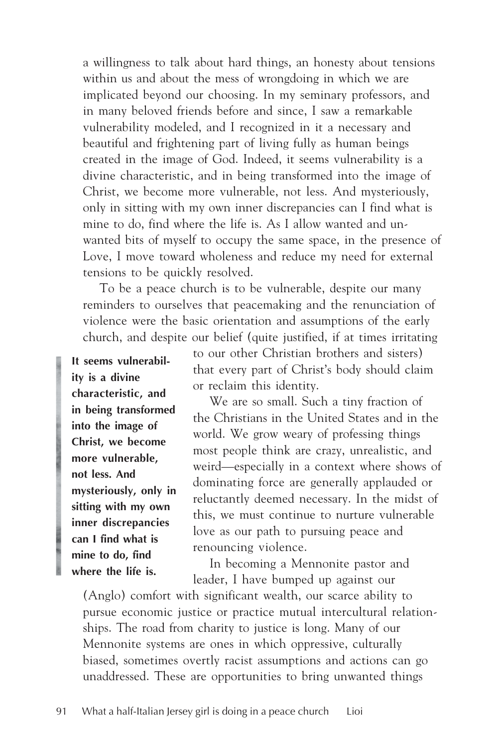a willingness to talk about hard things, an honesty about tensions within us and about the mess of wrongdoing in which we are implicated beyond our choosing. In my seminary professors, and in many beloved friends before and since, I saw a remarkable vulnerability modeled, and I recognized in it a necessary and beautiful and frightening part of living fully as human beings created in the image of God. Indeed, it seems vulnerability is a divine characteristic, and in being transformed into the image of Christ, we become more vulnerable, not less. And mysteriously, only in sitting with my own inner discrepancies can I find what is mine to do, find where the life is. As I allow wanted and unwanted bits of myself to occupy the same space, in the presence of Love, I move toward wholeness and reduce my need for external tensions to be quickly resolved.

To be a peace church is to be vulnerable, despite our many reminders to ourselves that peacemaking and the renunciation of violence were the basic orientation and assumptions of the early church, and despite our belief (quite justified, if at times irritating to our other Christian brothers and sisters) that every part of Christ's body should claim or reclaim this identity.

> **It seems vulnerability is a divine characteristic, and in being transformed into the image of Christ, we become more vulnerable, not less. And mysteriously, only in sitting with my own inner discrepancies can I find what is mine to do, find where the life is.**

We are so small. Such a tiny fraction of the Christians in the United States and in the world. We grow weary of professing things most people think are crazy, unrealistic, and weird—especially in a context where shows of dominating force are generally applauded or reluctantly deemed necessary. In the midst of this, we must continue to nurture vulnerable love as our path to pursuing peace and renouncing violence.

In becoming a Mennonite pastor and leader, I have bumped up against our (Anglo) comfort with significant wealth, our scarce ability to pursue economic justice or practice mutual intercultural relationships. The road from charity to justice is long. Many of our Mennonite systems are ones in which oppressive, culturally biased, sometimes overtly racist assumptions and actions can go unaddressed. These are opportunities to bring unwanted things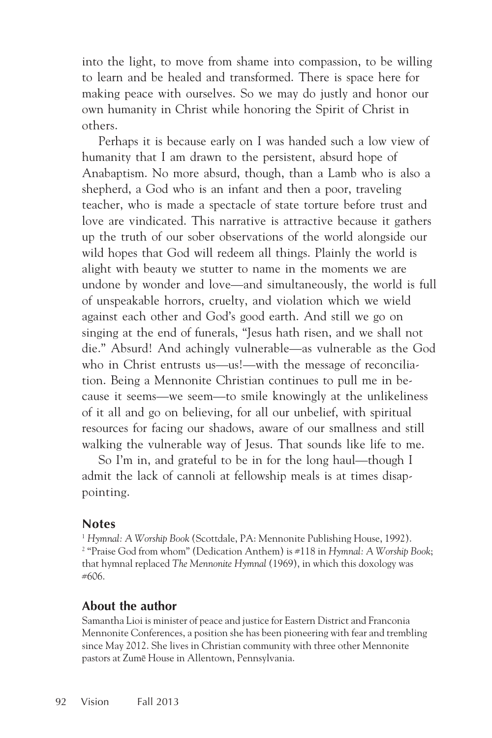into the light, to move from shame into compassion, to be willing to learn and be healed and transformed. There is space here for making peace with ourselves. So we may do justly and honor our own humanity in Christ while honoring the Spirit of Christ in others.

Perhaps it is because early on I was handed such a low view of humanity that I am drawn to the persistent, absurd hope of Anabaptism. No more absurd, though, than a Lamb who is also a shepherd, a God who is an infant and then a poor, traveling teacher, who is made a spectacle of state torture before trust and love are vindicated. This narrative is attractive because it gathers up the truth of our sober observations of the world alongside our wild hopes that God will redeem all things. Plainly the world is alight with beauty we stutter to name in the moments we are undone by wonder and love—and simultaneously, the world is full of unspeakable horrors, cruelty, and violation which we wield against each other and God's good earth. And still we go on singing at the end of funerals, "Jesus hath risen, and we shall not die." Absurd! And achingly vulnerable—as vulnerable as the God who in Christ entrusts us—us!—with the message of reconciliation. Being a Mennonite Christian continues to pull me in because it seems—we seem—to smile knowingly at the unlikeliness of it all and go on believing, for all our unbelief, with spiritual resources for facing our shadows, aware of our smallness and still walking the vulnerable way of Jesus. That sounds like life to me.

So I'm in, and grateful to be in for the long haul—though I admit the lack of cannoli at fellowship meals is at times disappointing.

## Notes

[1] *Hymnal: A Worship Book* (Scottdale, PA: Mennonite Publishing House, 1992).

[2] "Praise God from whom" (Dedication Anthem) is #118 in *Hymnal: A Worship Book*; that hymnal replaced *The Mennonite Hymnal* (1969), in which this doxology was #606.

## About the author

Samantha Lioi is minister of peace and justice for Eastern District and Franconia Mennonite Conferences, a position she has been pioneering with fear and trembling since May 2012. She lives in Christian community with three other Mennonite pastors at Zumē House in Allentown, Pennsylvania.